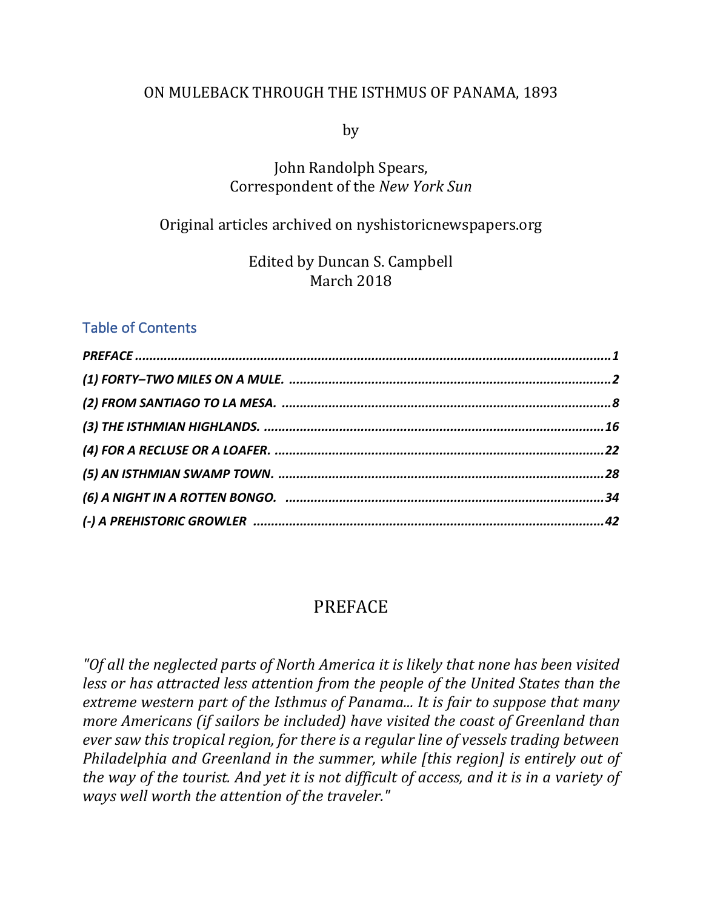# ON MULEBACK THROUGH THE ISTHMUS OF PANAMA, 1893

by

John Randolph Spears,
Correspondent of the *New York Sun*

Original articles archived on nyshistoricnewspapers.org

Edited by Duncan S. Campbell
March 2018

## Table of Contents

***PREFACE* .................................................................................................................................1**

***(1) FORTY–TWO MILES ON A MULE.* ..........................................................................................2**

***(2) FROM SANTIAGO TO LA MESA.* ............................................................................................8**

***(3) THE ISTHMIAN HIGHLANDS.* ...............................................................................................16**

***(4) FOR A RECLUSE OR A LOAFER.* ..........................................................................................22**

***(5) AN ISTHMIAN SWAMP TOWN.* ...........................................................................................28**

***(6) A NIGHT IN A ROTTEN BONGO.* .........................................................................................34**

***(-) A PREHISTORIC GROWLER* ..................................................................................................42**

## PREFACE

*"Of all the neglected parts of North America it is likely that none has been visited less or has attracted less attention from the people of the United States than the extreme western part of the Isthmus of Panama... It is fair to suppose that many more Americans (if sailors be included) have visited the coast of Greenland than ever saw this tropical region, for there is a regular line of vessels trading between Philadelphia and Greenland in the summer, while [this region] is entirely out of the way of the tourist. And yet it is not difficult of access, and it is in a variety of ways well worth the attention of the traveler."*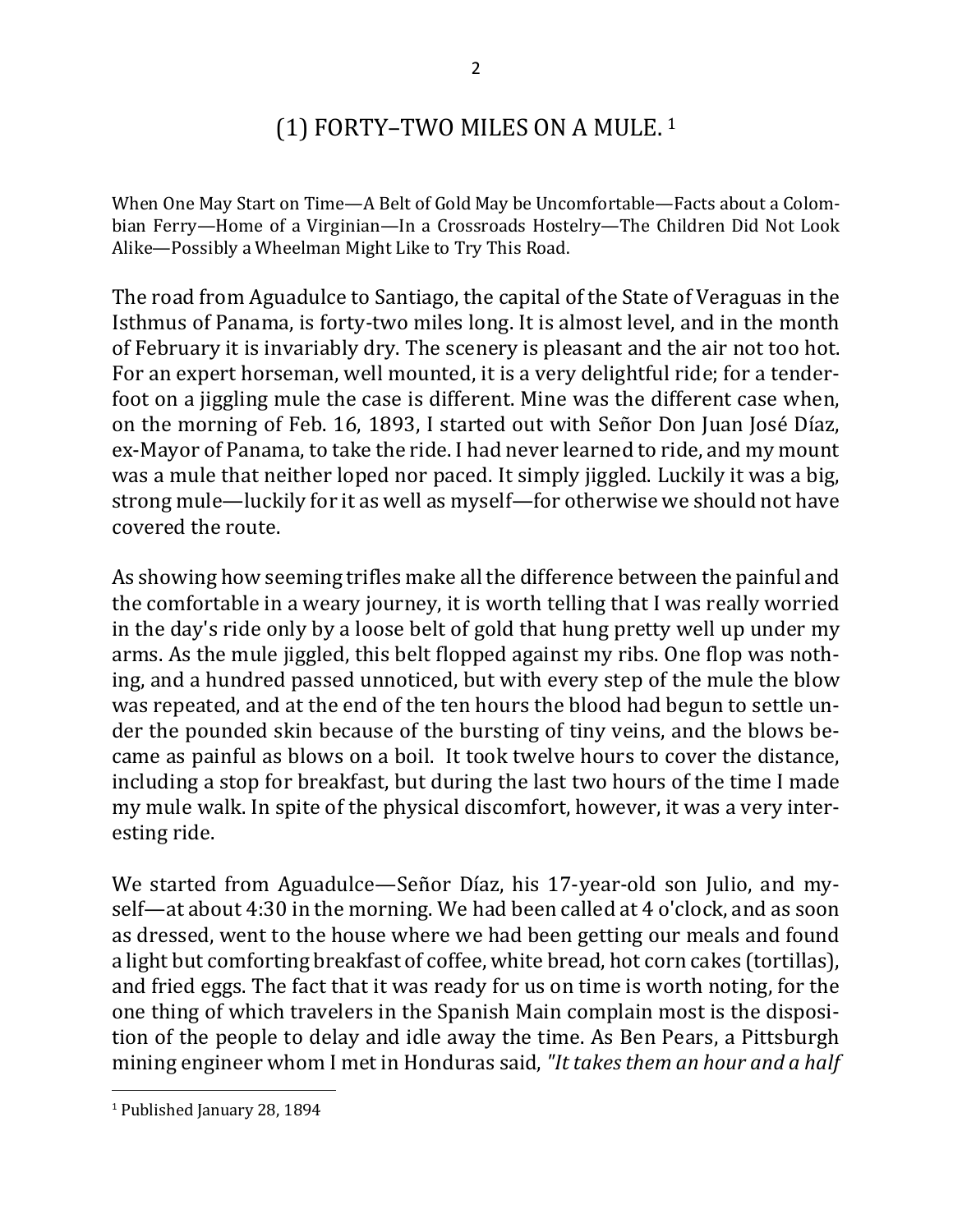# (1) FORTY–TWO MILES ON A MULE.[1]

When One May Start on Time—A Belt of Gold May be Uncomfortable—Facts about a Colombian Ferry—Home of a Virginian—In a Crossroads Hostelry—The Children Did Not Look Alike—Possibly a Wheelman Might Like to Try This Road.

The road from Aguadulce to Santiago, the capital of the State of Veraguas in the Isthmus of Panama, is forty-two miles long. It is almost level, and in the month of February it is invariably dry. The scenery is pleasant and the air not too hot. For an expert horseman, well mounted, it is a very delightful ride; for a tenderfoot on a jiggling mule the case is different. Mine was the different case when, on the morning of Feb. 16, 1893, I started out with Señor Don Juan José Díaz, ex-Mayor of Panama, to take the ride. I had never learned to ride, and my mount was a mule that neither loped nor paced. It simply jiggled. Luckily it was a big, strong mule—luckily for it as well as myself—for otherwise we should not have covered the route.

As showing how seeming trifles make all the difference between the painful and the comfortable in a weary journey, it is worth telling that I was really worried in the day's ride only by a loose belt of gold that hung pretty well up under my arms. As the mule jiggled, this belt flopped against my ribs. One flop was nothing, and a hundred passed unnoticed, but with every step of the mule the blow was repeated, and at the end of the ten hours the blood had begun to settle under the pounded skin because of the bursting of tiny veins, and the blows became as painful as blows on a boil. It took twelve hours to cover the distance, including a stop for breakfast, but during the last two hours of the time I made my mule walk. In spite of the physical discomfort, however, it was a very interesting ride.

We started from Aguadulce—Señor Díaz, his 17-year-old son Julio, and myself—at about 4:30 in the morning. We had been called at 4 o'clock, and as soon as dressed, went to the house where we had been getting our meals and found a light but comforting breakfast of coffee, white bread, hot corn cakes (tortillas), and fried eggs. The fact that it was ready for us on time is worth noting, for the one thing of which travelers in the Spanish Main complain most is the disposition of the people to delay and idle away the time. As Ben Pears, a Pittsburgh mining engineer whom I met in Honduras said, *"It takes them an hour and a half*

[1] Published January 28, 1894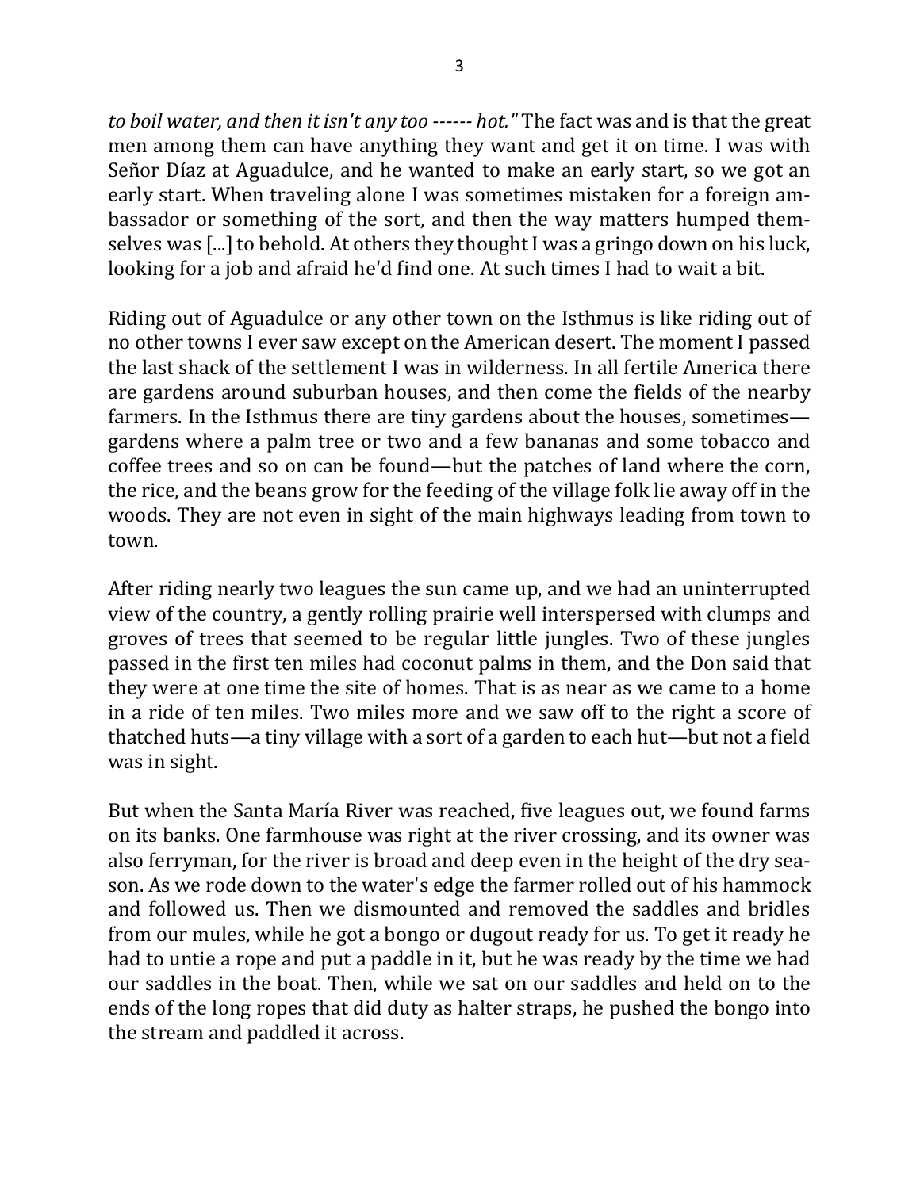*to boil water, and then it isn't any too ------ hot."* The fact was and is that the great men among them can have anything they want and get it on time. I was with Señor Díaz at Aguadulce, and he wanted to make an early start, so we got an early start. When traveling alone I was sometimes mistaken for a foreign ambassador or something of the sort, and then the way matters humped themselves was [...] to behold. At others they thought I was a gringo down on his luck, looking for a job and afraid he'd find one. At such times I had to wait a bit.

Riding out of Aguadulce or any other town on the Isthmus is like riding out of no other towns I ever saw except on the American desert. The moment I passed the last shack of the settlement I was in wilderness. In all fertile America there are gardens around suburban houses, and then come the fields of the nearby farmers. In the Isthmus there are tiny gardens about the houses, sometimes—gardens where a palm tree or two and a few bananas and some tobacco and coffee trees and so on can be found—but the patches of land where the corn, the rice, and the beans grow for the feeding of the village folk lie away off in the woods. They are not even in sight of the main highways leading from town to town.

After riding nearly two leagues the sun came up, and we had an uninterrupted view of the country, a gently rolling prairie well interspersed with clumps and groves of trees that seemed to be regular little jungles. Two of these jungles passed in the first ten miles had coconut palms in them, and the Don said that they were at one time the site of homes. That is as near as we came to a home in a ride of ten miles. Two miles more and we saw off to the right a score of thatched huts—a tiny village with a sort of a garden to each hut—but not a field was in sight.

But when the Santa María River was reached, five leagues out, we found farms on its banks. One farmhouse was right at the river crossing, and its owner was also ferryman, for the river is broad and deep even in the height of the dry season. As we rode down to the water's edge the farmer rolled out of his hammock and followed us. Then we dismounted and removed the saddles and bridles from our mules, while he got a bongo or dugout ready for us. To get it ready he had to untie a rope and put a paddle in it, but he was ready by the time we had our saddles in the boat. Then, while we sat on our saddles and held on to the ends of the long ropes that did duty as halter straps, he pushed the bongo into the stream and paddled it across.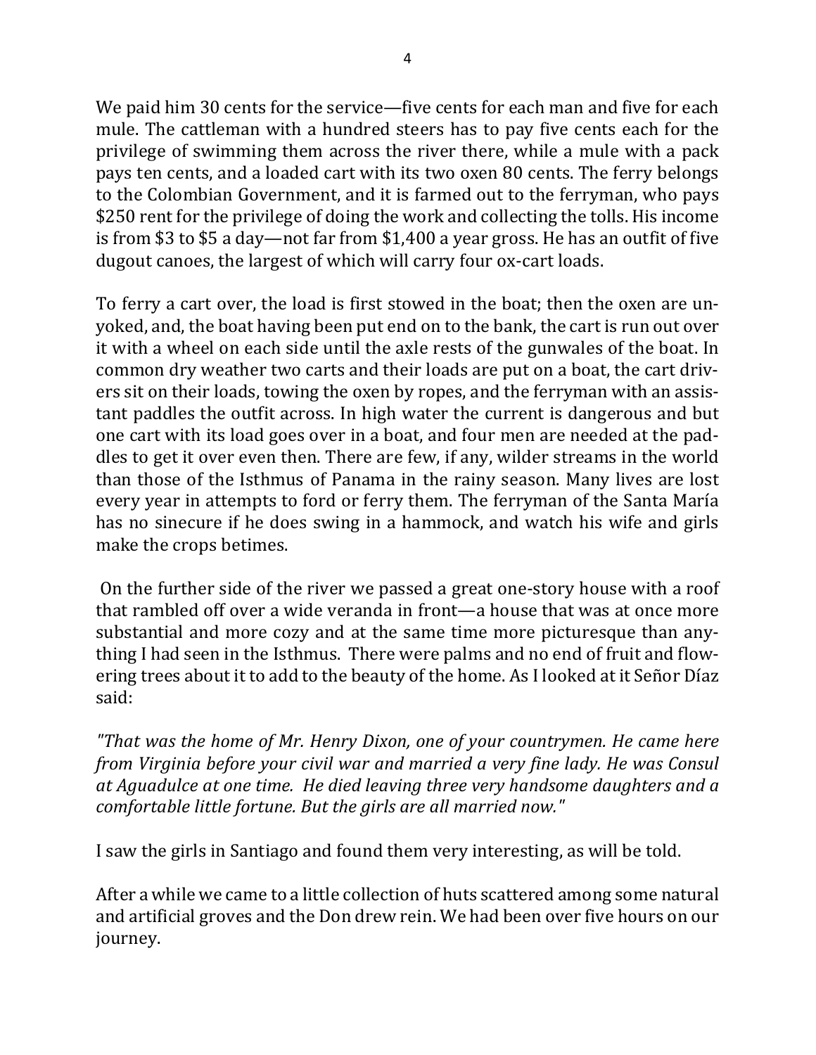We paid him 30 cents for the service—five cents for each man and five for each mule. The cattleman with a hundred steers has to pay five cents each for the privilege of swimming them across the river there, while a mule with a pack pays ten cents, and a loaded cart with its two oxen 80 cents. The ferry belongs to the Colombian Government, and it is farmed out to the ferryman, who pays $250 rent for the privilege of doing the work and collecting the tolls. His income is from $3 to $5 a day—not far from $1,400 a year gross. He has an outfit of five dugout canoes, the largest of which will carry four ox-cart loads.

To ferry a cart over, the load is first stowed in the boat; then the oxen are unyoked, and, the boat having been put end on to the bank, the cart is run out over it with a wheel on each side until the axle rests of the gunwales of the boat. In common dry weather two carts and their loads are put on a boat, the cart drivers sit on their loads, towing the oxen by ropes, and the ferryman with an assistant paddles the outfit across. In high water the current is dangerous and but one cart with its load goes over in a boat, and four men are needed at the paddles to get it over even then. There are few, if any, wilder streams in the world than those of the Isthmus of Panama in the rainy season. Many lives are lost every year in attempts to ford or ferry them. The ferryman of the Santa María has no sinecure if he does swing in a hammock, and watch his wife and girls make the crops betimes.

On the further side of the river we passed a great one-story house with a roof that rambled off over a wide veranda in front—a house that was at once more substantial and more cozy and at the same time more picturesque than anything I had seen in the Isthmus. There were palms and no end of fruit and flowering trees about it to add to the beauty of the home. As I looked at it Señor Díaz said:

*"That was the home of Mr. Henry Dixon, one of your countrymen. He came here from Virginia before your civil war and married a very fine lady. He was Consul at Aguadulce at one time. He died leaving three very handsome daughters and a comfortable little fortune. But the girls are all married now."*

I saw the girls in Santiago and found them very interesting, as will be told.

After a while we came to a little collection of huts scattered among some natural and artificial groves and the Don drew rein. We had been over five hours on our journey.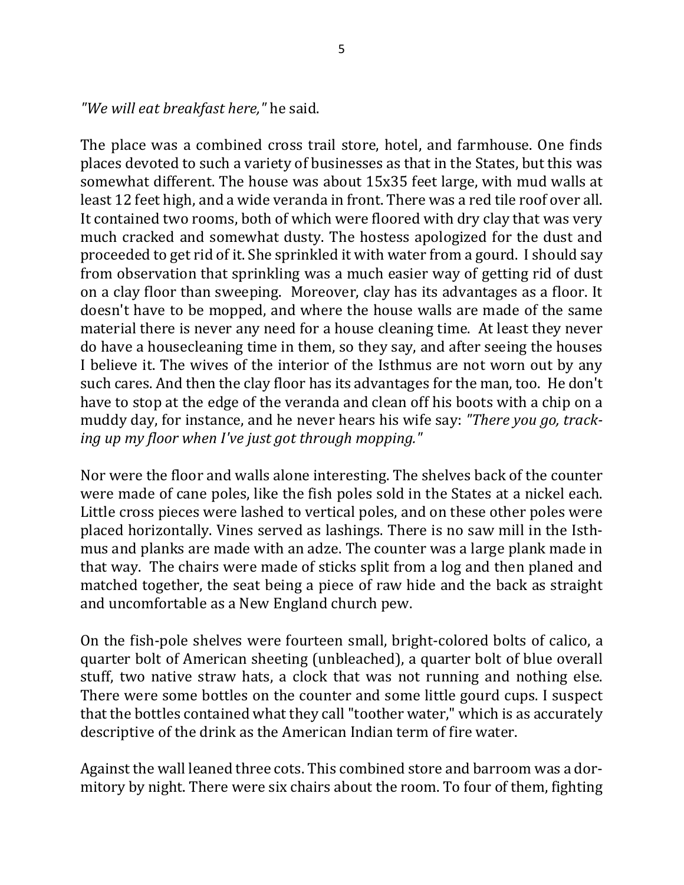*"We will eat breakfast here,"* he said.

The place was a combined cross trail store, hotel, and farmhouse. One finds places devoted to such a variety of businesses as that in the States, but this was somewhat different. The house was about 15x35 feet large, with mud walls at least 12 feet high, and a wide veranda in front. There was a red tile roof over all. It contained two rooms, both of which were floored with dry clay that was very much cracked and somewhat dusty. The hostess apologized for the dust and proceeded to get rid of it. She sprinkled it with water from a gourd. I should say from observation that sprinkling was a much easier way of getting rid of dust on a clay floor than sweeping. Moreover, clay has its advantages as a floor. It doesn't have to be mopped, and where the house walls are made of the same material there is never any need for a house cleaning time. At least they never do have a housecleaning time in them, so they say, and after seeing the houses I believe it. The wives of the interior of the Isthmus are not worn out by any such cares. And then the clay floor has its advantages for the man, too. He don't have to stop at the edge of the veranda and clean off his boots with a chip on a muddy day, for instance, and he never hears his wife say: *"There you go, tracking up my floor when I've just got through mopping."*

Nor were the floor and walls alone interesting. The shelves back of the counter were made of cane poles, like the fish poles sold in the States at a nickel each. Little cross pieces were lashed to vertical poles, and on these other poles were placed horizontally. Vines served as lashings. There is no saw mill in the Isthmus and planks are made with an adze. The counter was a large plank made in that way. The chairs were made of sticks split from a log and then planed and matched together, the seat being a piece of raw hide and the back as straight and uncomfortable as a New England church pew.

On the fish-pole shelves were fourteen small, bright-colored bolts of calico, a quarter bolt of American sheeting (unbleached), a quarter bolt of blue overall stuff, two native straw hats, a clock that was not running and nothing else. There were some bottles on the counter and some little gourd cups. I suspect that the bottles contained what they call "toother water," which is as accurately descriptive of the drink as the American Indian term of fire water.

Against the wall leaned three cots. This combined store and barroom was a dormitory by night. There were six chairs about the room. To four of them, fighting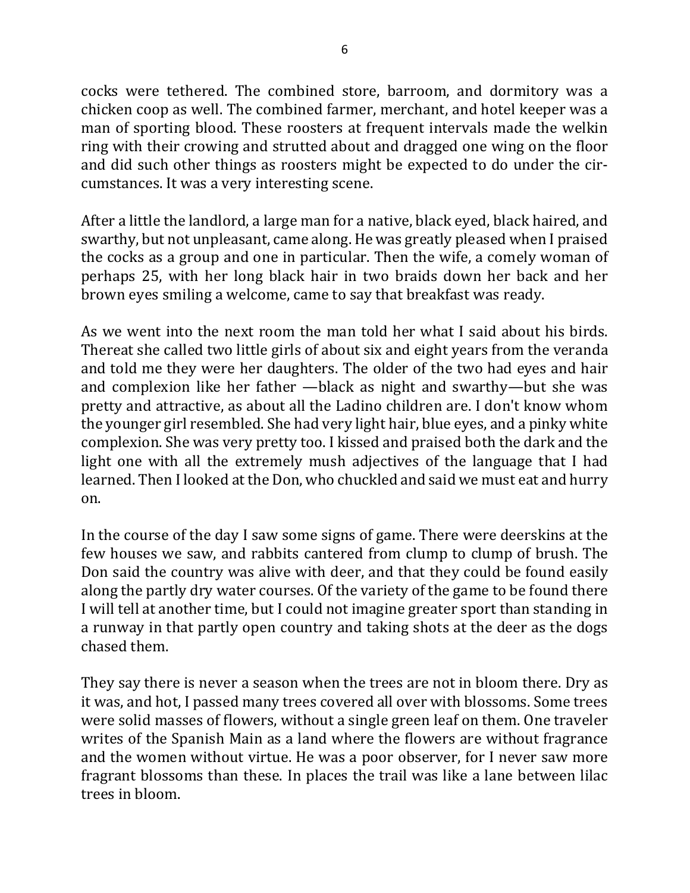cocks were tethered. The combined store, barroom, and dormitory was a chicken coop as well. The combined farmer, merchant, and hotel keeper was a man of sporting blood. These roosters at frequent intervals made the welkin ring with their crowing and strutted about and dragged one wing on the floor and did such other things as roosters might be expected to do under the circumstances. It was a very interesting scene.

After a little the landlord, a large man for a native, black eyed, black haired, and swarthy, but not unpleasant, came along. He was greatly pleased when I praised the cocks as a group and one in particular. Then the wife, a comely woman of perhaps 25, with her long black hair in two braids down her back and her brown eyes smiling a welcome, came to say that breakfast was ready.

As we went into the next room the man told her what I said about his birds. Thereat she called two little girls of about six and eight years from the veranda and told me they were her daughters. The older of the two had eyes and hair and complexion like her father —black as night and swarthy—but she was pretty and attractive, as about all the Ladino children are. I don't know whom the younger girl resembled. She had very light hair, blue eyes, and a pinky white complexion. She was very pretty too. I kissed and praised both the dark and the light one with all the extremely mush adjectives of the language that I had learned. Then I looked at the Don, who chuckled and said we must eat and hurry on.

In the course of the day I saw some signs of game. There were deerskins at the few houses we saw, and rabbits cantered from clump to clump of brush. The Don said the country was alive with deer, and that they could be found easily along the partly dry water courses. Of the variety of the game to be found there I will tell at another time, but I could not imagine greater sport than standing in a runway in that partly open country and taking shots at the deer as the dogs chased them.

They say there is never a season when the trees are not in bloom there. Dry as it was, and hot, I passed many trees covered all over with blossoms. Some trees were solid masses of flowers, without a single green leaf on them. One traveler writes of the Spanish Main as a land where the flowers are without fragrance and the women without virtue. He was a poor observer, for I never saw more fragrant blossoms than these. In places the trail was like a lane between lilac trees in bloom.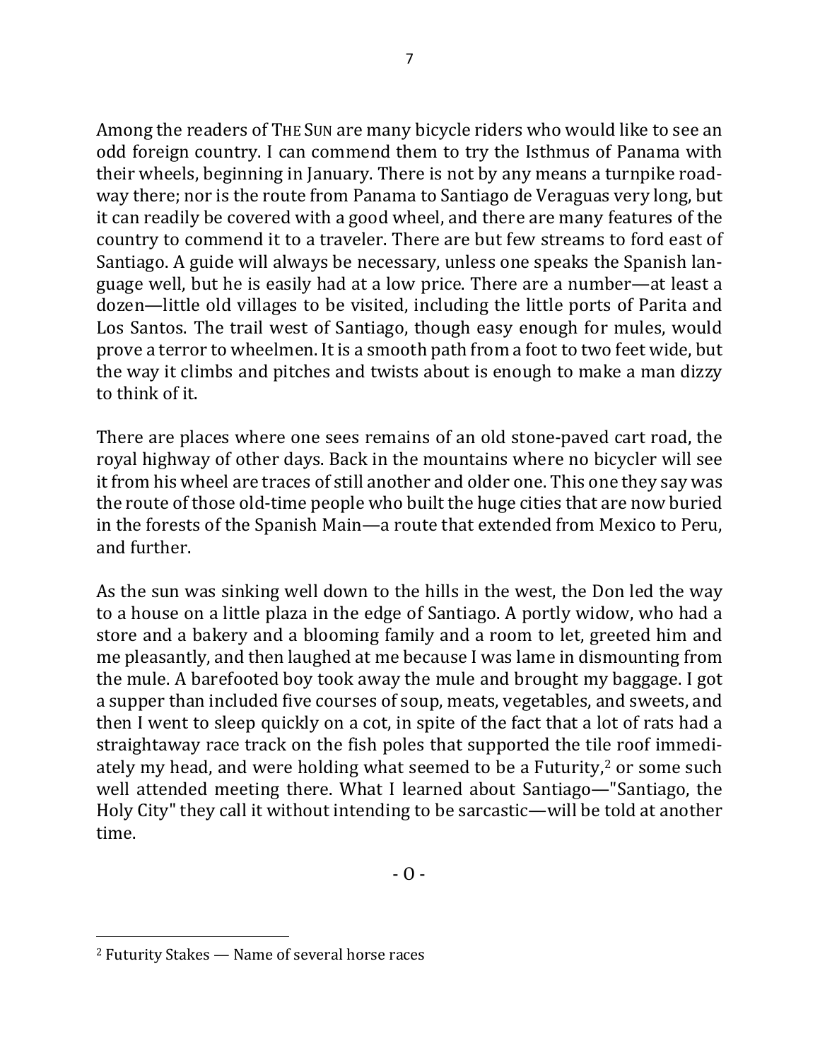Among the readers of THE SUN are many bicycle riders who would like to see an odd foreign country. I can commend them to try the Isthmus of Panama with their wheels, beginning in January. There is not by any means a turnpike roadway there; nor is the route from Panama to Santiago de Veraguas very long, but it can readily be covered with a good wheel, and there are many features of the country to commend it to a traveler. There are but few streams to ford east of Santiago. A guide will always be necessary, unless one speaks the Spanish language well, but he is easily had at a low price. There are a number—at least a dozen—little old villages to be visited, including the little ports of Parita and Los Santos. The trail west of Santiago, though easy enough for mules, would prove a terror to wheelmen. It is a smooth path from a foot to two feet wide, but the way it climbs and pitches and twists about is enough to make a man dizzy to think of it.

There are places where one sees remains of an old stone-paved cart road, the royal highway of other days. Back in the mountains where no bicycler will see it from his wheel are traces of still another and older one. This one they say was the route of those old-time people who built the huge cities that are now buried in the forests of the Spanish Main—a route that extended from Mexico to Peru, and further.

As the sun was sinking well down to the hills in the west, the Don led the way to a house on a little plaza in the edge of Santiago. A portly widow, who had a store and a bakery and a blooming family and a room to let, greeted him and me pleasantly, and then laughed at me because I was lame in dismounting from the mule. A barefooted boy took away the mule and brought my baggage. I got a supper than included five courses of soup, meats, vegetables, and sweets, and then I went to sleep quickly on a cot, in spite of the fact that a lot of rats had a straightaway race track on the fish poles that supported the tile roof immediately my head, and were holding what seemed to be a Futurity,[2] or some such well attended meeting there. What I learned about Santiago—"Santiago, the Holy City" they call it without intending to be sarcastic—will be told at another time.

- O -

[2] Futurity Stakes — Name of several horse races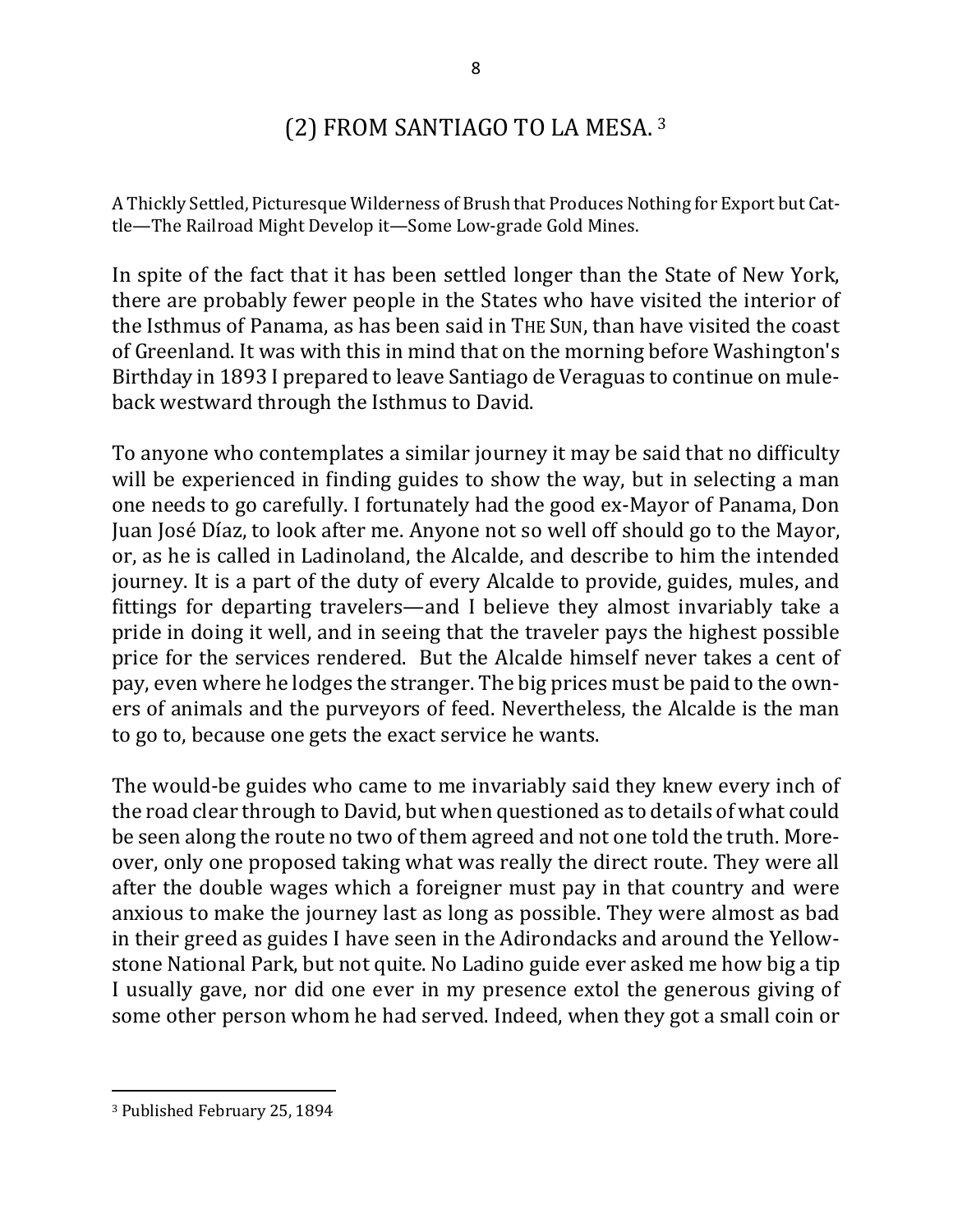## (2) FROM SANTIAGO TO LA MESA. [3]

A Thickly Settled, Picturesque Wilderness of Brush that Produces Nothing for Export but Cattle—The Railroad Might Develop it—Some Low-grade Gold Mines.

In spite of the fact that it has been settled longer than the State of New York, there are probably fewer people in the States who have visited the interior of the Isthmus of Panama, as has been said in THE SUN, than have visited the coast of Greenland. It was with this in mind that on the morning before Washington's Birthday in 1893 I prepared to leave Santiago de Veraguas to continue on muleback westward through the Isthmus to David.

To anyone who contemplates a similar journey it may be said that no difficulty will be experienced in finding guides to show the way, but in selecting a man one needs to go carefully. I fortunately had the good ex-Mayor of Panama, Don Juan José Díaz, to look after me. Anyone not so well off should go to the Mayor, or, as he is called in Ladinoland, the Alcalde, and describe to him the intended journey. It is a part of the duty of every Alcalde to provide, guides, mules, and fittings for departing travelers—and I believe they almost invariably take a pride in doing it well, and in seeing that the traveler pays the highest possible price for the services rendered. But the Alcalde himself never takes a cent of pay, even where he lodges the stranger. The big prices must be paid to the owners of animals and the purveyors of feed. Nevertheless, the Alcalde is the man to go to, because one gets the exact service he wants.

The would-be guides who came to me invariably said they knew every inch of the road clear through to David, but when questioned as to details of what could be seen along the route no two of them agreed and not one told the truth. Moreover, only one proposed taking what was really the direct route. They were all after the double wages which a foreigner must pay in that country and were anxious to make the journey last as long as possible. They were almost as bad in their greed as guides I have seen in the Adirondacks and around the Yellowstone National Park, but not quite. No Ladino guide ever asked me how big a tip I usually gave, nor did one ever in my presence extol the generous giving of some other person whom he had served. Indeed, when they got a small coin or

---

[3] Published February 25, 1894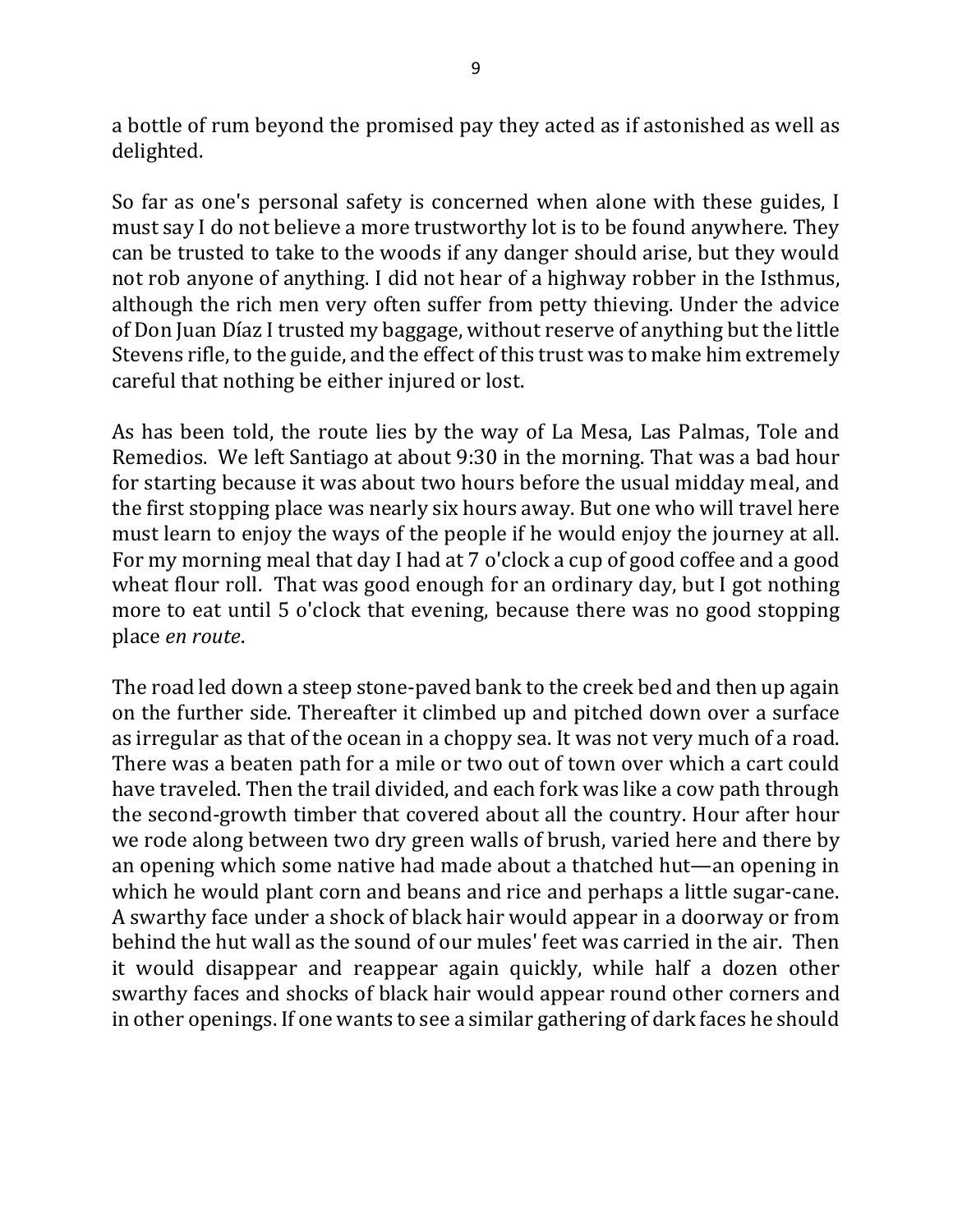a bottle of rum beyond the promised pay they acted as if astonished as well as delighted.

So far as one's personal safety is concerned when alone with these guides, I must say I do not believe a more trustworthy lot is to be found anywhere. They can be trusted to take to the woods if any danger should arise, but they would not rob anyone of anything. I did not hear of a highway robber in the Isthmus, although the rich men very often suffer from petty thieving. Under the advice of Don Juan Díaz I trusted my baggage, without reserve of anything but the little Stevens rifle, to the guide, and the effect of this trust was to make him extremely careful that nothing be either injured or lost.

As has been told, the route lies by the way of La Mesa, Las Palmas, Tole and Remedios. We left Santiago at about 9:30 in the morning. That was a bad hour for starting because it was about two hours before the usual midday meal, and the first stopping place was nearly six hours away. But one who will travel here must learn to enjoy the ways of the people if he would enjoy the journey at all. For my morning meal that day I had at 7 o'clock a cup of good coffee and a good wheat flour roll. That was good enough for an ordinary day, but I got nothing more to eat until 5 o'clock that evening, because there was no good stopping place *en route*.

The road led down a steep stone-paved bank to the creek bed and then up again on the further side. Thereafter it climbed up and pitched down over a surface as irregular as that of the ocean in a choppy sea. It was not very much of a road. There was a beaten path for a mile or two out of town over which a cart could have traveled. Then the trail divided, and each fork was like a cow path through the second-growth timber that covered about all the country. Hour after hour we rode along between two dry green walls of brush, varied here and there by an opening which some native had made about a thatched hut—an opening in which he would plant corn and beans and rice and perhaps a little sugar-cane. A swarthy face under a shock of black hair would appear in a doorway or from behind the hut wall as the sound of our mules' feet was carried in the air. Then it would disappear and reappear again quickly, while half a dozen other swarthy faces and shocks of black hair would appear round other corners and in other openings. If one wants to see a similar gathering of dark faces he should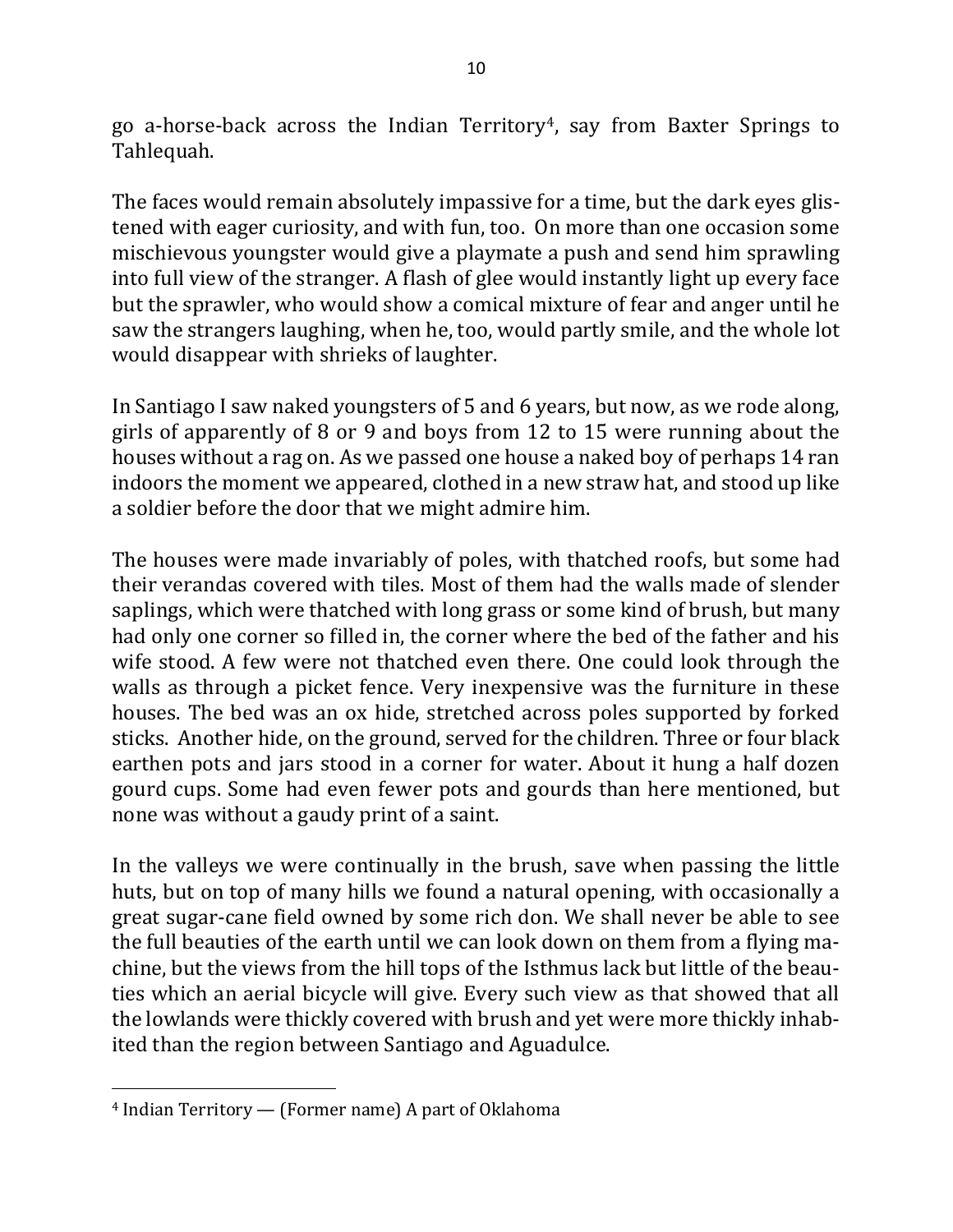go a-horse-back across the Indian Territory[4], say from Baxter Springs to Tahlequah.

The faces would remain absolutely impassive for a time, but the dark eyes glistened with eager curiosity, and with fun, too. On more than one occasion some mischievous youngster would give a playmate a push and send him sprawling into full view of the stranger. A flash of glee would instantly light up every face but the sprawler, who would show a comical mixture of fear and anger until he saw the strangers laughing, when he, too, would partly smile, and the whole lot would disappear with shrieks of laughter.

In Santiago I saw naked youngsters of 5 and 6 years, but now, as we rode along, girls of apparently of 8 or 9 and boys from 12 to 15 were running about the houses without a rag on. As we passed one house a naked boy of perhaps 14 ran indoors the moment we appeared, clothed in a new straw hat, and stood up like a soldier before the door that we might admire him.

The houses were made invariably of poles, with thatched roofs, but some had their verandas covered with tiles. Most of them had the walls made of slender saplings, which were thatched with long grass or some kind of brush, but many had only one corner so filled in, the corner where the bed of the father and his wife stood. A few were not thatched even there. One could look through the walls as through a picket fence. Very inexpensive was the furniture in these houses. The bed was an ox hide, stretched across poles supported by forked sticks. Another hide, on the ground, served for the children. Three or four black earthen pots and jars stood in a corner for water. About it hung a half dozen gourd cups. Some had even fewer pots and gourds than here mentioned, but none was without a gaudy print of a saint.

In the valleys we were continually in the brush, save when passing the little huts, but on top of many hills we found a natural opening, with occasionally a great sugar-cane field owned by some rich don. We shall never be able to see the full beauties of the earth until we can look down on them from a flying machine, but the views from the hill tops of the Isthmus lack but little of the beauties which an aerial bicycle will give. Every such view as that showed that all the lowlands were thickly covered with brush and yet were more thickly inhabited than the region between Santiago and Aguadulce.

---

[4] Indian Territory — (Former name) A part of Oklahoma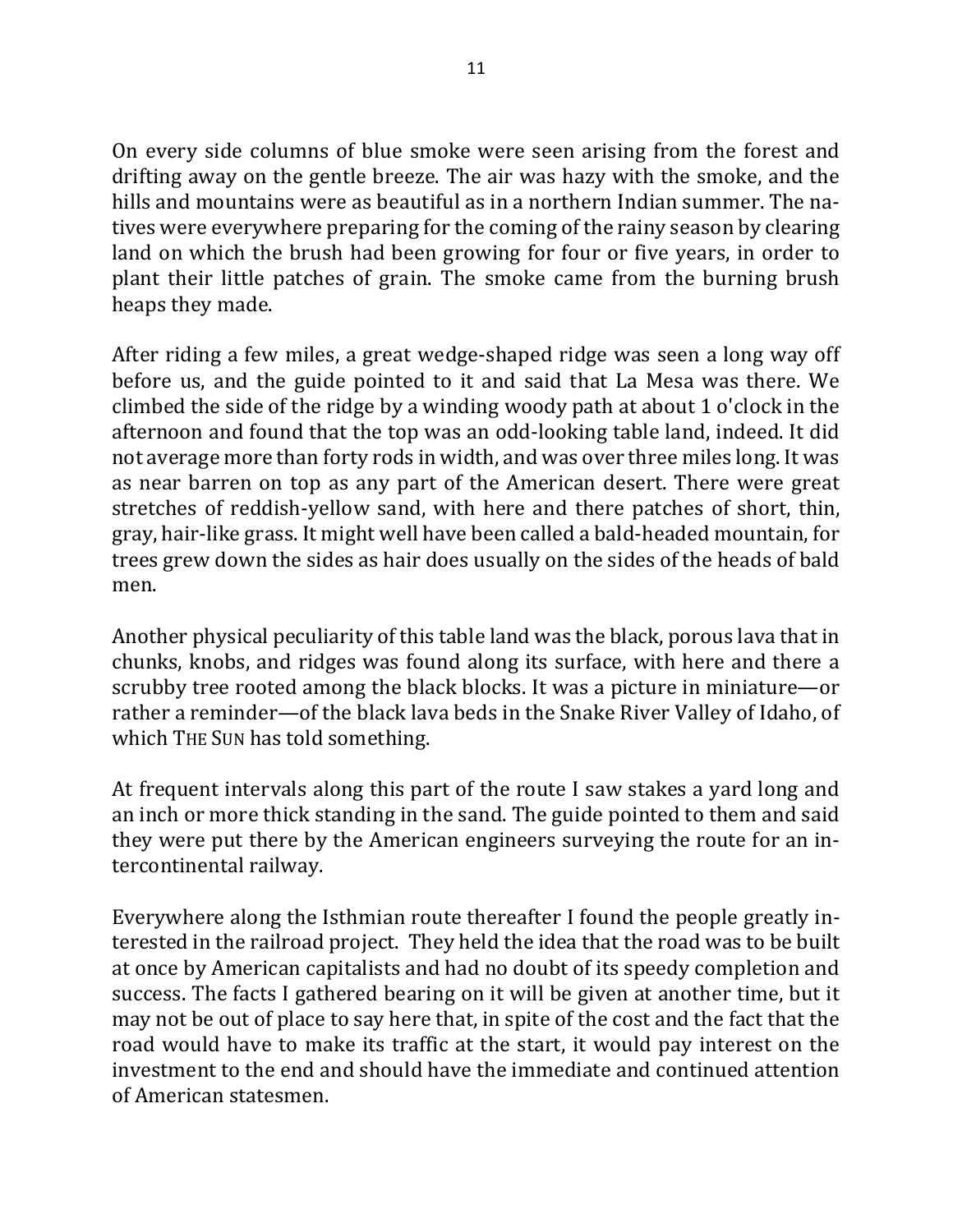On every side columns of blue smoke were seen arising from the forest and drifting away on the gentle breeze. The air was hazy with the smoke, and the hills and mountains were as beautiful as in a northern Indian summer. The natives were everywhere preparing for the coming of the rainy season by clearing land on which the brush had been growing for four or five years, in order to plant their little patches of grain. The smoke came from the burning brush heaps they made.

After riding a few miles, a great wedge-shaped ridge was seen a long way off before us, and the guide pointed to it and said that La Mesa was there. We climbed the side of the ridge by a winding woody path at about 1 o'clock in the afternoon and found that the top was an odd-looking table land, indeed. It did not average more than forty rods in width, and was over three miles long. It was as near barren on top as any part of the American desert. There were great stretches of reddish-yellow sand, with here and there patches of short, thin, gray, hair-like grass. It might well have been called a bald-headed mountain, for trees grew down the sides as hair does usually on the sides of the heads of bald men.

Another physical peculiarity of this table land was the black, porous lava that in chunks, knobs, and ridges was found along its surface, with here and there a scrubby tree rooted among the black blocks. It was a picture in miniature—or rather a reminder—of the black lava beds in the Snake River Valley of Idaho, of which THE SUN has told something.

At frequent intervals along this part of the route I saw stakes a yard long and an inch or more thick standing in the sand. The guide pointed to them and said they were put there by the American engineers surveying the route for an intercontinental railway.

Everywhere along the Isthmian route thereafter I found the people greatly interested in the railroad project. They held the idea that the road was to be built at once by American capitalists and had no doubt of its speedy completion and success. The facts I gathered bearing on it will be given at another time, but it may not be out of place to say here that, in spite of the cost and the fact that the road would have to make its traffic at the start, it would pay interest on the investment to the end and should have the immediate and continued attention of American statesmen.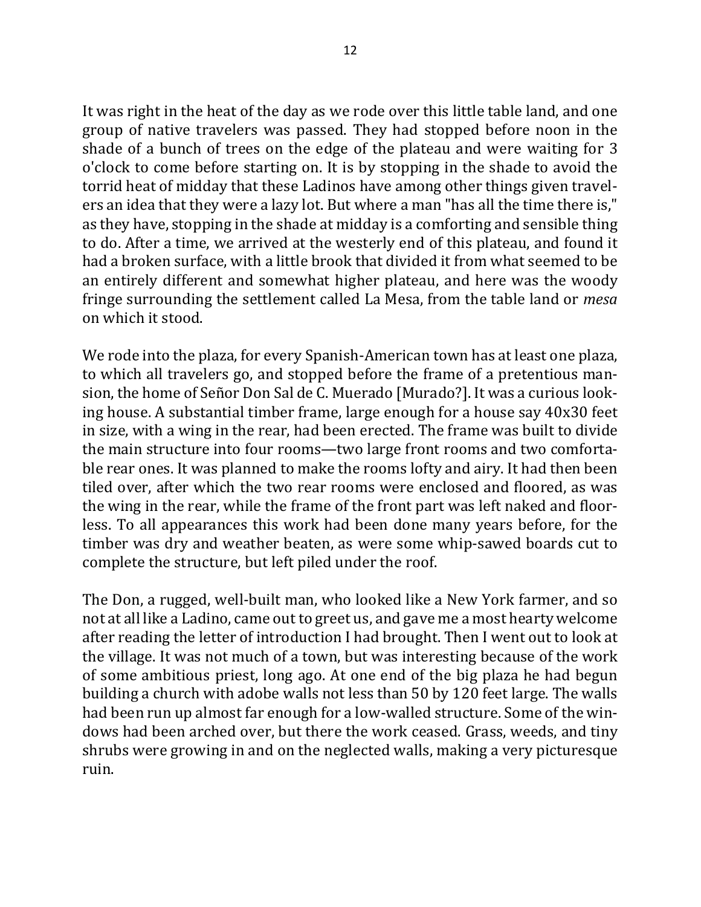It was right in the heat of the day as we rode over this little table land, and one group of native travelers was passed. They had stopped before noon in the shade of a bunch of trees on the edge of the plateau and were waiting for 3 o'clock to come before starting on. It is by stopping in the shade to avoid the torrid heat of midday that these Ladinos have among other things given travelers an idea that they were a lazy lot. But where a man "has all the time there is," as they have, stopping in the shade at midday is a comforting and sensible thing to do. After a time, we arrived at the westerly end of this plateau, and found it had a broken surface, with a little brook that divided it from what seemed to be an entirely different and somewhat higher plateau, and here was the woody fringe surrounding the settlement called La Mesa, from the table land or *mesa* on which it stood.

We rode into the plaza, for every Spanish-American town has at least one plaza, to which all travelers go, and stopped before the frame of a pretentious mansion, the home of Señor Don Sal de C. Muerado [Murado?]. It was a curious looking house. A substantial timber frame, large enough for a house say 40x30 feet in size, with a wing in the rear, had been erected. The frame was built to divide the main structure into four rooms—two large front rooms and two comfortable rear ones. It was planned to make the rooms lofty and airy. It had then been tiled over, after which the two rear rooms were enclosed and floored, as was the wing in the rear, while the frame of the front part was left naked and floorless. To all appearances this work had been done many years before, for the timber was dry and weather beaten, as were some whip-sawed boards cut to complete the structure, but left piled under the roof.

The Don, a rugged, well-built man, who looked like a New York farmer, and so not at all like a Ladino, came out to greet us, and gave me a most hearty welcome after reading the letter of introduction I had brought. Then I went out to look at the village. It was not much of a town, but was interesting because of the work of some ambitious priest, long ago. At one end of the big plaza he had begun building a church with adobe walls not less than 50 by 120 feet large. The walls had been run up almost far enough for a low-walled structure. Some of the windows had been arched over, but there the work ceased. Grass, weeds, and tiny shrubs were growing in and on the neglected walls, making a very picturesque ruin.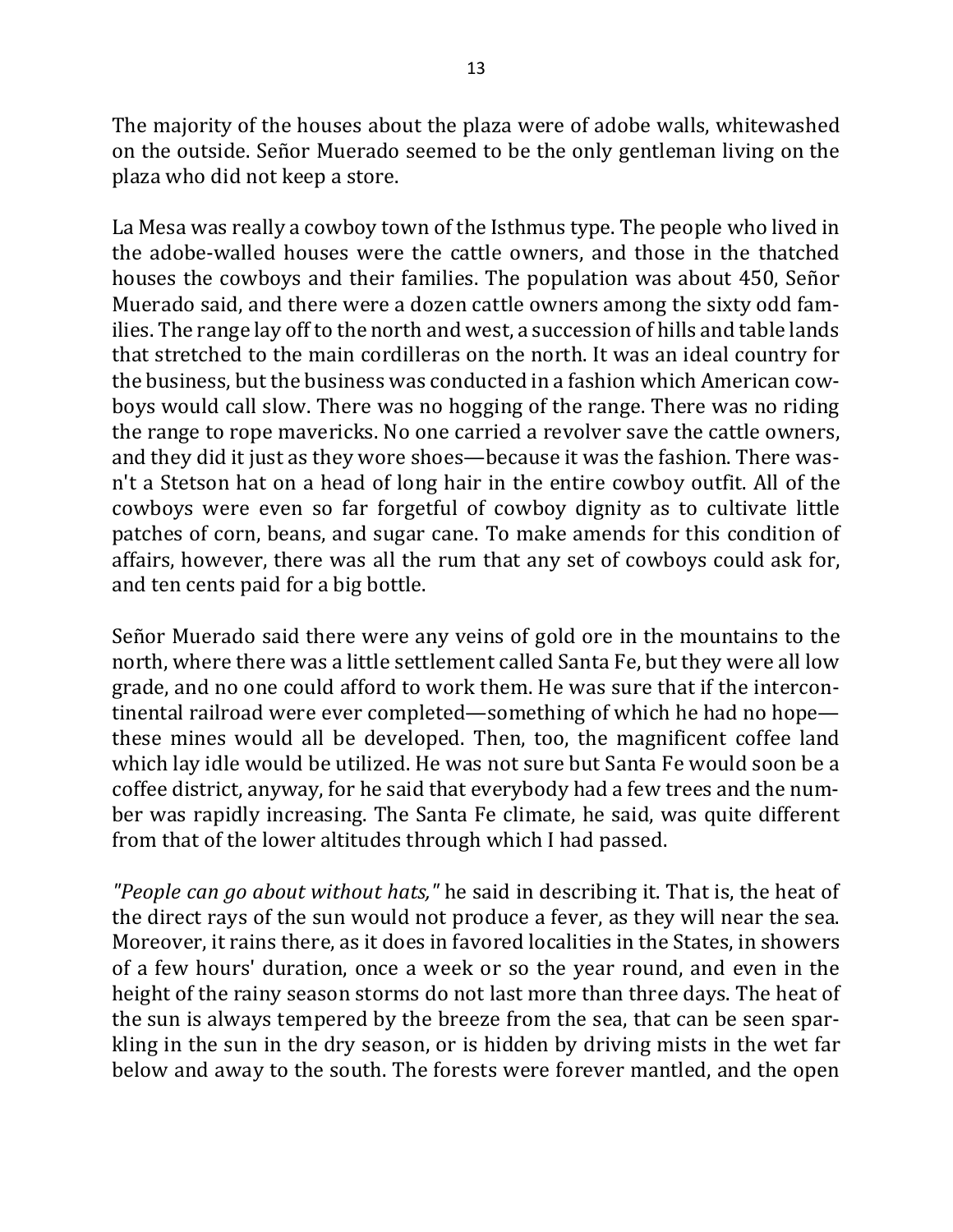The majority of the houses about the plaza were of adobe walls, whitewashed on the outside. Señor Muerado seemed to be the only gentleman living on the plaza who did not keep a store.

La Mesa was really a cowboy town of the Isthmus type. The people who lived in the adobe-walled houses were the cattle owners, and those in the thatched houses the cowboys and their families. The population was about 450, Señor Muerado said, and there were a dozen cattle owners among the sixty odd families. The range lay off to the north and west, a succession of hills and table lands that stretched to the main cordilleras on the north. It was an ideal country for the business, but the business was conducted in a fashion which American cowboys would call slow. There was no hogging of the range. There was no riding the range to rope mavericks. No one carried a revolver save the cattle owners, and they did it just as they wore shoes—because it was the fashion. There wasn't a Stetson hat on a head of long hair in the entire cowboy outfit. All of the cowboys were even so far forgetful of cowboy dignity as to cultivate little patches of corn, beans, and sugar cane. To make amends for this condition of affairs, however, there was all the rum that any set of cowboys could ask for, and ten cents paid for a big bottle.

Señor Muerado said there were any veins of gold ore in the mountains to the north, where there was a little settlement called Santa Fe, but they were all low grade, and no one could afford to work them. He was sure that if the intercontinental railroad were ever completed—something of which he had no hope—these mines would all be developed. Then, too, the magnificent coffee land which lay idle would be utilized. He was not sure but Santa Fe would soon be a coffee district, anyway, for he said that everybody had a few trees and the number was rapidly increasing. The Santa Fe climate, he said, was quite different from that of the lower altitudes through which I had passed.

*"People can go about without hats,"* he said in describing it. That is, the heat of the direct rays of the sun would not produce a fever, as they will near the sea. Moreover, it rains there, as it does in favored localities in the States, in showers of a few hours' duration, once a week or so the year round, and even in the height of the rainy season storms do not last more than three days. The heat of the sun is always tempered by the breeze from the sea, that can be seen sparkling in the sun in the dry season, or is hidden by driving mists in the wet far below and away to the south. The forests were forever mantled, and the open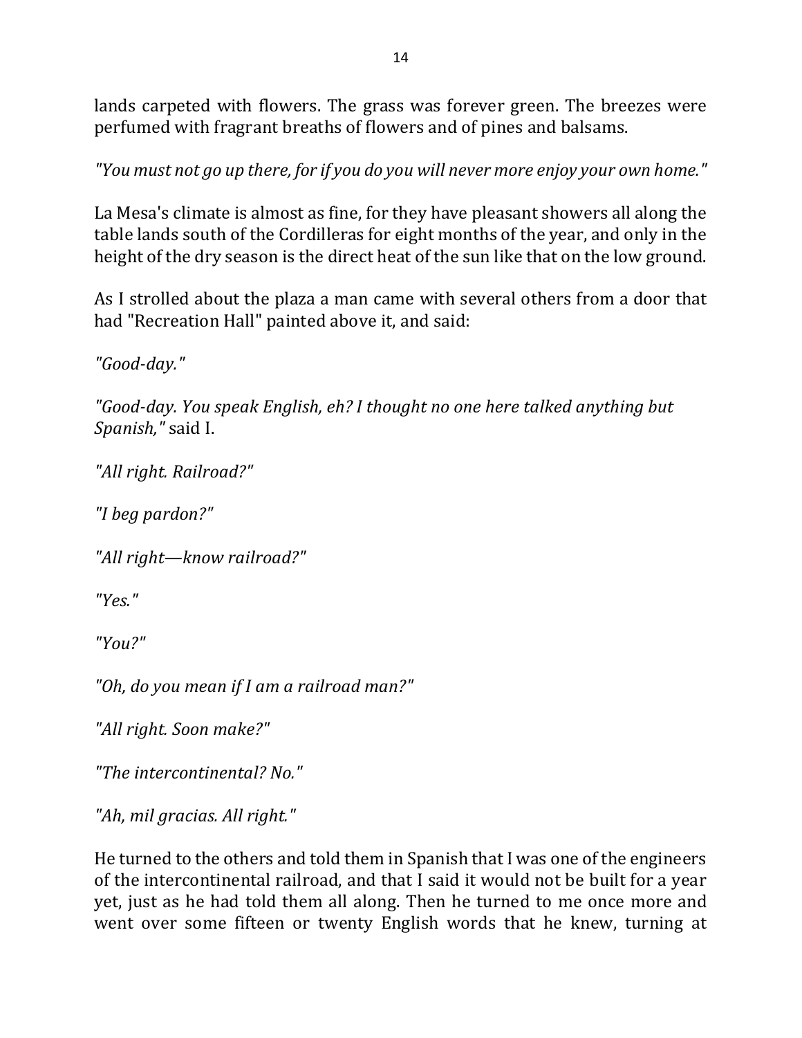lands carpeted with flowers. The grass was forever green. The breezes were perfumed with fragrant breaths of flowers and of pines and balsams.

*"You must not go up there, for if you do you will never more enjoy your own home."*

La Mesa's climate is almost as fine, for they have pleasant showers all along the table lands south of the Cordilleras for eight months of the year, and only in the height of the dry season is the direct heat of the sun like that on the low ground.

As I strolled about the plaza a man came with several others from a door that had "Recreation Hall" painted above it, and said:

*"Good-day."*

*"Good-day. You speak English, eh? I thought no one here talked anything but Spanish,"* said I.

*"All right. Railroad?"*

*"I beg pardon?"*

*"All right—know railroad?"*

*"Yes."*

*"You?"*

*"Oh, do you mean if I am a railroad man?"*

*"All right. Soon make?"*

*"The intercontinental? No."*

*"Ah, mil gracias. All right."*

He turned to the others and told them in Spanish that I was one of the engineers of the intercontinental railroad, and that I said it would not be built for a year yet, just as he had told them all along. Then he turned to me once more and went over some fifteen or twenty English words that he knew, turning at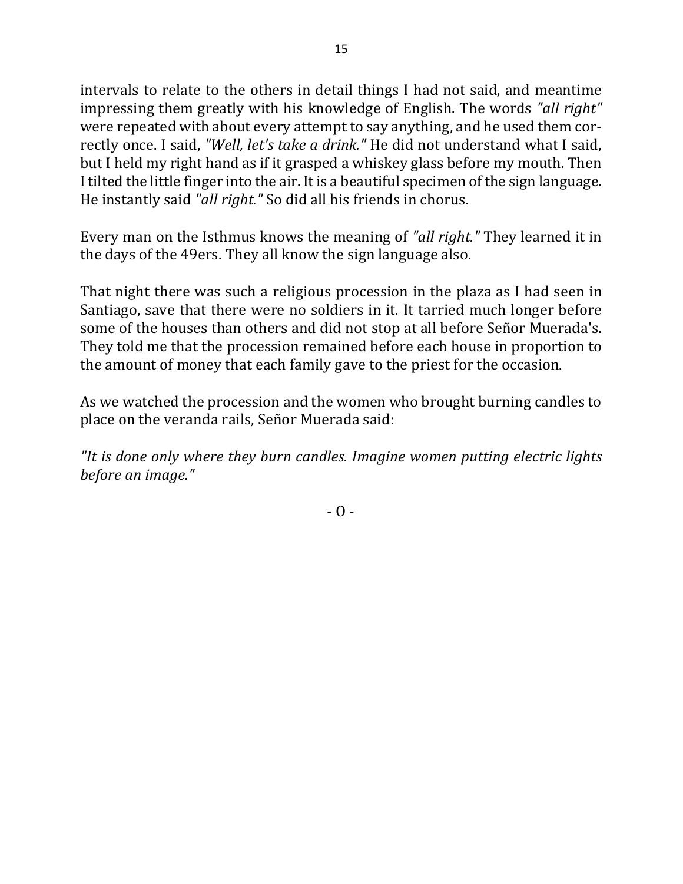intervals to relate to the others in detail things I had not said, and meantime impressing them greatly with his knowledge of English. The words *"all right"* were repeated with about every attempt to say anything, and he used them correctly once. I said, *"Well, let's take a drink."* He did not understand what I said, but I held my right hand as if it grasped a whiskey glass before my mouth. Then I tilted the little finger into the air. It is a beautiful specimen of the sign language. He instantly said *"all right."* So did all his friends in chorus.

Every man on the Isthmus knows the meaning of *"all right."* They learned it in the days of the 49ers. They all know the sign language also.

That night there was such a religious procession in the plaza as I had seen in Santiago, save that there were no soldiers in it. It tarried much longer before some of the houses than others and did not stop at all before Señor Muerada's. They told me that the procession remained before each house in proportion to the amount of money that each family gave to the priest for the occasion.

As we watched the procession and the women who brought burning candles to place on the veranda rails, Señor Muerada said:

*"It is done only where they burn candles. Imagine women putting electric lights before an image."*

- O -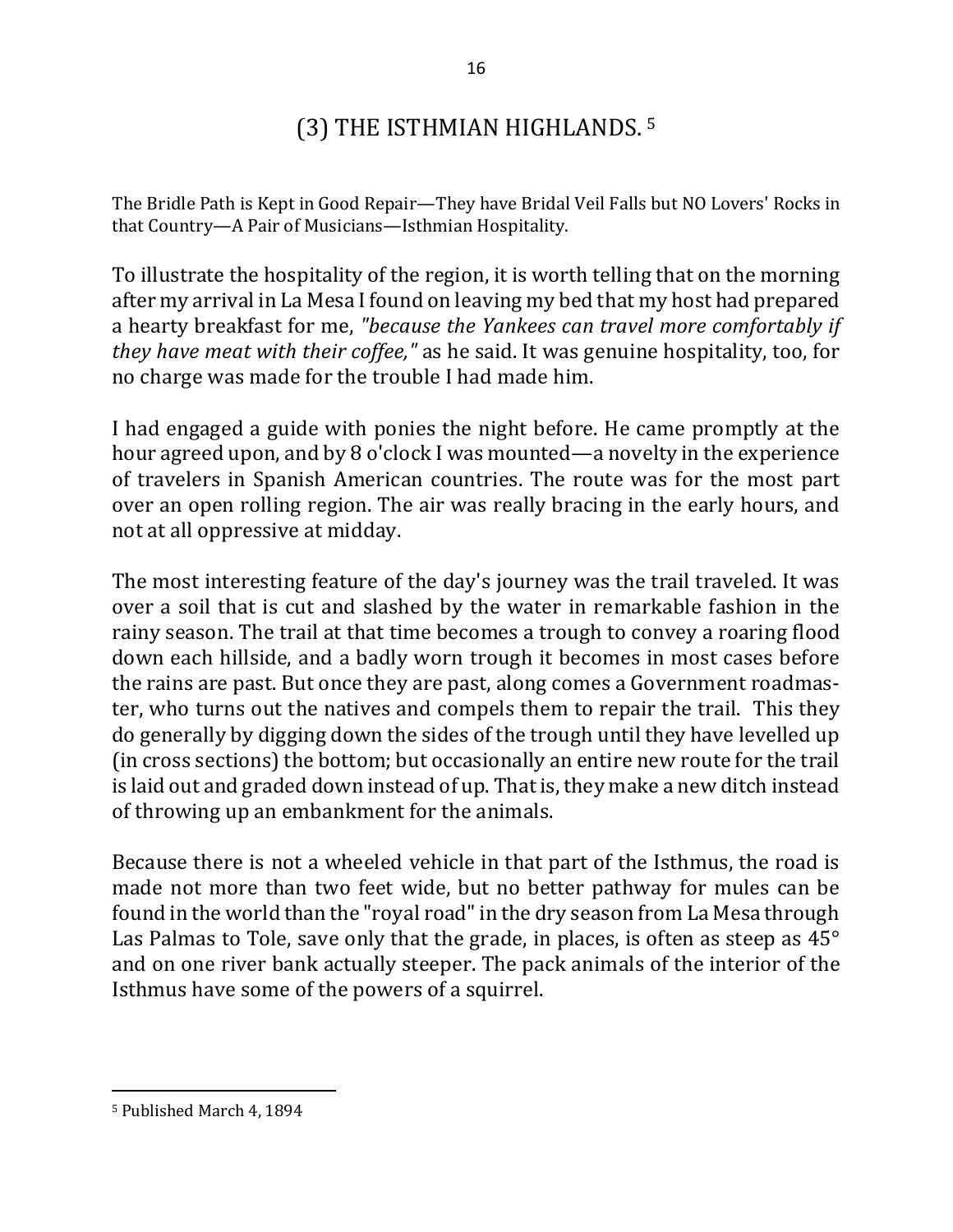## (3) THE ISTHMIAN HIGHLANDS.[5]

The Bridle Path is Kept in Good Repair—They have Bridal Veil Falls but NO Lovers' Rocks in that Country—A Pair of Musicians—Isthmian Hospitality.

To illustrate the hospitality of the region, it is worth telling that on the morning after my arrival in La Mesa I found on leaving my bed that my host had prepared a hearty breakfast for me, *"because the Yankees can travel more comfortably if they have meat with their coffee,"* as he said. It was genuine hospitality, too, for no charge was made for the trouble I had made him.

I had engaged a guide with ponies the night before. He came promptly at the hour agreed upon, and by 8 o'clock I was mounted—a novelty in the experience of travelers in Spanish American countries. The route was for the most part over an open rolling region. The air was really bracing in the early hours, and not at all oppressive at midday.

The most interesting feature of the day's journey was the trail traveled. It was over a soil that is cut and slashed by the water in remarkable fashion in the rainy season. The trail at that time becomes a trough to convey a roaring flood down each hillside, and a badly worn trough it becomes in most cases before the rains are past. But once they are past, along comes a Government roadmaster, who turns out the natives and compels them to repair the trail. This they do generally by digging down the sides of the trough until they have levelled up (in cross sections) the bottom; but occasionally an entire new route for the trail is laid out and graded down instead of up. That is, they make a new ditch instead of throwing up an embankment for the animals.

Because there is not a wheeled vehicle in that part of the Isthmus, the road is made not more than two feet wide, but no better pathway for mules can be found in the world than the "royal road" in the dry season from La Mesa through Las Palmas to Tole, save only that the grade, in places, is often as steep as 45° and on one river bank actually steeper. The pack animals of the interior of the Isthmus have some of the powers of a squirrel.

---

[5] Published March 4, 1894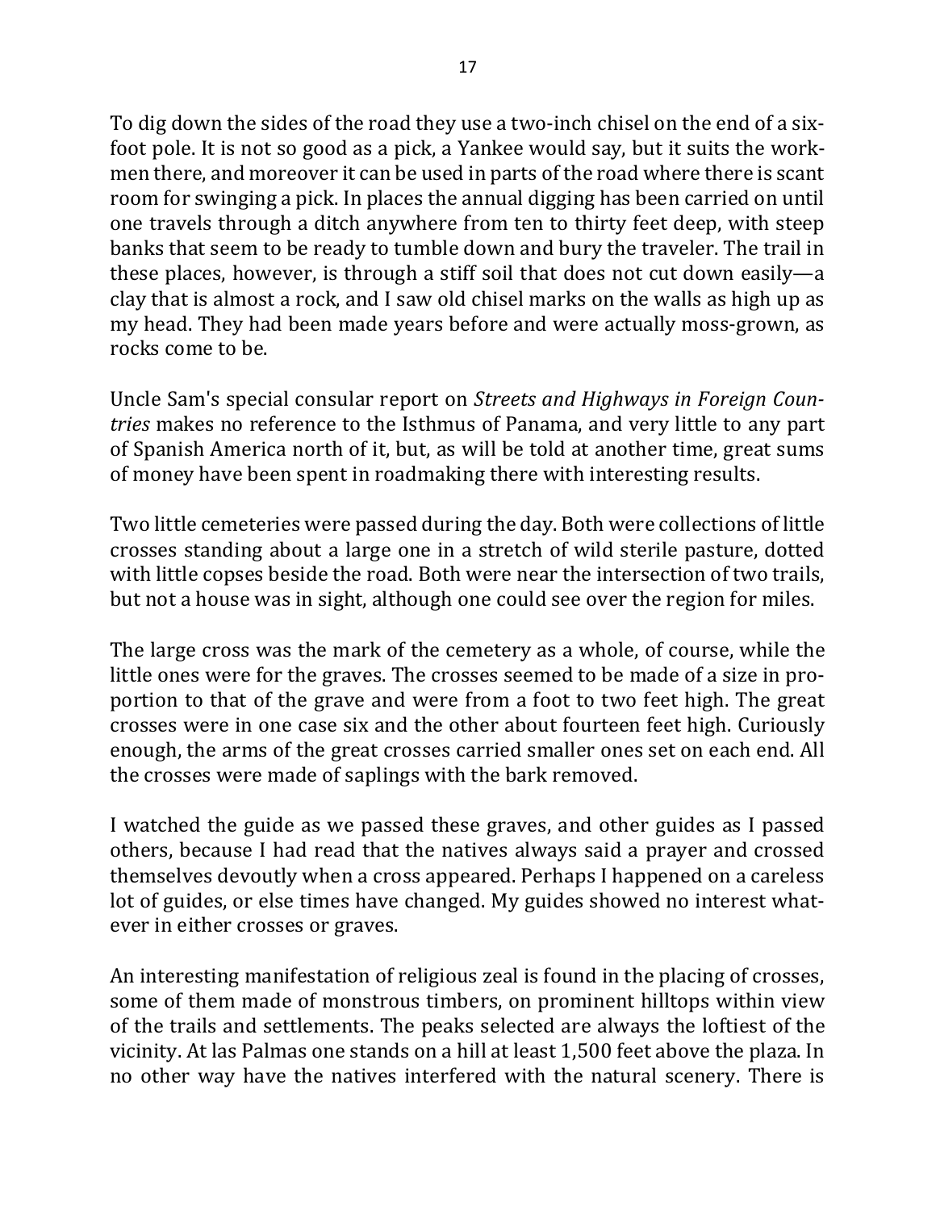To dig down the sides of the road they use a two-inch chisel on the end of a six-foot pole. It is not so good as a pick, a Yankee would say, but it suits the workmen there, and moreover it can be used in parts of the road where there is scant room for swinging a pick. In places the annual digging has been carried on until one travels through a ditch anywhere from ten to thirty feet deep, with steep banks that seem to be ready to tumble down and bury the traveler. The trail in these places, however, is through a stiff soil that does not cut down easily—a clay that is almost a rock, and I saw old chisel marks on the walls as high up as my head. They had been made years before and were actually moss-grown, as rocks come to be.

Uncle Sam's special consular report on *Streets and Highways in Foreign Countries* makes no reference to the Isthmus of Panama, and very little to any part of Spanish America north of it, but, as will be told at another time, great sums of money have been spent in roadmaking there with interesting results.

Two little cemeteries were passed during the day. Both were collections of little crosses standing about a large one in a stretch of wild sterile pasture, dotted with little copses beside the road. Both were near the intersection of two trails, but not a house was in sight, although one could see over the region for miles.

The large cross was the mark of the cemetery as a whole, of course, while the little ones were for the graves. The crosses seemed to be made of a size in proportion to that of the grave and were from a foot to two feet high. The great crosses were in one case six and the other about fourteen feet high. Curiously enough, the arms of the great crosses carried smaller ones set on each end. All the crosses were made of saplings with the bark removed.

I watched the guide as we passed these graves, and other guides as I passed others, because I had read that the natives always said a prayer and crossed themselves devoutly when a cross appeared. Perhaps I happened on a careless lot of guides, or else times have changed. My guides showed no interest whatever in either crosses or graves.

An interesting manifestation of religious zeal is found in the placing of crosses, some of them made of monstrous timbers, on prominent hilltops within view of the trails and settlements. The peaks selected are always the loftiest of the vicinity. At las Palmas one stands on a hill at least 1,500 feet above the plaza. In no other way have the natives interfered with the natural scenery. There is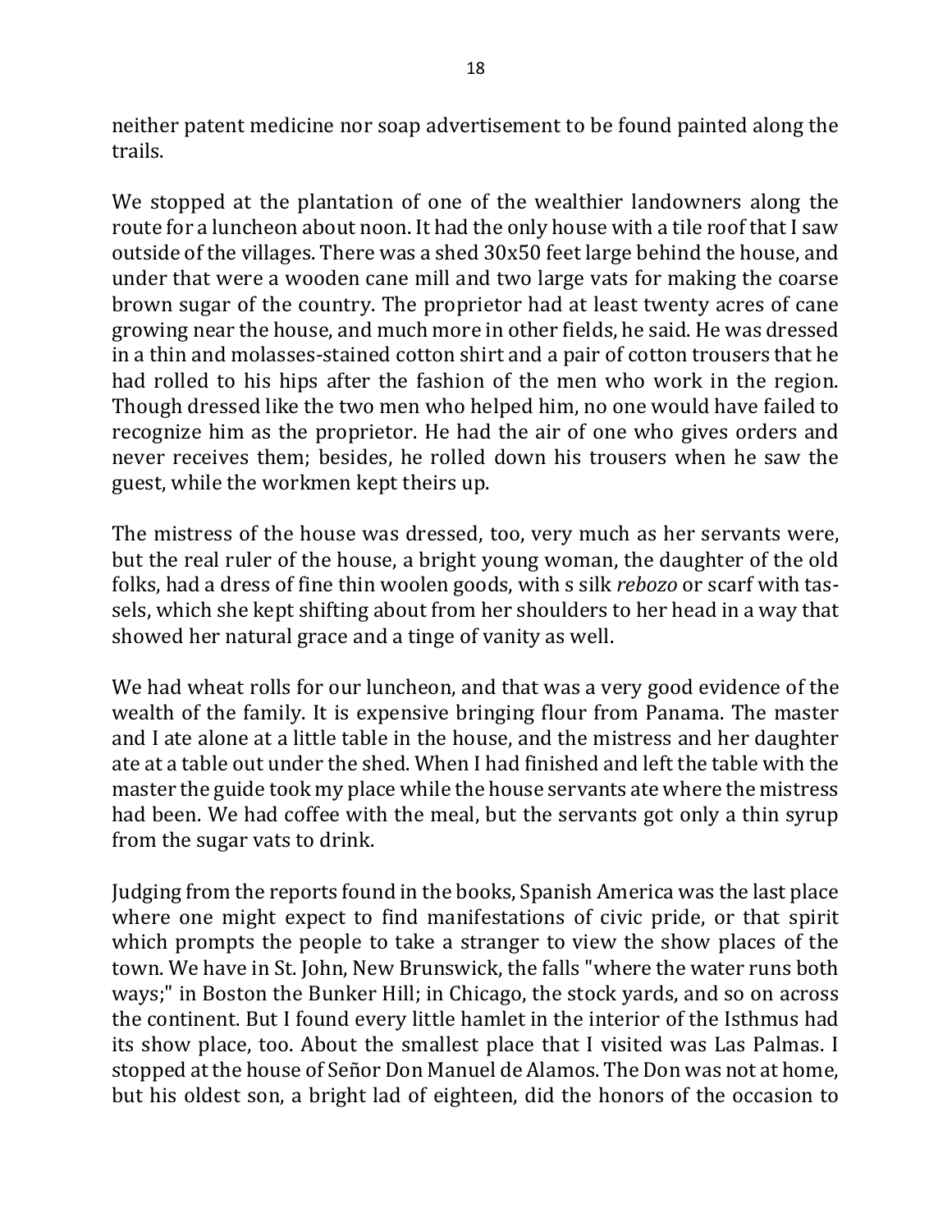neither patent medicine nor soap advertisement to be found painted along the trails.

We stopped at the plantation of one of the wealthier landowners along the route for a luncheon about noon. It had the only house with a tile roof that I saw outside of the villages. There was a shed 30x50 feet large behind the house, and under that were a wooden cane mill and two large vats for making the coarse brown sugar of the country. The proprietor had at least twenty acres of cane growing near the house, and much more in other fields, he said. He was dressed in a thin and molasses-stained cotton shirt and a pair of cotton trousers that he had rolled to his hips after the fashion of the men who work in the region. Though dressed like the two men who helped him, no one would have failed to recognize him as the proprietor. He had the air of one who gives orders and never receives them; besides, he rolled down his trousers when he saw the guest, while the workmen kept theirs up.

The mistress of the house was dressed, too, very much as her servants were, but the real ruler of the house, a bright young woman, the daughter of the old folks, had a dress of fine thin woolen goods, with s silk *rebozo* or scarf with tassels, which she kept shifting about from her shoulders to her head in a way that showed her natural grace and a tinge of vanity as well.

We had wheat rolls for our luncheon, and that was a very good evidence of the wealth of the family. It is expensive bringing flour from Panama. The master and I ate alone at a little table in the house, and the mistress and her daughter ate at a table out under the shed. When I had finished and left the table with the master the guide took my place while the house servants ate where the mistress had been. We had coffee with the meal, but the servants got only a thin syrup from the sugar vats to drink.

Judging from the reports found in the books, Spanish America was the last place where one might expect to find manifestations of civic pride, or that spirit which prompts the people to take a stranger to view the show places of the town. We have in St. John, New Brunswick, the falls "where the water runs both ways;" in Boston the Bunker Hill; in Chicago, the stock yards, and so on across the continent. But I found every little hamlet in the interior of the Isthmus had its show place, too. About the smallest place that I visited was Las Palmas. I stopped at the house of Señor Don Manuel de Alamos. The Don was not at home, but his oldest son, a bright lad of eighteen, did the honors of the occasion to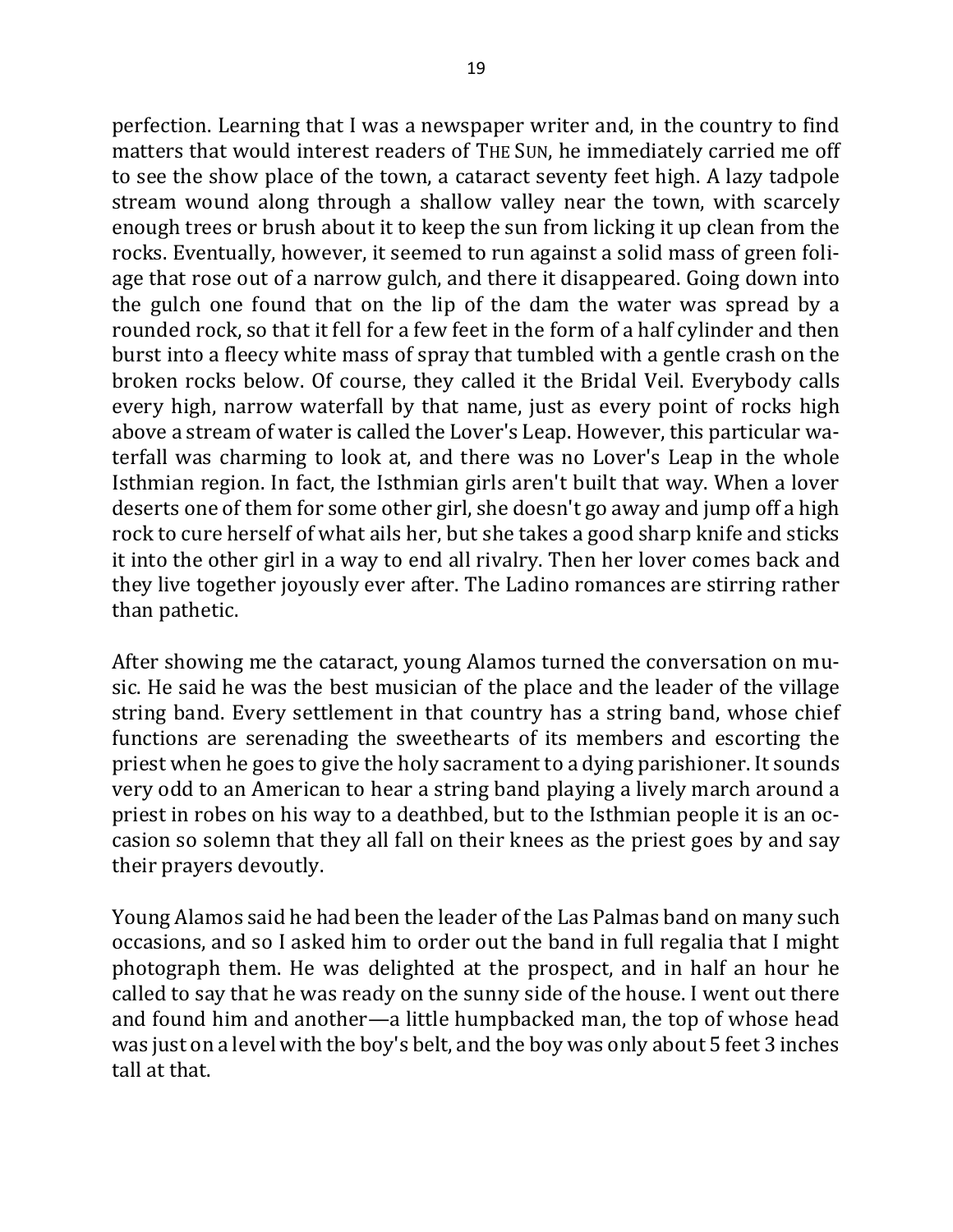perfection. Learning that I was a newspaper writer and, in the country to find matters that would interest readers of THE SUN, he immediately carried me off to see the show place of the town, a cataract seventy feet high. A lazy tadpole stream wound along through a shallow valley near the town, with scarcely enough trees or brush about it to keep the sun from licking it up clean from the rocks. Eventually, however, it seemed to run against a solid mass of green foliage that rose out of a narrow gulch, and there it disappeared. Going down into the gulch one found that on the lip of the dam the water was spread by a rounded rock, so that it fell for a few feet in the form of a half cylinder and then burst into a fleecy white mass of spray that tumbled with a gentle crash on the broken rocks below. Of course, they called it the Bridal Veil. Everybody calls every high, narrow waterfall by that name, just as every point of rocks high above a stream of water is called the Lover's Leap. However, this particular waterfall was charming to look at, and there was no Lover's Leap in the whole Isthmian region. In fact, the Isthmian girls aren't built that way. When a lover deserts one of them for some other girl, she doesn't go away and jump off a high rock to cure herself of what ails her, but she takes a good sharp knife and sticks it into the other girl in a way to end all rivalry. Then her lover comes back and they live together joyously ever after. The Ladino romances are stirring rather than pathetic.

After showing me the cataract, young Alamos turned the conversation on music. He said he was the best musician of the place and the leader of the village string band. Every settlement in that country has a string band, whose chief functions are serenading the sweethearts of its members and escorting the priest when he goes to give the holy sacrament to a dying parishioner. It sounds very odd to an American to hear a string band playing a lively march around a priest in robes on his way to a deathbed, but to the Isthmian people it is an occasion so solemn that they all fall on their knees as the priest goes by and say their prayers devoutly.

Young Alamos said he had been the leader of the Las Palmas band on many such occasions, and so I asked him to order out the band in full regalia that I might photograph them. He was delighted at the prospect, and in half an hour he called to say that he was ready on the sunny side of the house. I went out there and found him and another—a little humpbacked man, the top of whose head was just on a level with the boy's belt, and the boy was only about 5 feet 3 inches tall at that.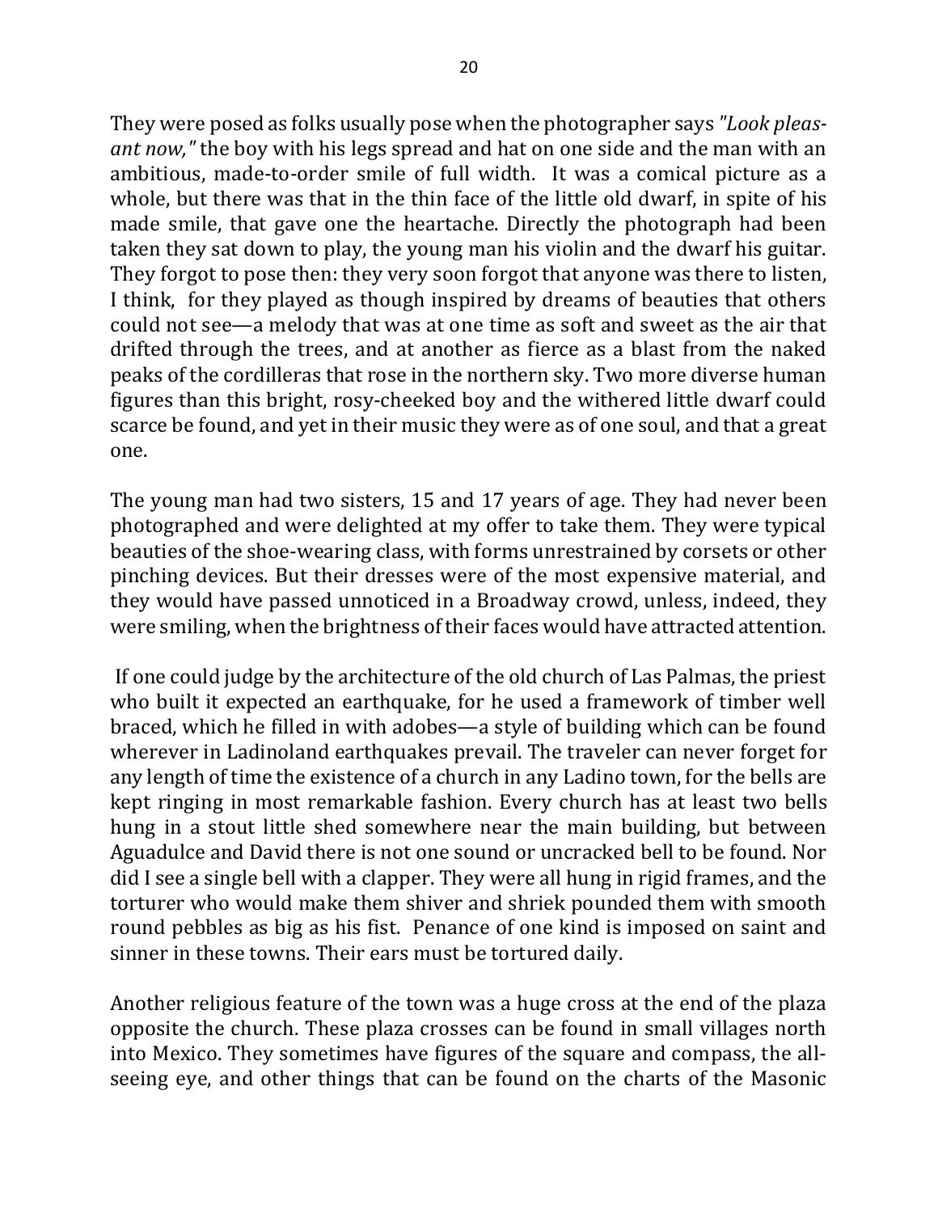They were posed as folks usually pose when the photographer says *"Look pleasant now,"* the boy with his legs spread and hat on one side and the man with an ambitious, made-to-order smile of full width. It was a comical picture as a whole, but there was that in the thin face of the little old dwarf, in spite of his made smile, that gave one the heartache. Directly the photograph had been taken they sat down to play, the young man his violin and the dwarf his guitar. They forgot to pose then: they very soon forgot that anyone was there to listen, I think, for they played as though inspired by dreams of beauties that others could not see—a melody that was at one time as soft and sweet as the air that drifted through the trees, and at another as fierce as a blast from the naked peaks of the cordilleras that rose in the northern sky. Two more diverse human figures than this bright, rosy-cheeked boy and the withered little dwarf could scarce be found, and yet in their music they were as of one soul, and that a great one.

The young man had two sisters, 15 and 17 years of age. They had never been photographed and were delighted at my offer to take them. They were typical beauties of the shoe-wearing class, with forms unrestrained by corsets or other pinching devices. But their dresses were of the most expensive material, and they would have passed unnoticed in a Broadway crowd, unless, indeed, they were smiling, when the brightness of their faces would have attracted attention.

If one could judge by the architecture of the old church of Las Palmas, the priest who built it expected an earthquake, for he used a framework of timber well braced, which he filled in with adobes—a style of building which can be found wherever in Ladinoland earthquakes prevail. The traveler can never forget for any length of time the existence of a church in any Ladino town, for the bells are kept ringing in most remarkable fashion. Every church has at least two bells hung in a stout little shed somewhere near the main building, but between Aguadulce and David there is not one sound or uncracked bell to be found. Nor did I see a single bell with a clapper. They were all hung in rigid frames, and the torturer who would make them shiver and shriek pounded them with smooth round pebbles as big as his fist. Penance of one kind is imposed on saint and sinner in these towns. Their ears must be tortured daily.

Another religious feature of the town was a huge cross at the end of the plaza opposite the church. These plaza crosses can be found in small villages north into Mexico. They sometimes have figures of the square and compass, the all-seeing eye, and other things that can be found on the charts of the Masonic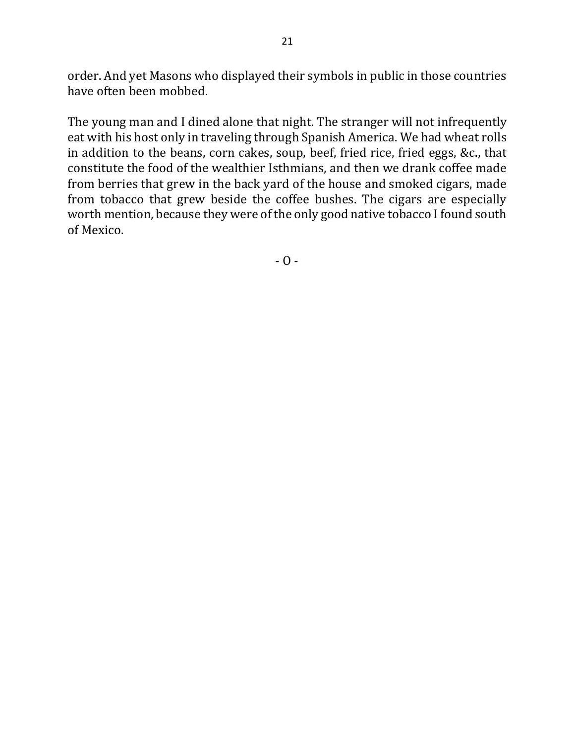order. And yet Masons who displayed their symbols in public in those countries have often been mobbed.

The young man and I dined alone that night. The stranger will not infrequently eat with his host only in traveling through Spanish America. We had wheat rolls in addition to the beans, corn cakes, soup, beef, fried rice, fried eggs, &c., that constitute the food of the wealthier Isthmians, and then we drank coffee made from berries that grew in the back yard of the house and smoked cigars, made from tobacco that grew beside the coffee bushes. The cigars are especially worth mention, because they were of the only good native tobacco I found south of Mexico.

- O -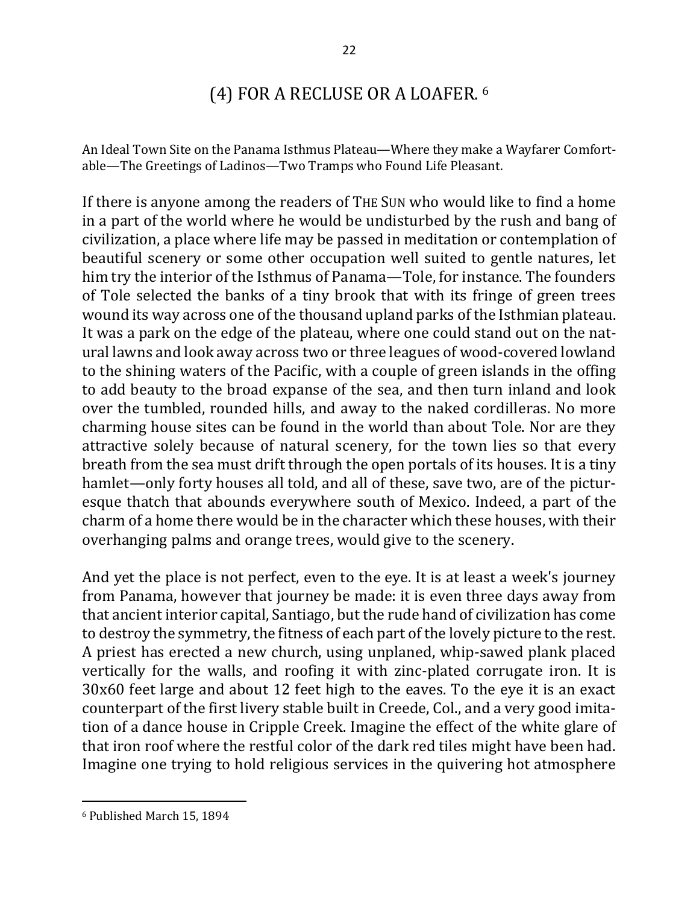## (4) FOR A RECLUSE OR A LOAFER. [6]

An Ideal Town Site on the Panama Isthmus Plateau—Where they make a Wayfarer Comfortable—The Greetings of Ladinos—Two Tramps who Found Life Pleasant.

If there is anyone among the readers of THE SUN who would like to find a home in a part of the world where he would be undisturbed by the rush and bang of civilization, a place where life may be passed in meditation or contemplation of beautiful scenery or some other occupation well suited to gentle natures, let him try the interior of the Isthmus of Panama—Tole, for instance. The founders of Tole selected the banks of a tiny brook that with its fringe of green trees wound its way across one of the thousand upland parks of the Isthmian plateau. It was a park on the edge of the plateau, where one could stand out on the natural lawns and look away across two or three leagues of wood-covered lowland to the shining waters of the Pacific, with a couple of green islands in the offing to add beauty to the broad expanse of the sea, and then turn inland and look over the tumbled, rounded hills, and away to the naked cordilleras. No more charming house sites can be found in the world than about Tole. Nor are they attractive solely because of natural scenery, for the town lies so that every breath from the sea must drift through the open portals of its houses. It is a tiny hamlet—only forty houses all told, and all of these, save two, are of the picturesque thatch that abounds everywhere south of Mexico. Indeed, a part of the charm of a home there would be in the character which these houses, with their overhanging palms and orange trees, would give to the scenery.

And yet the place is not perfect, even to the eye. It is at least a week's journey from Panama, however that journey be made: it is even three days away from that ancient interior capital, Santiago, but the rude hand of civilization has come to destroy the symmetry, the fitness of each part of the lovely picture to the rest. A priest has erected a new church, using unplaned, whip-sawed plank placed vertically for the walls, and roofing it with zinc-plated corrugate iron. It is 30x60 feet large and about 12 feet high to the eaves. To the eye it is an exact counterpart of the first livery stable built in Creede, Col., and a very good imitation of a dance house in Cripple Creek. Imagine the effect of the white glare of that iron roof where the restful color of the dark red tiles might have been had. Imagine one trying to hold religious services in the quivering hot atmosphere

[6] Published March 15, 1894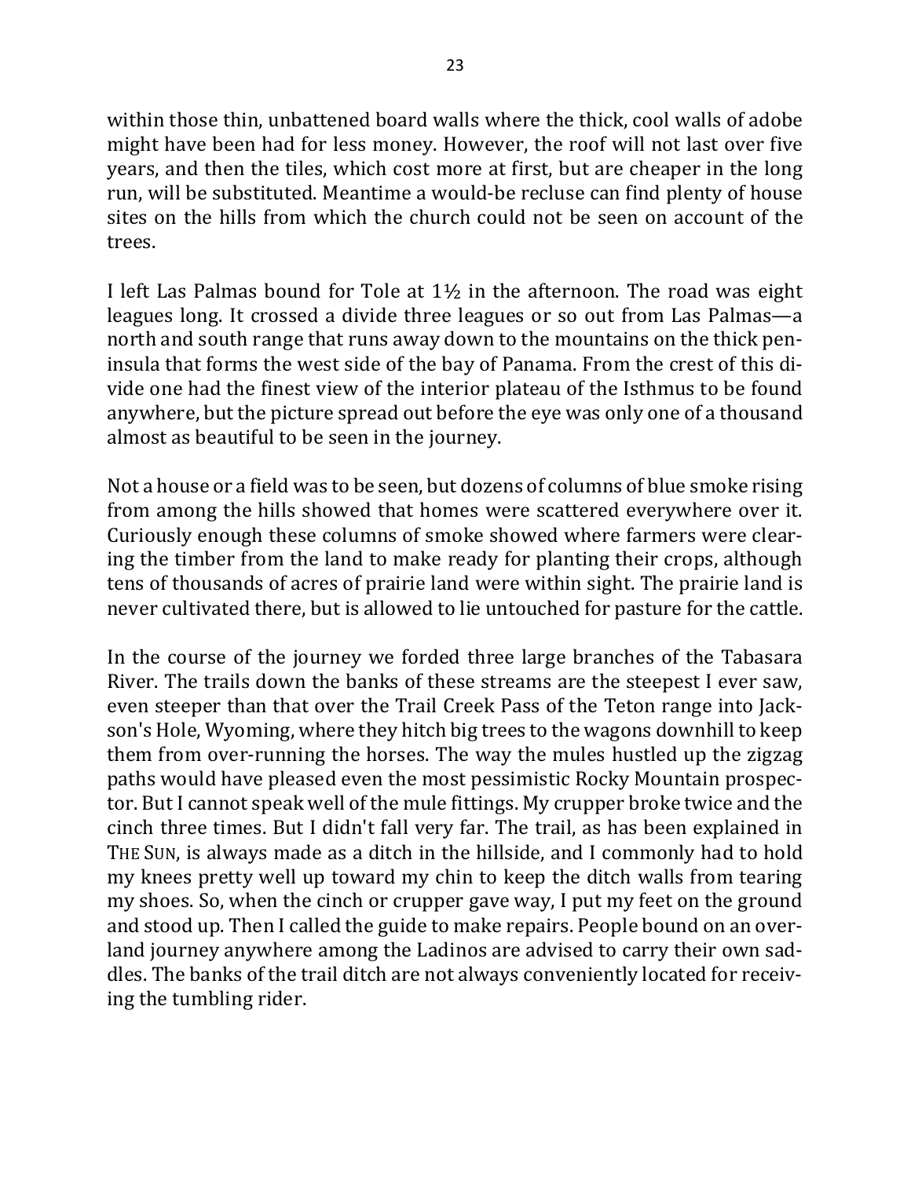within those thin, unbattened board walls where the thick, cool walls of adobe might have been had for less money. However, the roof will not last over five years, and then the tiles, which cost more at first, but are cheaper in the long run, will be substituted. Meantime a would-be recluse can find plenty of house sites on the hills from which the church could not be seen on account of the trees.

I left Las Palmas bound for Tole at 1½ in the afternoon. The road was eight leagues long. It crossed a divide three leagues or so out from Las Palmas—a north and south range that runs away down to the mountains on the thick peninsula that forms the west side of the bay of Panama. From the crest of this divide one had the finest view of the interior plateau of the Isthmus to be found anywhere, but the picture spread out before the eye was only one of a thousand almost as beautiful to be seen in the journey.

Not a house or a field was to be seen, but dozens of columns of blue smoke rising from among the hills showed that homes were scattered everywhere over it. Curiously enough these columns of smoke showed where farmers were clearing the timber from the land to make ready for planting their crops, although tens of thousands of acres of prairie land were within sight. The prairie land is never cultivated there, but is allowed to lie untouched for pasture for the cattle.

In the course of the journey we forded three large branches of the Tabasara River. The trails down the banks of these streams are the steepest I ever saw, even steeper than that over the Trail Creek Pass of the Teton range into Jackson's Hole, Wyoming, where they hitch big trees to the wagons downhill to keep them from over-running the horses. The way the mules hustled up the zigzag paths would have pleased even the most pessimistic Rocky Mountain prospector. But I cannot speak well of the mule fittings. My crupper broke twice and the cinch three times. But I didn't fall very far. The trail, as has been explained in THE SUN, is always made as a ditch in the hillside, and I commonly had to hold my knees pretty well up toward my chin to keep the ditch walls from tearing my shoes. So, when the cinch or crupper gave way, I put my feet on the ground and stood up. Then I called the guide to make repairs. People bound on an overland journey anywhere among the Ladinos are advised to carry their own saddles. The banks of the trail ditch are not always conveniently located for receiving the tumbling rider.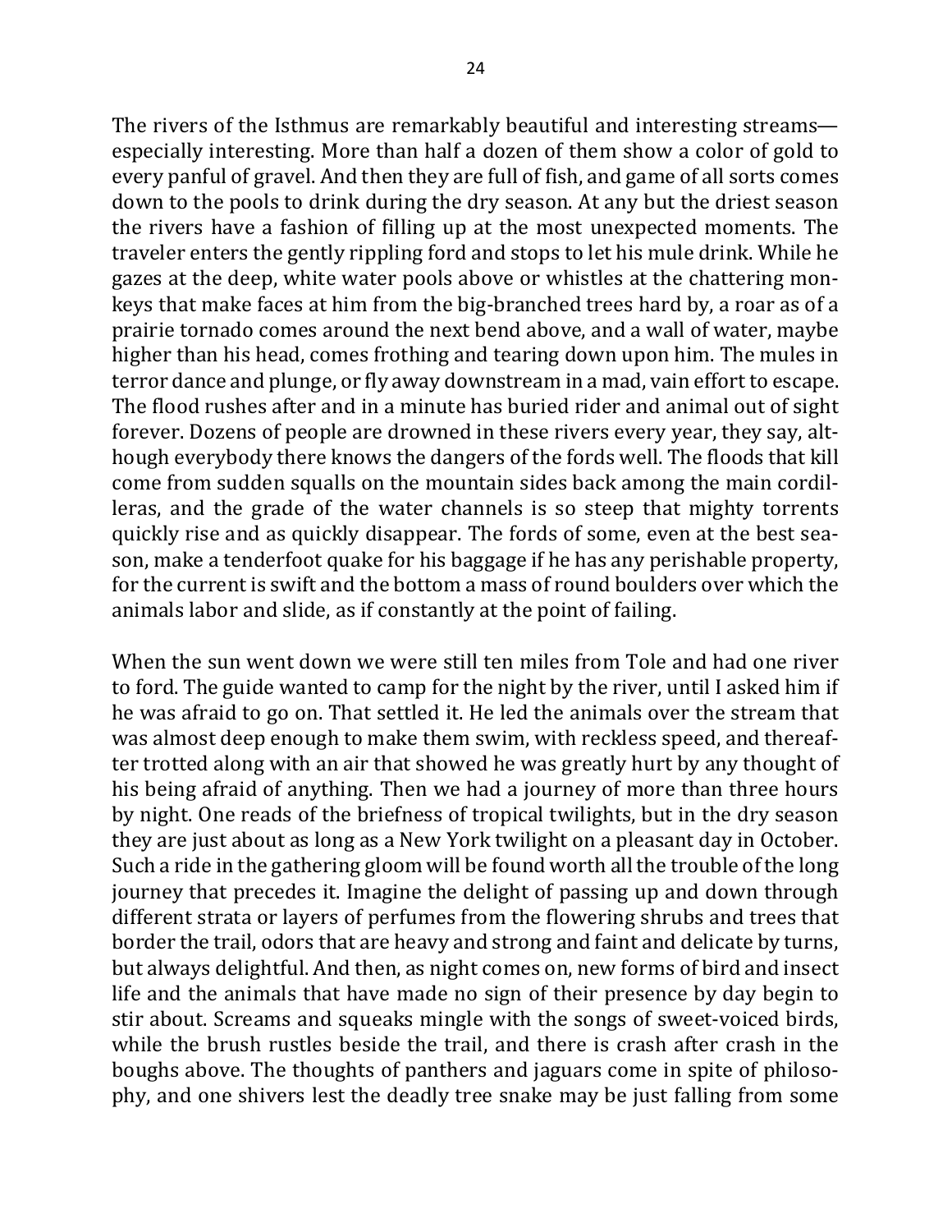The rivers of the Isthmus are remarkably beautiful and interesting streams—especially interesting. More than half a dozen of them show a color of gold to every panful of gravel. And then they are full of fish, and game of all sorts comes down to the pools to drink during the dry season. At any but the driest season the rivers have a fashion of filling up at the most unexpected moments. The traveler enters the gently rippling ford and stops to let his mule drink. While he gazes at the deep, white water pools above or whistles at the chattering monkeys that make faces at him from the big-branched trees hard by, a roar as of a prairie tornado comes around the next bend above, and a wall of water, maybe higher than his head, comes frothing and tearing down upon him. The mules in terror dance and plunge, or fly away downstream in a mad, vain effort to escape. The flood rushes after and in a minute has buried rider and animal out of sight forever. Dozens of people are drowned in these rivers every year, they say, although everybody there knows the dangers of the fords well. The floods that kill come from sudden squalls on the mountain sides back among the main cordilleras, and the grade of the water channels is so steep that mighty torrents quickly rise and as quickly disappear. The fords of some, even at the best season, make a tenderfoot quake for his baggage if he has any perishable property, for the current is swift and the bottom a mass of round boulders over which the animals labor and slide, as if constantly at the point of failing.

When the sun went down we were still ten miles from Tole and had one river to ford. The guide wanted to camp for the night by the river, until I asked him if he was afraid to go on. That settled it. He led the animals over the stream that was almost deep enough to make them swim, with reckless speed, and thereafter trotted along with an air that showed he was greatly hurt by any thought of his being afraid of anything. Then we had a journey of more than three hours by night. One reads of the briefness of tropical twilights, but in the dry season they are just about as long as a New York twilight on a pleasant day in October. Such a ride in the gathering gloom will be found worth all the trouble of the long journey that precedes it. Imagine the delight of passing up and down through different strata or layers of perfumes from the flowering shrubs and trees that border the trail, odors that are heavy and strong and faint and delicate by turns, but always delightful. And then, as night comes on, new forms of bird and insect life and the animals that have made no sign of their presence by day begin to stir about. Screams and squeaks mingle with the songs of sweet-voiced birds, while the brush rustles beside the trail, and there is crash after crash in the boughs above. The thoughts of panthers and jaguars come in spite of philosophy, and one shivers lest the deadly tree snake may be just falling from some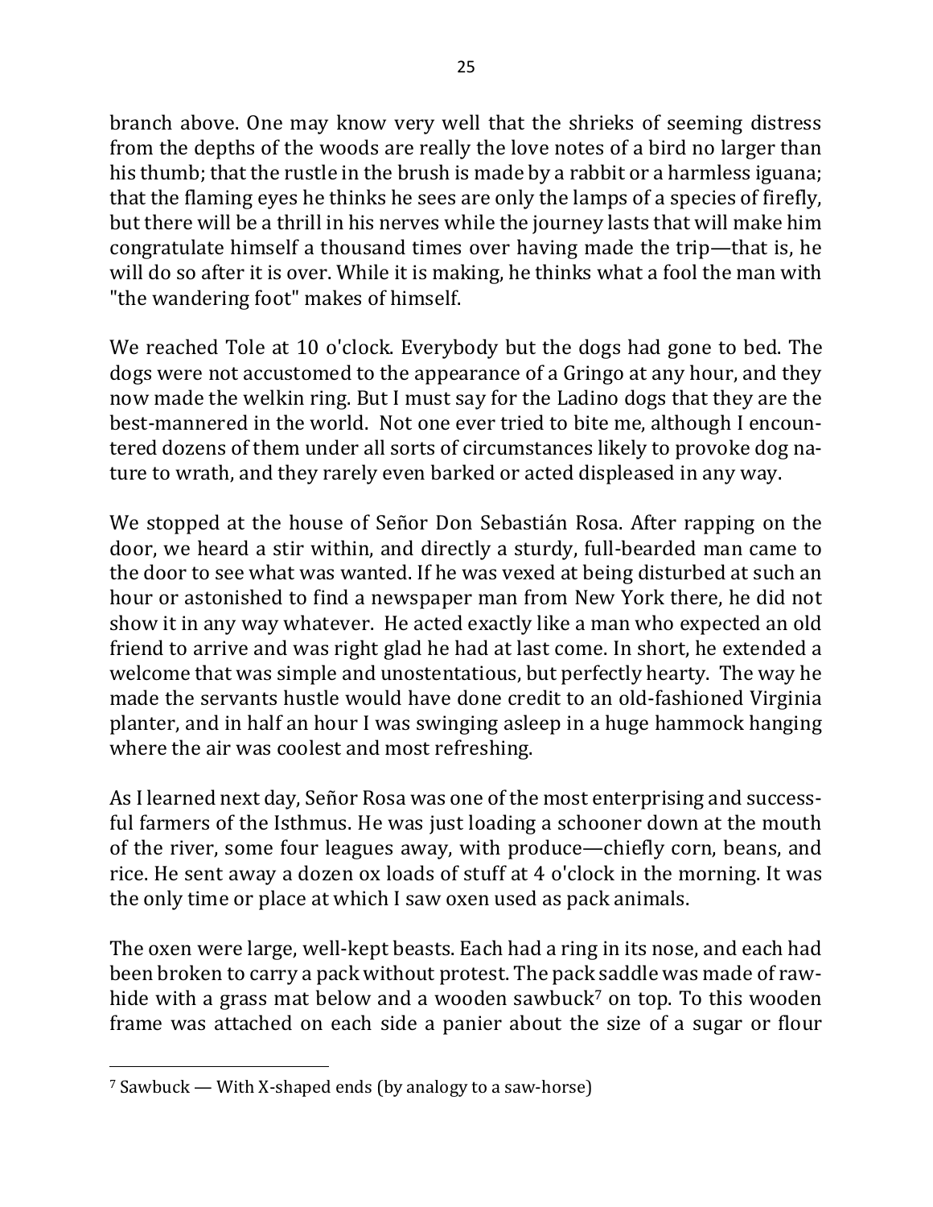branch above. One may know very well that the shrieks of seeming distress from the depths of the woods are really the love notes of a bird no larger than his thumb; that the rustle in the brush is made by a rabbit or a harmless iguana; that the flaming eyes he thinks he sees are only the lamps of a species of firefly, but there will be a thrill in his nerves while the journey lasts that will make him congratulate himself a thousand times over having made the trip—that is, he will do so after it is over. While it is making, he thinks what a fool the man with "the wandering foot" makes of himself.

We reached Tole at 10 o'clock. Everybody but the dogs had gone to bed. The dogs were not accustomed to the appearance of a Gringo at any hour, and they now made the welkin ring. But I must say for the Ladino dogs that they are the best-mannered in the world. Not one ever tried to bite me, although I encountered dozens of them under all sorts of circumstances likely to provoke dog nature to wrath, and they rarely even barked or acted displeased in any way.

We stopped at the house of Señor Don Sebastián Rosa. After rapping on the door, we heard a stir within, and directly a sturdy, full-bearded man came to the door to see what was wanted. If he was vexed at being disturbed at such an hour or astonished to find a newspaper man from New York there, he did not show it in any way whatever. He acted exactly like a man who expected an old friend to arrive and was right glad he had at last come. In short, he extended a welcome that was simple and unostentatious, but perfectly hearty. The way he made the servants hustle would have done credit to an old-fashioned Virginia planter, and in half an hour I was swinging asleep in a huge hammock hanging where the air was coolest and most refreshing.

As I learned next day, Señor Rosa was one of the most enterprising and successful farmers of the Isthmus. He was just loading a schooner down at the mouth of the river, some four leagues away, with produce—chiefly corn, beans, and rice. He sent away a dozen ox loads of stuff at 4 o'clock in the morning. It was the only time or place at which I saw oxen used as pack animals.

The oxen were large, well-kept beasts. Each had a ring in its nose, and each had been broken to carry a pack without protest. The pack saddle was made of rawhide with a grass mat below and a wooden sawbuck[7] on top. To this wooden frame was attached on each side a panier about the size of a sugar or flour

[7] Sawbuck — With X-shaped ends (by analogy to a saw-horse)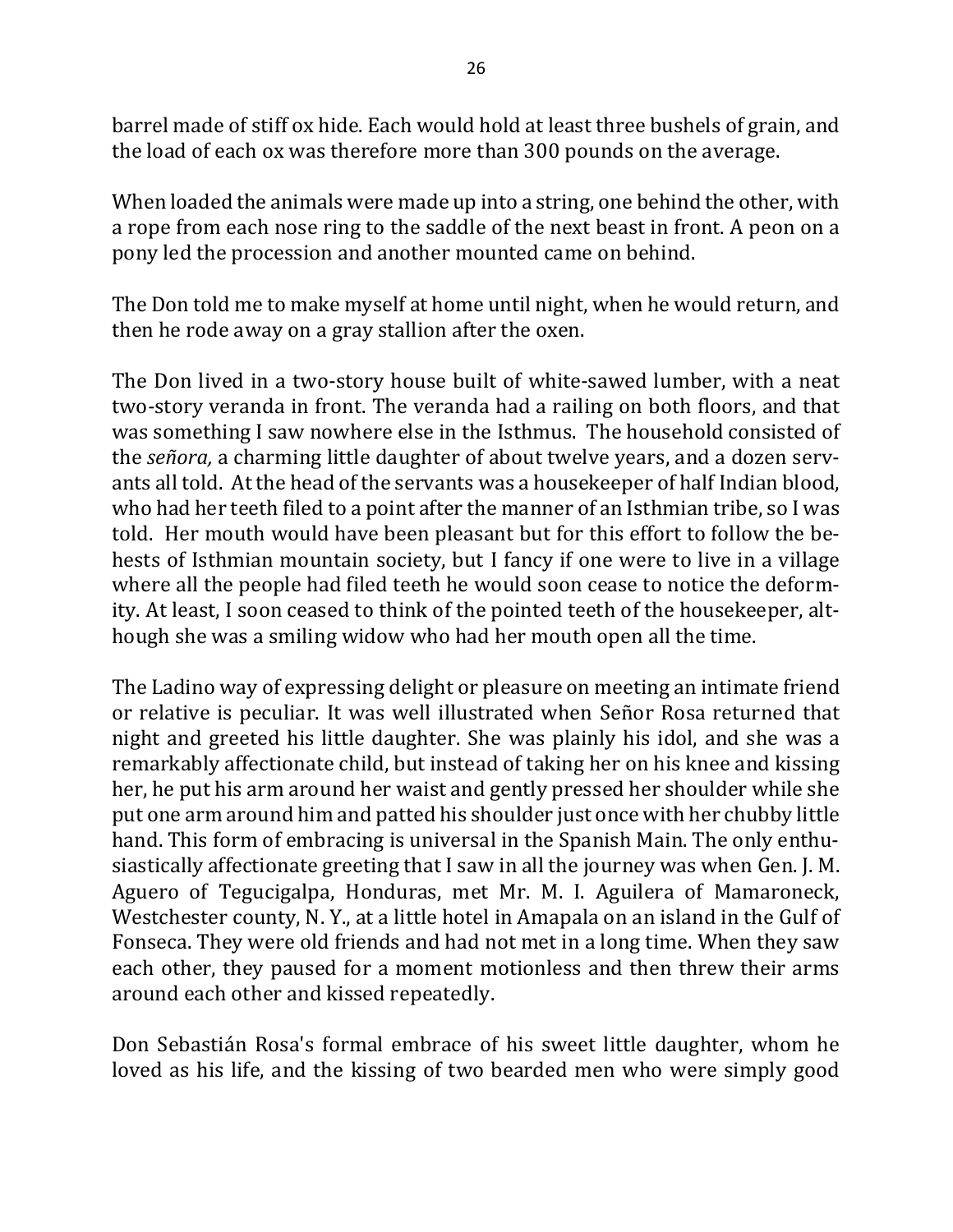barrel made of stiff ox hide. Each would hold at least three bushels of grain, and the load of each ox was therefore more than 300 pounds on the average.

When loaded the animals were made up into a string, one behind the other, with a rope from each nose ring to the saddle of the next beast in front. A peon on a pony led the procession and another mounted came on behind.

The Don told me to make myself at home until night, when he would return, and then he rode away on a gray stallion after the oxen.

The Don lived in a two-story house built of white-sawed lumber, with a neat two-story veranda in front. The veranda had a railing on both floors, and that was something I saw nowhere else in the Isthmus. The household consisted of the *señora,* a charming little daughter of about twelve years, and a dozen servants all told. At the head of the servants was a housekeeper of half Indian blood, who had her teeth filed to a point after the manner of an Isthmian tribe, so I was told. Her mouth would have been pleasant but for this effort to follow the behests of Isthmian mountain society, but I fancy if one were to live in a village where all the people had filed teeth he would soon cease to notice the deformity. At least, I soon ceased to think of the pointed teeth of the housekeeper, although she was a smiling widow who had her mouth open all the time.

The Ladino way of expressing delight or pleasure on meeting an intimate friend or relative is peculiar. It was well illustrated when Señor Rosa returned that night and greeted his little daughter. She was plainly his idol, and she was a remarkably affectionate child, but instead of taking her on his knee and kissing her, he put his arm around her waist and gently pressed her shoulder while she put one arm around him and patted his shoulder just once with her chubby little hand. This form of embracing is universal in the Spanish Main. The only enthusiastically affectionate greeting that I saw in all the journey was when Gen. J. M. Aguero of Tegucigalpa, Honduras, met Mr. M. I. Aguilera of Mamaroneck, Westchester county, N. Y., at a little hotel in Amapala on an island in the Gulf of Fonseca. They were old friends and had not met in a long time. When they saw each other, they paused for a moment motionless and then threw their arms around each other and kissed repeatedly.

Don Sebastián Rosa's formal embrace of his sweet little daughter, whom he loved as his life, and the kissing of two bearded men who were simply good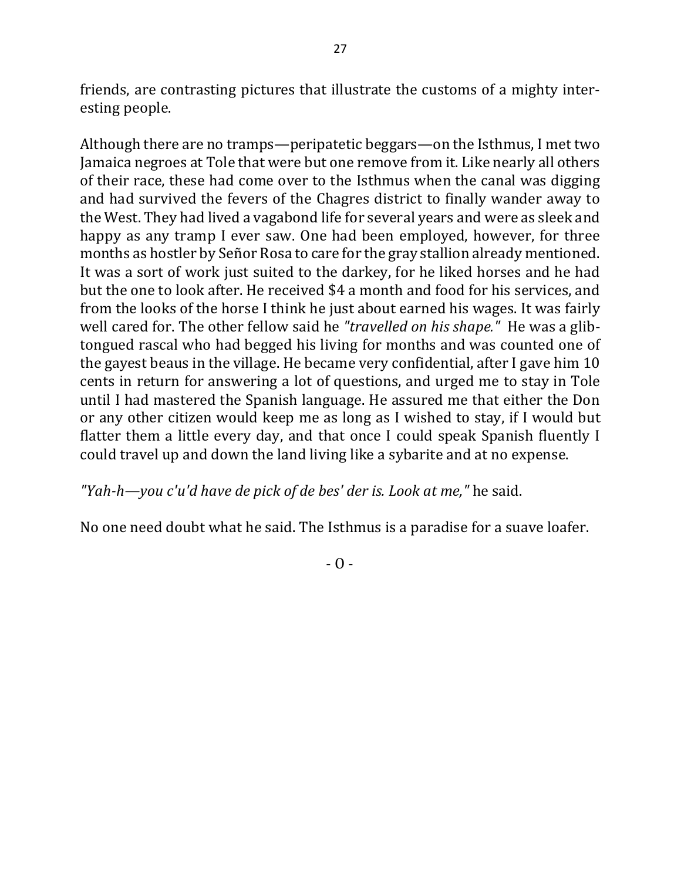friends, are contrasting pictures that illustrate the customs of a mighty interesting people.

Although there are no tramps—peripatetic beggars—on the Isthmus, I met two Jamaica negroes at Tole that were but one remove from it. Like nearly all others of their race, these had come over to the Isthmus when the canal was digging and had survived the fevers of the Chagres district to finally wander away to the West. They had lived a vagabond life for several years and were as sleek and happy as any tramp I ever saw. One had been employed, however, for three months as hostler by Señor Rosa to care for the gray stallion already mentioned. It was a sort of work just suited to the darkey, for he liked horses and he had but the one to look after. He received $4 a month and food for his services, and from the looks of the horse I think he just about earned his wages. It was fairly well cared for. The other fellow said he *"travelled on his shape."* He was a glib-tongued rascal who had begged his living for months and was counted one of the gayest beaus in the village. He became very confidential, after I gave him 10 cents in return for answering a lot of questions, and urged me to stay in Tole until I had mastered the Spanish language. He assured me that either the Don or any other citizen would keep me as long as I wished to stay, if I would but flatter them a little every day, and that once I could speak Spanish fluently I could travel up and down the land living like a sybarite and at no expense.

*"Yah-h—you c'u'd have de pick of de bes' der is. Look at me,"* he said.

No one need doubt what he said. The Isthmus is a paradise for a suave loafer.

- O -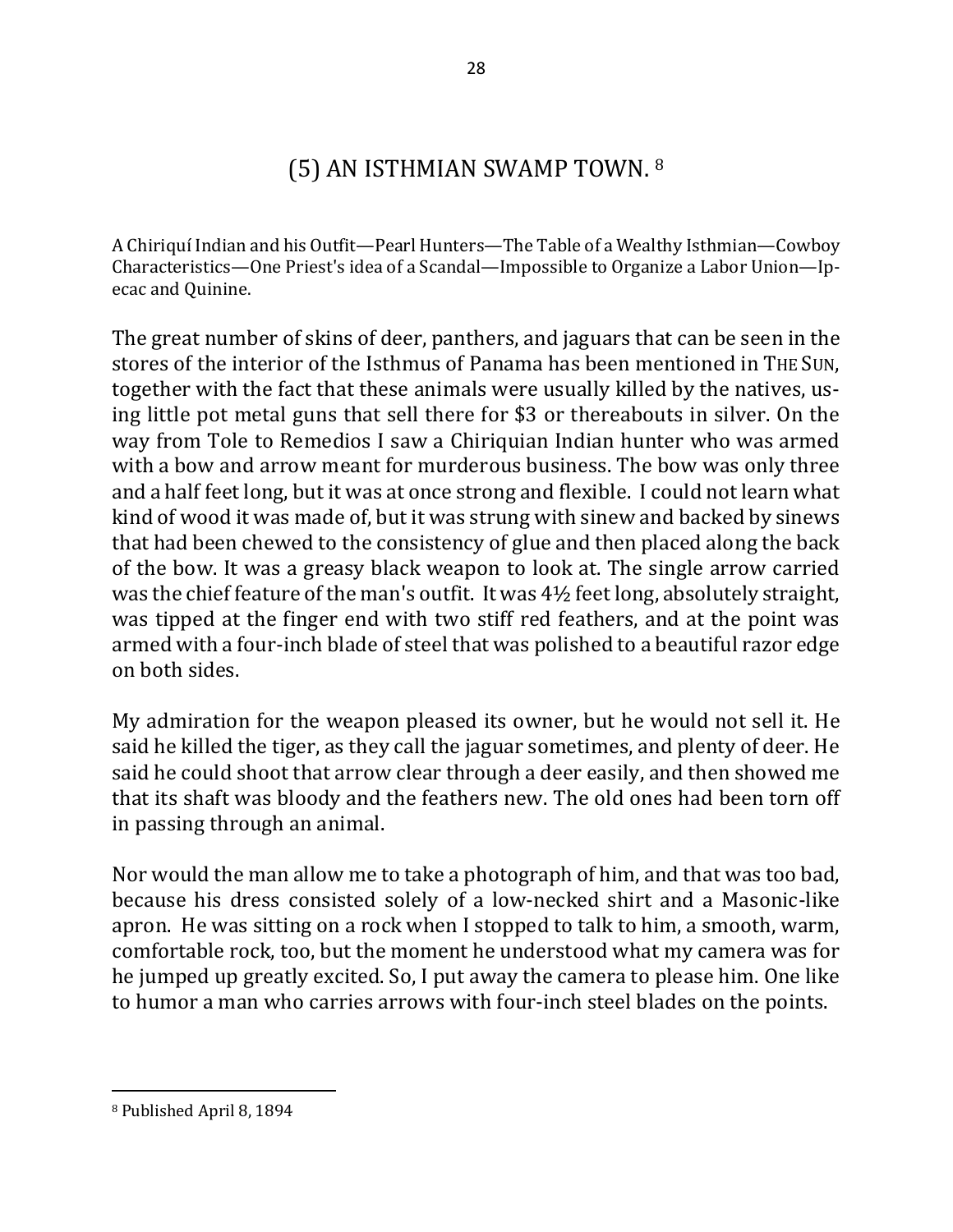## (5) AN ISTHMIAN SWAMP TOWN.[8]

A Chiriquí Indian and his Outfit—Pearl Hunters—The Table of a Wealthy Isthmian—Cowboy Characteristics—One Priest's idea of a Scandal—Impossible to Organize a Labor Union—Ipecac and Quinine.

The great number of skins of deer, panthers, and jaguars that can be seen in the stores of the interior of the Isthmus of Panama has been mentioned in THE SUN, together with the fact that these animals were usually killed by the natives, using little pot metal guns that sell there for $3 or thereabouts in silver. On the way from Tole to Remedios I saw a Chiriquian Indian hunter who was armed with a bow and arrow meant for murderous business. The bow was only three and a half feet long, but it was at once strong and flexible. I could not learn what kind of wood it was made of, but it was strung with sinew and backed by sinews that had been chewed to the consistency of glue and then placed along the back of the bow. It was a greasy black weapon to look at. The single arrow carried was the chief feature of the man's outfit. It was 4½ feet long, absolutely straight, was tipped at the finger end with two stiff red feathers, and at the point was armed with a four-inch blade of steel that was polished to a beautiful razor edge on both sides.

My admiration for the weapon pleased its owner, but he would not sell it. He said he killed the tiger, as they call the jaguar sometimes, and plenty of deer. He said he could shoot that arrow clear through a deer easily, and then showed me that its shaft was bloody and the feathers new. The old ones had been torn off in passing through an animal.

Nor would the man allow me to take a photograph of him, and that was too bad, because his dress consisted solely of a low-necked shirt and a Masonic-like apron. He was sitting on a rock when I stopped to talk to him, a smooth, warm, comfortable rock, too, but the moment he understood what my camera was for he jumped up greatly excited. So, I put away the camera to please him. One like to humor a man who carries arrows with four-inch steel blades on the points.

---

[8] Published April 8, 1894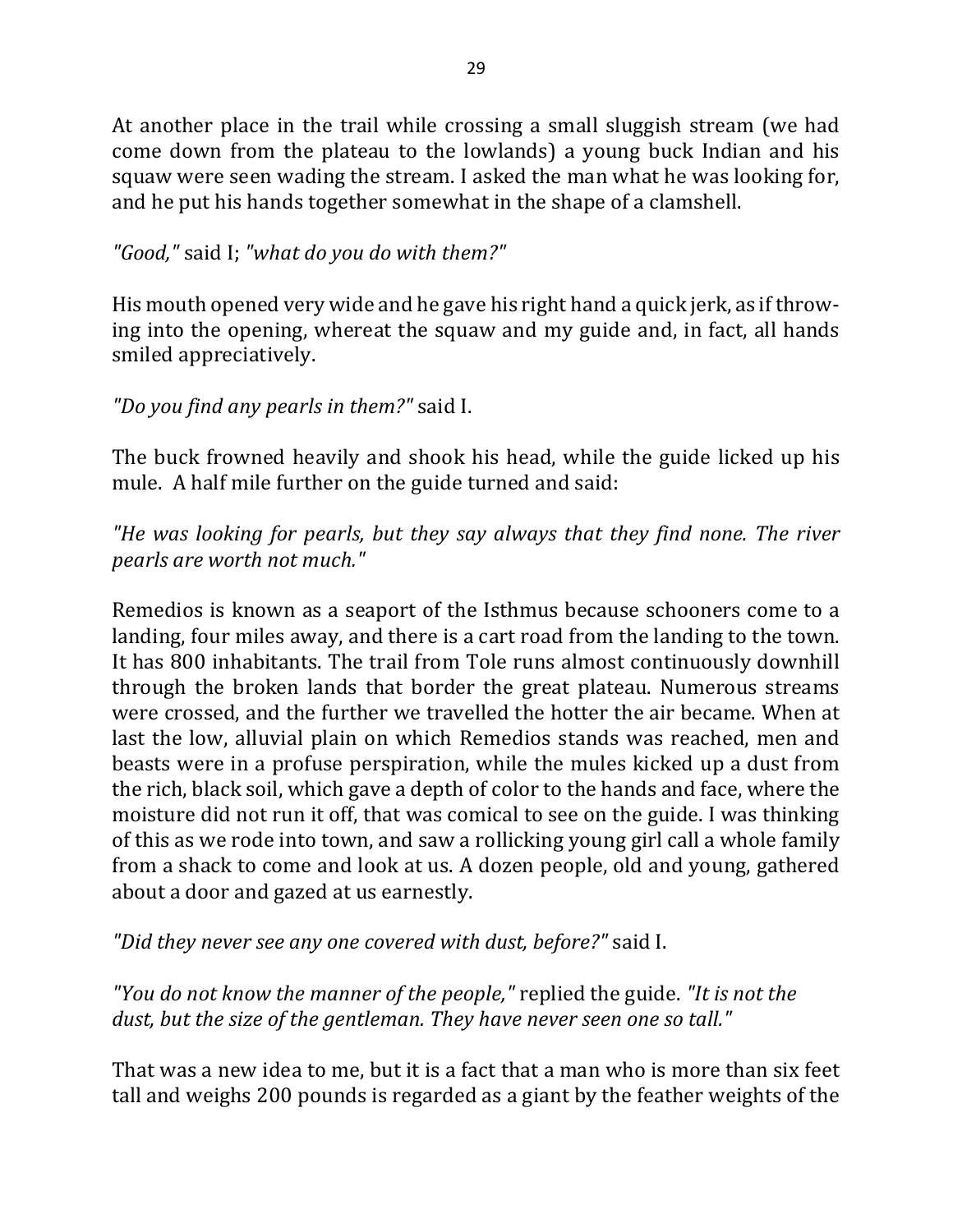At another place in the trail while crossing a small sluggish stream (we had come down from the plateau to the lowlands) a young buck Indian and his squaw were seen wading the stream. I asked the man what he was looking for, and he put his hands together somewhat in the shape of a clamshell.

*"Good,"* said I; *"what do you do with them?"*

His mouth opened very wide and he gave his right hand a quick jerk, as if throwing into the opening, whereat the squaw and my guide and, in fact, all hands smiled appreciatively.

*"Do you find any pearls in them?"* said I.

The buck frowned heavily and shook his head, while the guide licked up his mule. A half mile further on the guide turned and said:

*"He was looking for pearls, but they say always that they find none. The river pearls are worth not much."*

Remedios is known as a seaport of the Isthmus because schooners come to a landing, four miles away, and there is a cart road from the landing to the town. It has 800 inhabitants. The trail from Tole runs almost continuously downhill through the broken lands that border the great plateau. Numerous streams were crossed, and the further we travelled the hotter the air became. When at last the low, alluvial plain on which Remedios stands was reached, men and beasts were in a profuse perspiration, while the mules kicked up a dust from the rich, black soil, which gave a depth of color to the hands and face, where the moisture did not run it off, that was comical to see on the guide. I was thinking of this as we rode into town, and saw a rollicking young girl call a whole family from a shack to come and look at us. A dozen people, old and young, gathered about a door and gazed at us earnestly.

*"Did they never see any one covered with dust, before?"* said I.

*"You do not know the manner of the people,"* replied the guide. *"It is not the dust, but the size of the gentleman. They have never seen one so tall."*

That was a new idea to me, but it is a fact that a man who is more than six feet tall and weighs 200 pounds is regarded as a giant by the feather weights of the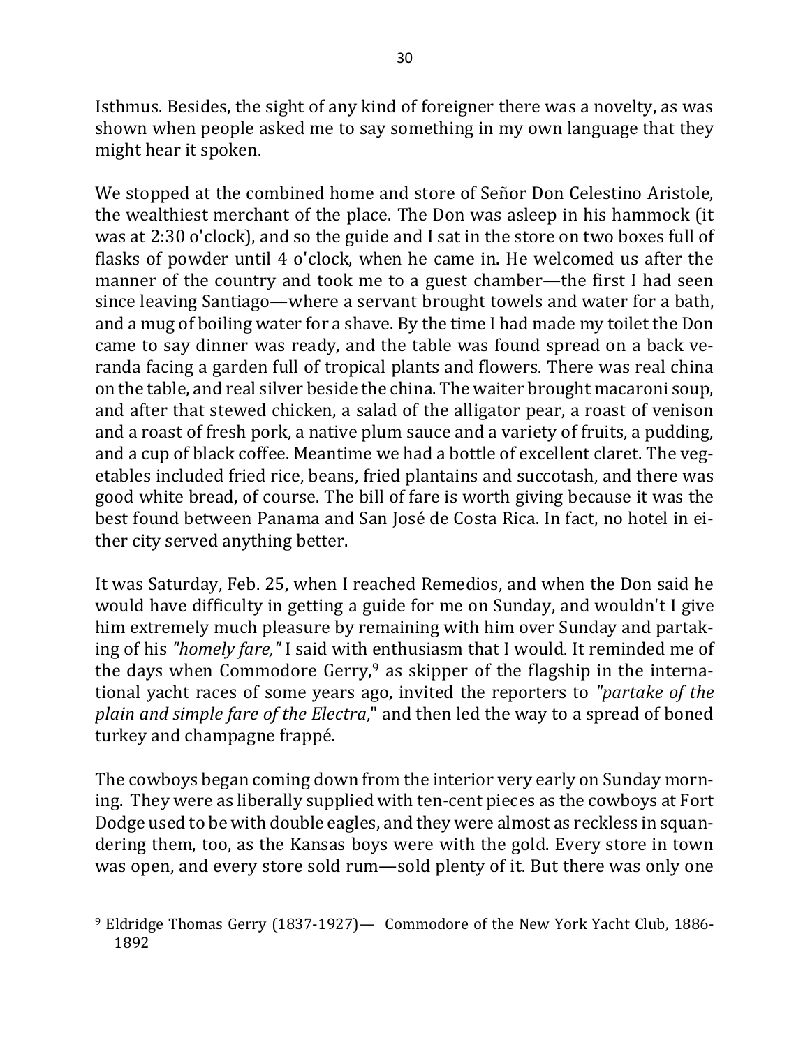Isthmus. Besides, the sight of any kind of foreigner there was a novelty, as was shown when people asked me to say something in my own language that they might hear it spoken.

We stopped at the combined home and store of Señor Don Celestino Aristole, the wealthiest merchant of the place. The Don was asleep in his hammock (it was at 2:30 o'clock), and so the guide and I sat in the store on two boxes full of flasks of powder until 4 o'clock, when he came in. He welcomed us after the manner of the country and took me to a guest chamber—the first I had seen since leaving Santiago—where a servant brought towels and water for a bath, and a mug of boiling water for a shave. By the time I had made my toilet the Don came to say dinner was ready, and the table was found spread on a back veranda facing a garden full of tropical plants and flowers. There was real china on the table, and real silver beside the china. The waiter brought macaroni soup, and after that stewed chicken, a salad of the alligator pear, a roast of venison and a roast of fresh pork, a native plum sauce and a variety of fruits, a pudding, and a cup of black coffee. Meantime we had a bottle of excellent claret. The vegetables included fried rice, beans, fried plantains and succotash, and there was good white bread, of course. The bill of fare is worth giving because it was the best found between Panama and San José de Costa Rica. In fact, no hotel in either city served anything better.

It was Saturday, Feb. 25, when I reached Remedios, and when the Don said he would have difficulty in getting a guide for me on Sunday, and wouldn't I give him extremely much pleasure by remaining with him over Sunday and partaking of his *"homely fare,"* I said with enthusiasm that I would. It reminded me of the days when Commodore Gerry,[9] as skipper of the flagship in the international yacht races of some years ago, invited the reporters to *"partake of the plain and simple fare of the Electra*," and then led the way to a spread of boned turkey and champagne frappé.

The cowboys began coming down from the interior very early on Sunday morning. They were as liberally supplied with ten-cent pieces as the cowboys at Fort Dodge used to be with double eagles, and they were almost as reckless in squandering them, too, as the Kansas boys were with the gold. Every store in town was open, and every store sold rum—sold plenty of it. But there was only one

---

[9] Eldridge Thomas Gerry (1837-1927)— Commodore of the New York Yacht Club, 1886-1892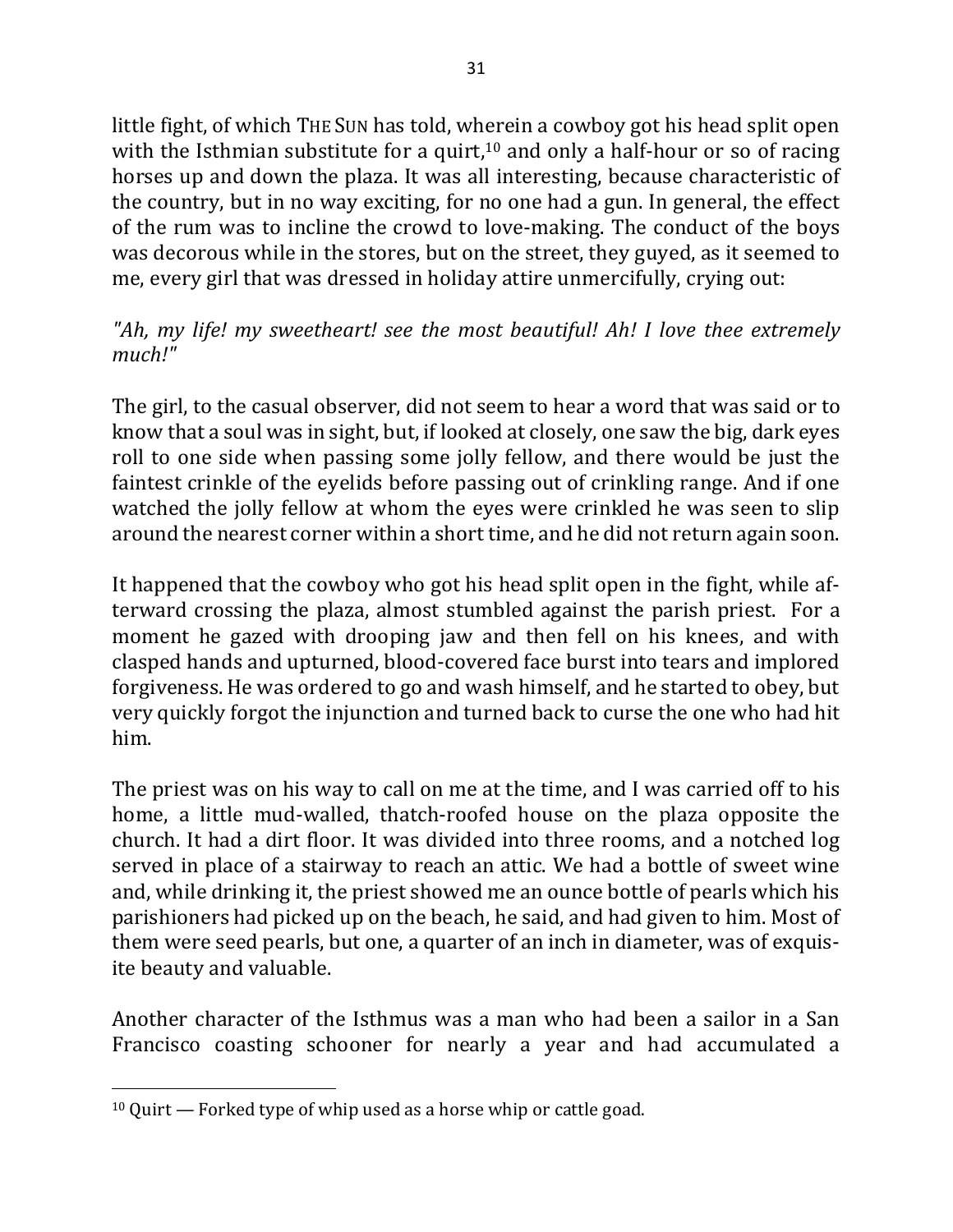little fight, of which THE SUN has told, wherein a cowboy got his head split open with the Isthmian substitute for a quirt,[10] and only a half-hour or so of racing horses up and down the plaza. It was all interesting, because characteristic of the country, but in no way exciting, for no one had a gun. In general, the effect of the rum was to incline the crowd to love-making. The conduct of the boys was decorous while in the stores, but on the street, they guyed, as it seemed to me, every girl that was dressed in holiday attire unmercifully, crying out:

*"Ah, my life! my sweetheart! see the most beautiful! Ah! I love thee extremely much!"*

The girl, to the casual observer, did not seem to hear a word that was said or to know that a soul was in sight, but, if looked at closely, one saw the big, dark eyes roll to one side when passing some jolly fellow, and there would be just the faintest crinkle of the eyelids before passing out of crinkling range. And if one watched the jolly fellow at whom the eyes were crinkled he was seen to slip around the nearest corner within a short time, and he did not return again soon.

It happened that the cowboy who got his head split open in the fight, while afterward crossing the plaza, almost stumbled against the parish priest. For a moment he gazed with drooping jaw and then fell on his knees, and with clasped hands and upturned, blood-covered face burst into tears and implored forgiveness. He was ordered to go and wash himself, and he started to obey, but very quickly forgot the injunction and turned back to curse the one who had hit him.

The priest was on his way to call on me at the time, and I was carried off to his home, a little mud-walled, thatch-roofed house on the plaza opposite the church. It had a dirt floor. It was divided into three rooms, and a notched log served in place of a stairway to reach an attic. We had a bottle of sweet wine and, while drinking it, the priest showed me an ounce bottle of pearls which his parishioners had picked up on the beach, he said, and had given to him. Most of them were seed pearls, but one, a quarter of an inch in diameter, was of exquisite beauty and valuable.

Another character of the Isthmus was a man who had been a sailor in a San Francisco coasting schooner for nearly a year and had accumulated a

[10] Quirt — Forked type of whip used as a horse whip or cattle goad.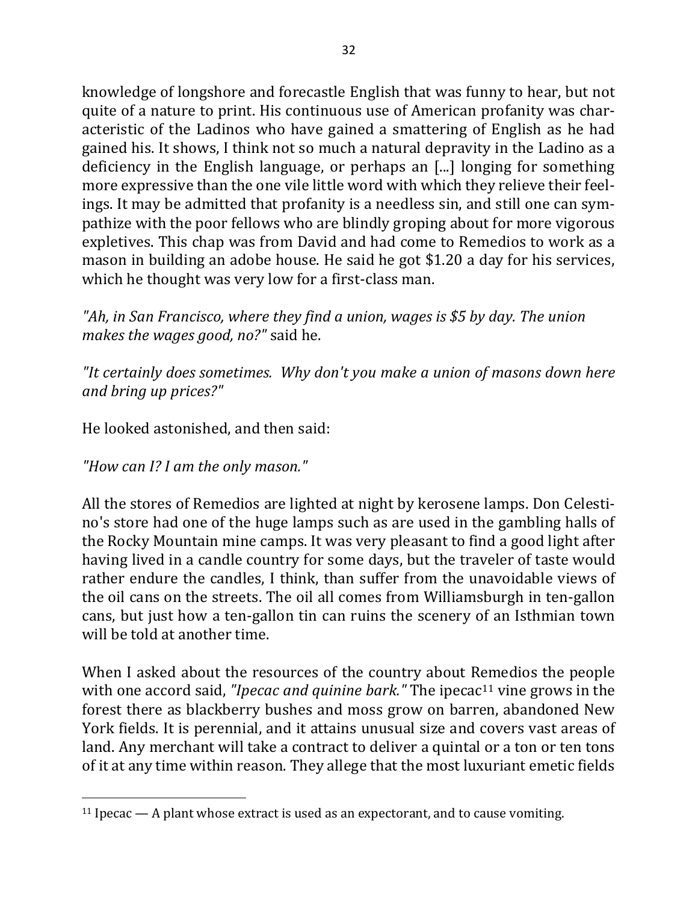knowledge of longshore and forecastle English that was funny to hear, but not quite of a nature to print. His continuous use of American profanity was characteristic of the Ladinos who have gained a smattering of English as he had gained his. It shows, I think not so much a natural depravity in the Ladino as a deficiency in the English language, or perhaps an [...] longing for something more expressive than the one vile little word with which they relieve their feelings. It may be admitted that profanity is a needless sin, and still one can sympathize with the poor fellows who are blindly groping about for more vigorous expletives. This chap was from David and had come to Remedios to work as a mason in building an adobe house. He said he got $1.20 a day for his services, which he thought was very low for a first-class man.

*"Ah, in San Francisco, where they find a union, wages is $5 by day. The union makes the wages good, no?"* said he.

*"It certainly does sometimes. Why don't you make a union of masons down here and bring up prices?"*

He looked astonished, and then said:

*"How can I? I am the only mason."*

All the stores of Remedios are lighted at night by kerosene lamps. Don Celestino's store had one of the huge lamps such as are used in the gambling halls of the Rocky Mountain mine camps. It was very pleasant to find a good light after having lived in a candle country for some days, but the traveler of taste would rather endure the candles, I think, than suffer from the unavoidable views of the oil cans on the streets. The oil all comes from Williamsburgh in ten-gallon cans, but just how a ten-gallon tin can ruins the scenery of an Isthmian town will be told at another time.

When I asked about the resources of the country about Remedios the people with one accord said, *"Ipecac and quinine bark."* The ipecac[11] vine grows in the forest there as blackberry bushes and moss grow on barren, abandoned New York fields. It is perennial, and it attains unusual size and covers vast areas of land. Any merchant will take a contract to deliver a quintal or a ton or ten tons of it at any time within reason. They allege that the most luxuriant emetic fields

[11] Ipecac — A plant whose extract is used as an expectorant, and to cause vomiting.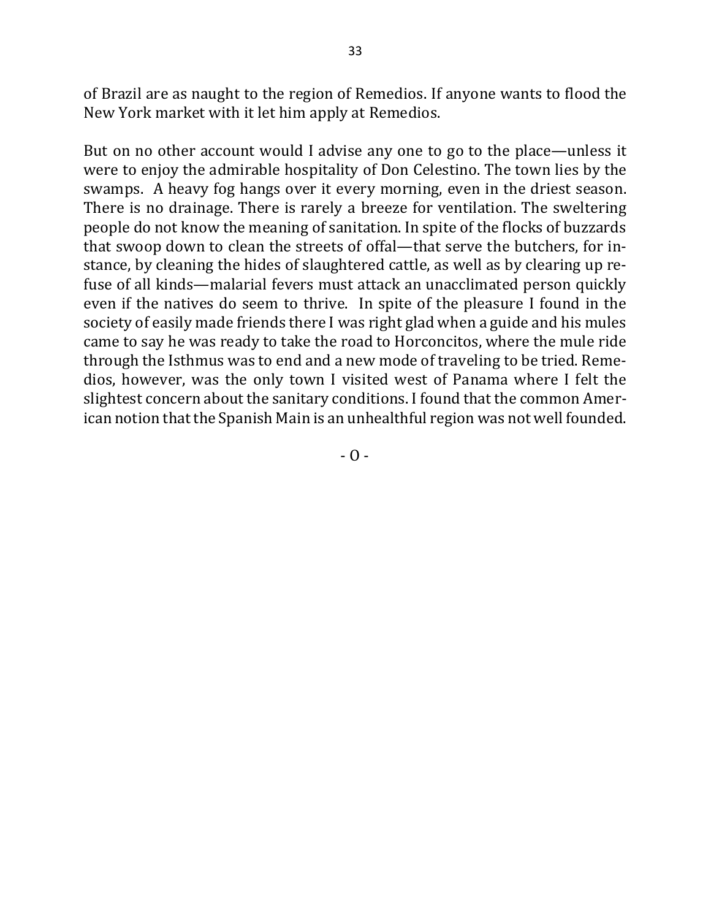of Brazil are as naught to the region of Remedios. If anyone wants to flood the New York market with it let him apply at Remedios.

But on no other account would I advise any one to go to the place—unless it were to enjoy the admirable hospitality of Don Celestino. The town lies by the swamps. A heavy fog hangs over it every morning, even in the driest season. There is no drainage. There is rarely a breeze for ventilation. The sweltering people do not know the meaning of sanitation. In spite of the flocks of buzzards that swoop down to clean the streets of offal—that serve the butchers, for instance, by cleaning the hides of slaughtered cattle, as well as by clearing up refuse of all kinds—malarial fevers must attack an unacclimated person quickly even if the natives do seem to thrive. In spite of the pleasure I found in the society of easily made friends there I was right glad when a guide and his mules came to say he was ready to take the road to Horconcitos, where the mule ride through the Isthmus was to end and a new mode of traveling to be tried. Remedios, however, was the only town I visited west of Panama where I felt the slightest concern about the sanitary conditions. I found that the common American notion that the Spanish Main is an unhealthful region was not well founded.

- O -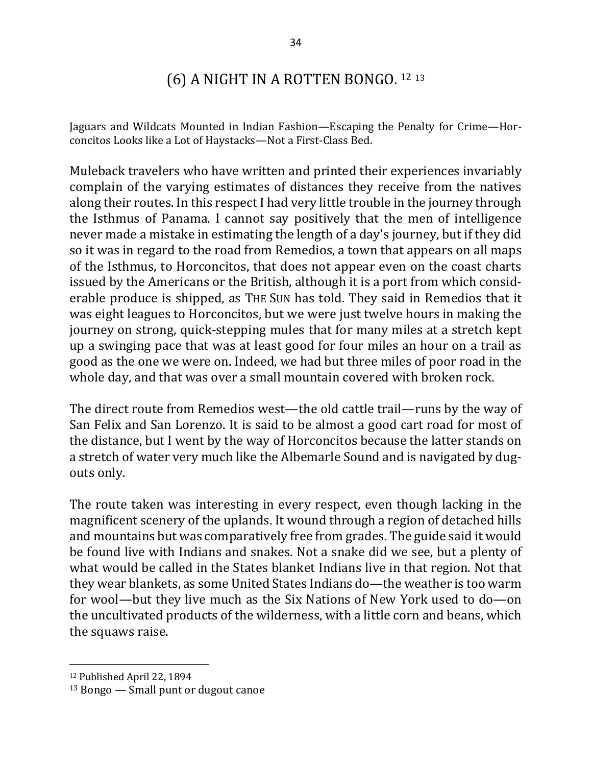# (6) A NIGHT IN A ROTTEN BONGO. [12] [13]

Jaguars and Wildcats Mounted in Indian Fashion—Escaping the Penalty for Crime—Horconcitos Looks like a Lot of Haystacks—Not a First-Class Bed.

Muleback travelers who have written and printed their experiences invariably complain of the varying estimates of distances they receive from the natives along their routes. In this respect I had very little trouble in the journey through the Isthmus of Panama. I cannot say positively that the men of intelligence never made a mistake in estimating the length of a day's journey, but if they did so it was in regard to the road from Remedios, a town that appears on all maps of the Isthmus, to Horconcitos, that does not appear even on the coast charts issued by the Americans or the British, although it is a port from which considerable produce is shipped, as THE SUN has told. They said in Remedios that it was eight leagues to Horconcitos, but we were just twelve hours in making the journey on strong, quick-stepping mules that for many miles at a stretch kept up a swinging pace that was at least good for four miles an hour on a trail as good as the one we were on. Indeed, we had but three miles of poor road in the whole day, and that was over a small mountain covered with broken rock.

The direct route from Remedios west—the old cattle trail—runs by the way of San Felix and San Lorenzo. It is said to be almost a good cart road for most of the distance, but I went by the way of Horconcitos because the latter stands on a stretch of water very much like the Albemarle Sound and is navigated by dugouts only.

The route taken was interesting in every respect, even though lacking in the magnificent scenery of the uplands. It wound through a region of detached hills and mountains but was comparatively free from grades. The guide said it would be found live with Indians and snakes. Not a snake did we see, but a plenty of what would be called in the States blanket Indians live in that region. Not that they wear blankets, as some United States Indians do—the weather is too warm for wool—but they live much as the Six Nations of New York used to do—on the uncultivated products of the wilderness, with a little corn and beans, which the squaws raise.

---

[12] Published April 22, 1894

[13] Bongo — Small punt or dugout canoe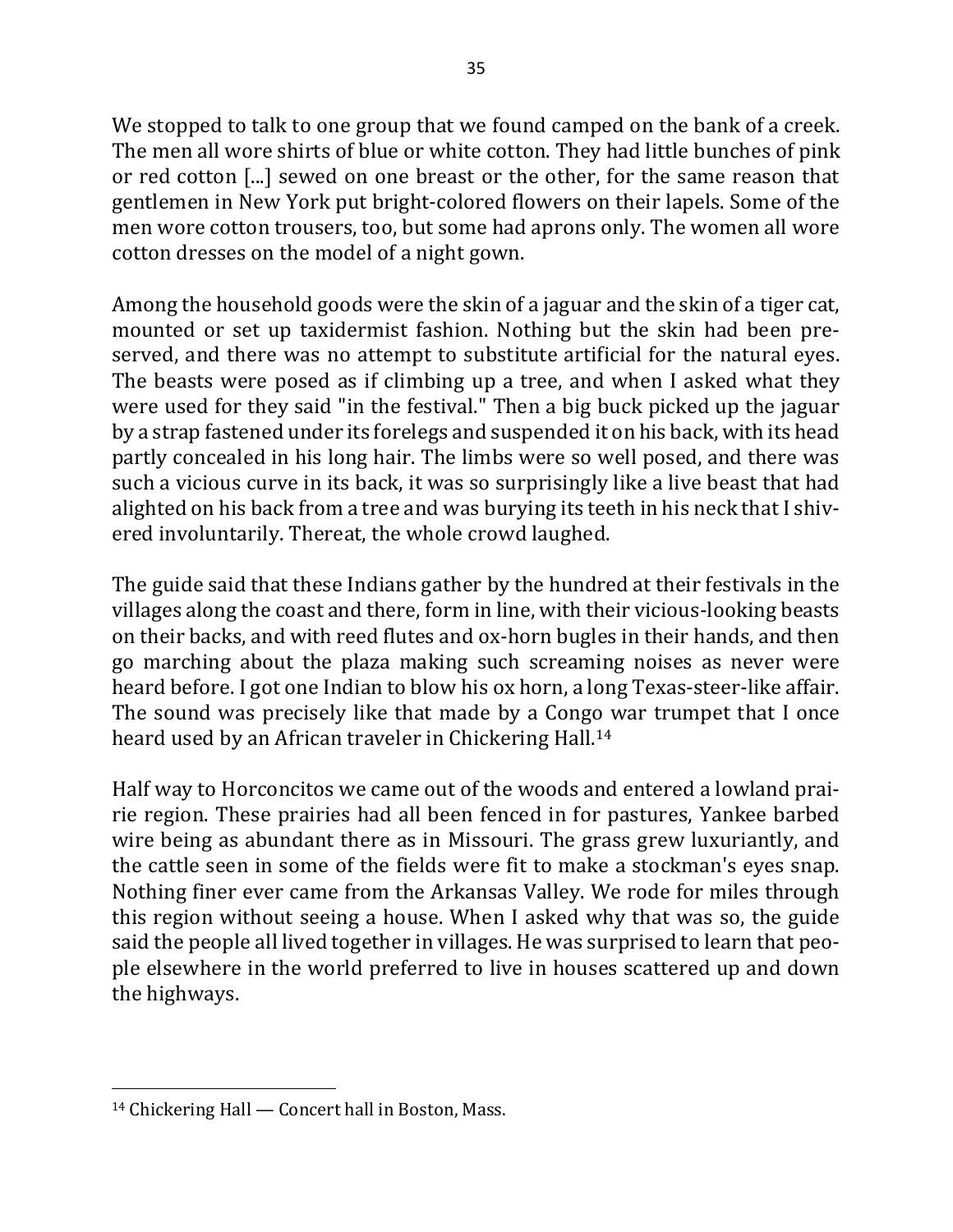We stopped to talk to one group that we found camped on the bank of a creek. The men all wore shirts of blue or white cotton. They had little bunches of pink or red cotton [...] sewed on one breast or the other, for the same reason that gentlemen in New York put bright-colored flowers on their lapels. Some of the men wore cotton trousers, too, but some had aprons only. The women all wore cotton dresses on the model of a night gown.

Among the household goods were the skin of a jaguar and the skin of a tiger cat, mounted or set up taxidermist fashion. Nothing but the skin had been preserved, and there was no attempt to substitute artificial for the natural eyes. The beasts were posed as if climbing up a tree, and when I asked what they were used for they said "in the festival." Then a big buck picked up the jaguar by a strap fastened under its forelegs and suspended it on his back, with its head partly concealed in his long hair. The limbs were so well posed, and there was such a vicious curve in its back, it was so surprisingly like a live beast that had alighted on his back from a tree and was burying its teeth in his neck that I shivered involuntarily. Thereat, the whole crowd laughed.

The guide said that these Indians gather by the hundred at their festivals in the villages along the coast and there, form in line, with their vicious-looking beasts on their backs, and with reed flutes and ox-horn bugles in their hands, and then go marching about the plaza making such screaming noises as never were heard before. I got one Indian to blow his ox horn, a long Texas-steer-like affair. The sound was precisely like that made by a Congo war trumpet that I once heard used by an African traveler in Chickering Hall.[14]

Half way to Horconcitos we came out of the woods and entered a lowland prairie region. These prairies had all been fenced in for pastures, Yankee barbed wire being as abundant there as in Missouri. The grass grew luxuriantly, and the cattle seen in some of the fields were fit to make a stockman's eyes snap. Nothing finer ever came from the Arkansas Valley. We rode for miles through this region without seeing a house. When I asked why that was so, the guide said the people all lived together in villages. He was surprised to learn that people elsewhere in the world preferred to live in houses scattered up and down the highways.

---

[14] Chickering Hall — Concert hall in Boston, Mass.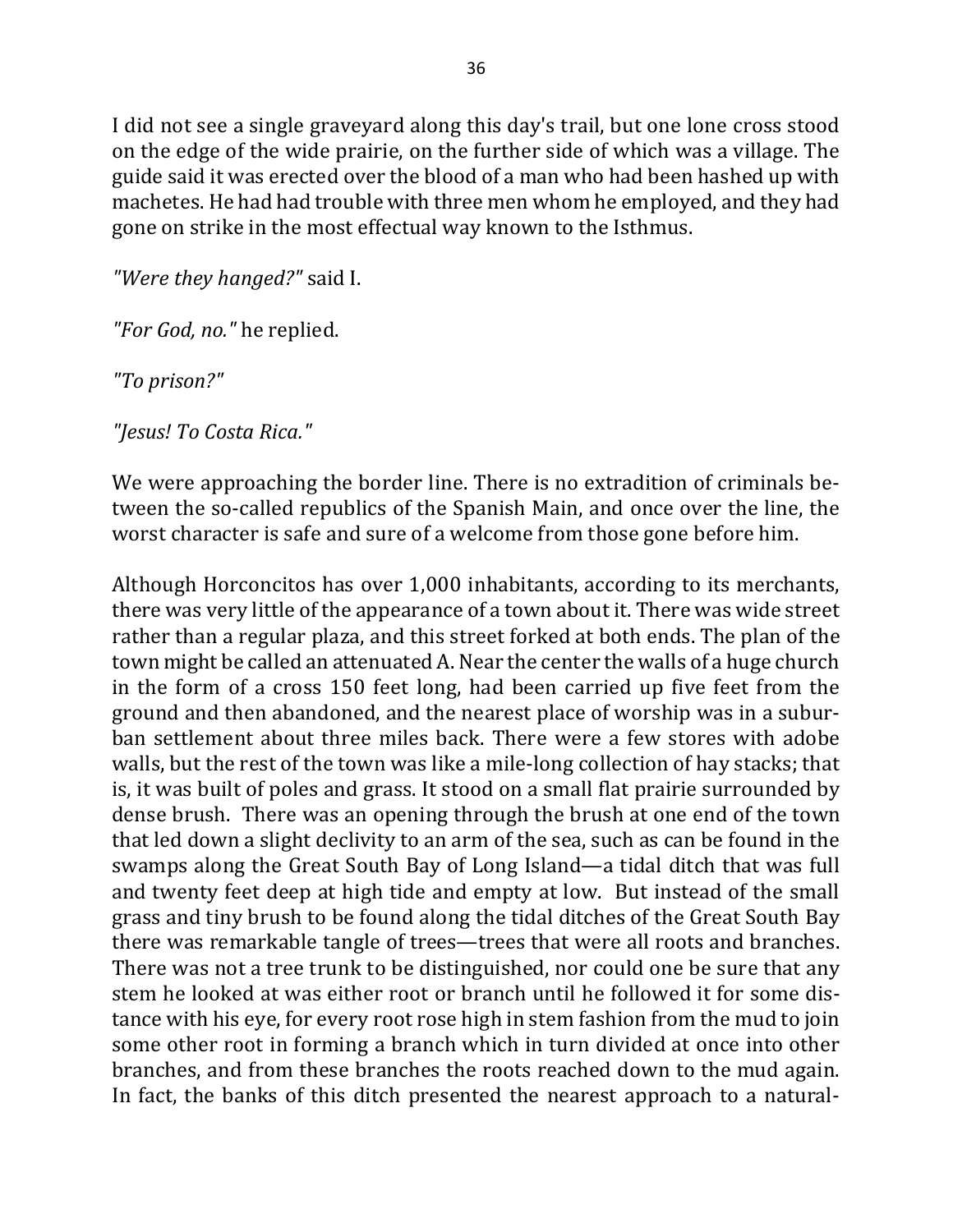I did not see a single graveyard along this day's trail, but one lone cross stood on the edge of the wide prairie, on the further side of which was a village. The guide said it was erected over the blood of a man who had been hashed up with machetes. He had had trouble with three men whom he employed, and they had gone on strike in the most effectual way known to the Isthmus.

*"Were they hanged?"* said I.

*"For God, no."* he replied.

*"To prison?"*

*"Jesus! To Costa Rica."*

We were approaching the border line. There is no extradition of criminals between the so-called republics of the Spanish Main, and once over the line, the worst character is safe and sure of a welcome from those gone before him.

Although Horconcitos has over 1,000 inhabitants, according to its merchants, there was very little of the appearance of a town about it. There was wide street rather than a regular plaza, and this street forked at both ends. The plan of the town might be called an attenuated A. Near the center the walls of a huge church in the form of a cross 150 feet long, had been carried up five feet from the ground and then abandoned, and the nearest place of worship was in a suburban settlement about three miles back. There were a few stores with adobe walls, but the rest of the town was like a mile-long collection of hay stacks; that is, it was built of poles and grass. It stood on a small flat prairie surrounded by dense brush. There was an opening through the brush at one end of the town that led down a slight declivity to an arm of the sea, such as can be found in the swamps along the Great South Bay of Long Island—a tidal ditch that was full and twenty feet deep at high tide and empty at low. But instead of the small grass and tiny brush to be found along the tidal ditches of the Great South Bay there was remarkable tangle of trees—trees that were all roots and branches. There was not a tree trunk to be distinguished, nor could one be sure that any stem he looked at was either root or branch until he followed it for some distance with his eye, for every root rose high in stem fashion from the mud to join some other root in forming a branch which in turn divided at once into other branches, and from these branches the roots reached down to the mud again. In fact, the banks of this ditch presented the nearest approach to a natural-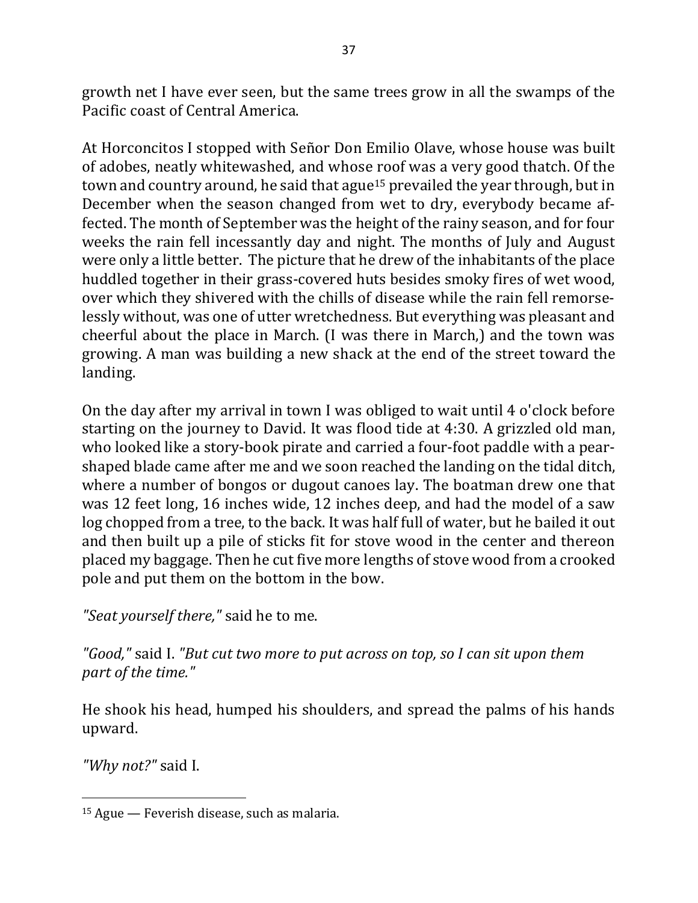growth net I have ever seen, but the same trees grow in all the swamps of the Pacific coast of Central America.

At Horconcitos I stopped with Señor Don Emilio Olave, whose house was built of adobes, neatly whitewashed, and whose roof was a very good thatch. Of the town and country around, he said that ague[15] prevailed the year through, but in December when the season changed from wet to dry, everybody became affected. The month of September was the height of the rainy season, and for four weeks the rain fell incessantly day and night. The months of July and August were only a little better. The picture that he drew of the inhabitants of the place huddled together in their grass-covered huts besides smoky fires of wet wood, over which they shivered with the chills of disease while the rain fell remorselessly without, was one of utter wretchedness. But everything was pleasant and cheerful about the place in March. (I was there in March,) and the town was growing. A man was building a new shack at the end of the street toward the landing.

On the day after my arrival in town I was obliged to wait until 4 o'clock before starting on the journey to David. It was flood tide at 4:30. A grizzled old man, who looked like a story-book pirate and carried a four-foot paddle with a pear-shaped blade came after me and we soon reached the landing on the tidal ditch, where a number of bongos or dugout canoes lay. The boatman drew one that was 12 feet long, 16 inches wide, 12 inches deep, and had the model of a saw log chopped from a tree, to the back. It was half full of water, but he bailed it out and then built up a pile of sticks fit for stove wood in the center and thereon placed my baggage. Then he cut five more lengths of stove wood from a crooked pole and put them on the bottom in the bow.

*"Seat yourself there,"* said he to me.

*"Good,"* said I. *"But cut two more to put across on top, so I can sit upon them part of the time."*

He shook his head, humped his shoulders, and spread the palms of his hands upward.

*"Why not?"* said I.

---

[15] Ague — Feverish disease, such as malaria.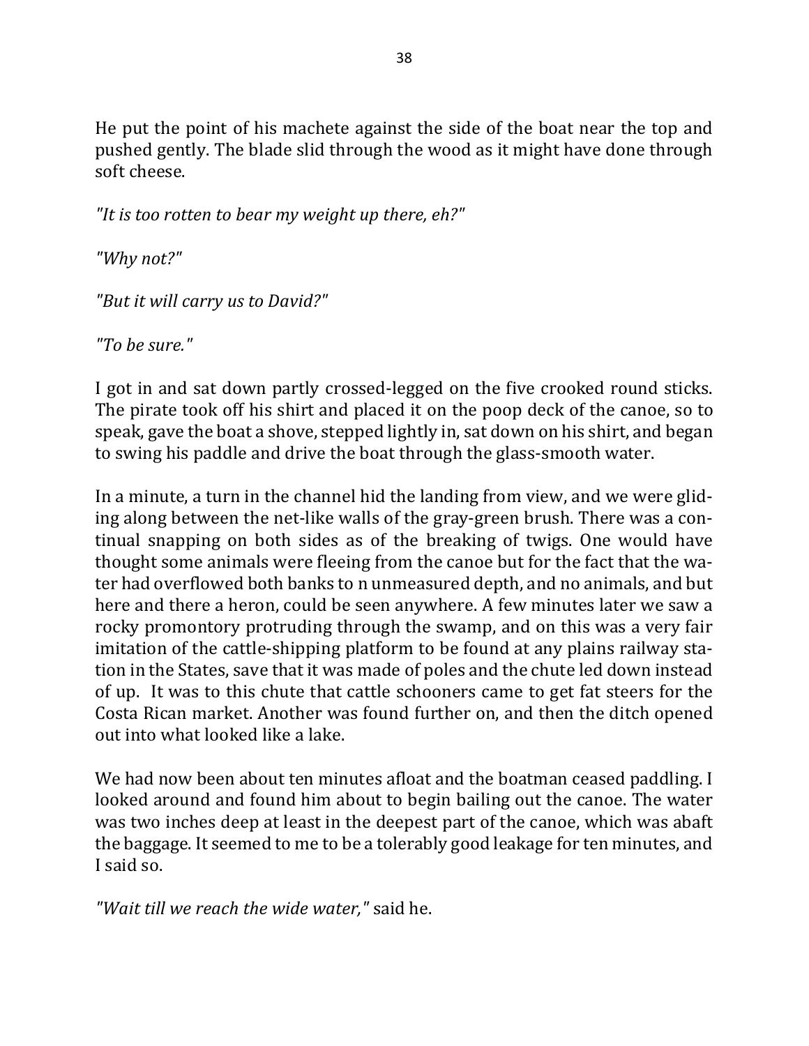He put the point of his machete against the side of the boat near the top and pushed gently. The blade slid through the wood as it might have done through soft cheese.

*"It is too rotten to bear my weight up there, eh?"*

*"Why not?"*

*"But it will carry us to David?"*

*"To be sure."*

I got in and sat down partly crossed-legged on the five crooked round sticks. The pirate took off his shirt and placed it on the poop deck of the canoe, so to speak, gave the boat a shove, stepped lightly in, sat down on his shirt, and began to swing his paddle and drive the boat through the glass-smooth water.

In a minute, a turn in the channel hid the landing from view, and we were gliding along between the net-like walls of the gray-green brush. There was a continual snapping on both sides as of the breaking of twigs. One would have thought some animals were fleeing from the canoe but for the fact that the water had overflowed both banks to n unmeasured depth, and no animals, and but here and there a heron, could be seen anywhere. A few minutes later we saw a rocky promontory protruding through the swamp, and on this was a very fair imitation of the cattle-shipping platform to be found at any plains railway station in the States, save that it was made of poles and the chute led down instead of up. It was to this chute that cattle schooners came to get fat steers for the Costa Rican market. Another was found further on, and then the ditch opened out into what looked like a lake.

We had now been about ten minutes afloat and the boatman ceased paddling. I looked around and found him about to begin bailing out the canoe. The water was two inches deep at least in the deepest part of the canoe, which was abaft the baggage. It seemed to me to be a tolerably good leakage for ten minutes, and I said so.

*"Wait till we reach the wide water,"* said he.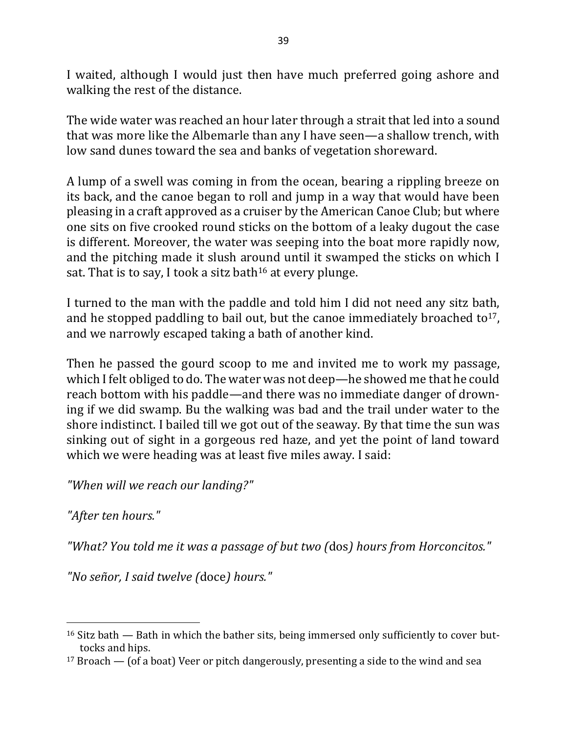I waited, although I would just then have much preferred going ashore and walking the rest of the distance.

The wide water was reached an hour later through a strait that led into a sound that was more like the Albemarle than any I have seen—a shallow trench, with low sand dunes toward the sea and banks of vegetation shoreward.

A lump of a swell was coming in from the ocean, bearing a rippling breeze on its back, and the canoe began to roll and jump in a way that would have been pleasing in a craft approved as a cruiser by the American Canoe Club; but where one sits on five crooked round sticks on the bottom of a leaky dugout the case is different. Moreover, the water was seeping into the boat more rapidly now, and the pitching made it slush around until it swamped the sticks on which I sat. That is to say, I took a sitz bath[16] at every plunge.

I turned to the man with the paddle and told him I did not need any sitz bath, and he stopped paddling to bail out, but the canoe immediately broached to[17], and we narrowly escaped taking a bath of another kind.

Then he passed the gourd scoop to me and invited me to work my passage, which I felt obliged to do. The water was not deep—he showed me that he could reach bottom with his paddle—and there was no immediate danger of drowning if we did swamp. Bu the walking was bad and the trail under water to the shore indistinct. I bailed till we got out of the seaway. By that time the sun was sinking out of sight in a gorgeous red haze, and yet the point of land toward which we were heading was at least five miles away. I said:

*"When will we reach our landing?"*

*"After ten hours."*

*"What? You told me it was a passage of but two (*dos*) hours from Horconcitos."*

*"No señor, I said twelve (*doce*) hours."*

---

[16] Sitz bath — Bath in which the bather sits, being immersed only sufficiently to cover buttocks and hips.

[17] Broach — (of a boat) Veer or pitch dangerously, presenting a side to the wind and sea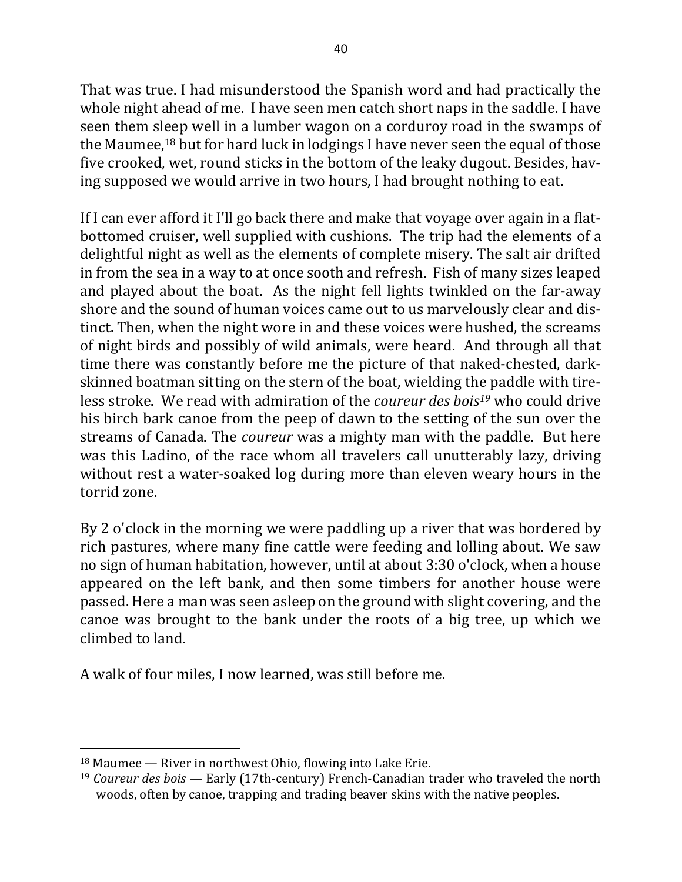That was true. I had misunderstood the Spanish word and had practically the whole night ahead of me. I have seen men catch short naps in the saddle. I have seen them sleep well in a lumber wagon on a corduroy road in the swamps of the Maumee,[18] but for hard luck in lodgings I have never seen the equal of those five crooked, wet, round sticks in the bottom of the leaky dugout. Besides, having supposed we would arrive in two hours, I had brought nothing to eat.

If I can ever afford it I'll go back there and make that voyage over again in a flat-bottomed cruiser, well supplied with cushions. The trip had the elements of a delightful night as well as the elements of complete misery. The salt air drifted in from the sea in a way to at once sooth and refresh. Fish of many sizes leaped and played about the boat. As the night fell lights twinkled on the far-away shore and the sound of human voices came out to us marvelously clear and distinct. Then, when the night wore in and these voices were hushed, the screams of night birds and possibly of wild animals, were heard. And through all that time there was constantly before me the picture of that naked-chested, dark-skinned boatman sitting on the stern of the boat, wielding the paddle with tireless stroke. We read with admiration of the *coureur des bois*[19] who could drive his birch bark canoe from the peep of dawn to the setting of the sun over the streams of Canada. The *coureur* was a mighty man with the paddle. But here was this Ladino, of the race whom all travelers call unutterably lazy, driving without rest a water-soaked log during more than eleven weary hours in the torrid zone.

By 2 o'clock in the morning we were paddling up a river that was bordered by rich pastures, where many fine cattle were feeding and lolling about. We saw no sign of human habitation, however, until at about 3:30 o'clock, when a house appeared on the left bank, and then some timbers for another house were passed. Here a man was seen asleep on the ground with slight covering, and the canoe was brought to the bank under the roots of a big tree, up which we climbed to land.

A walk of four miles, I now learned, was still before me.

---

[18] Maumee — River in northwest Ohio, flowing into Lake Erie.

[19] *Coureur des bois* — Early (17th-century) French-Canadian trader who traveled the north woods, often by canoe, trapping and trading beaver skins with the native peoples.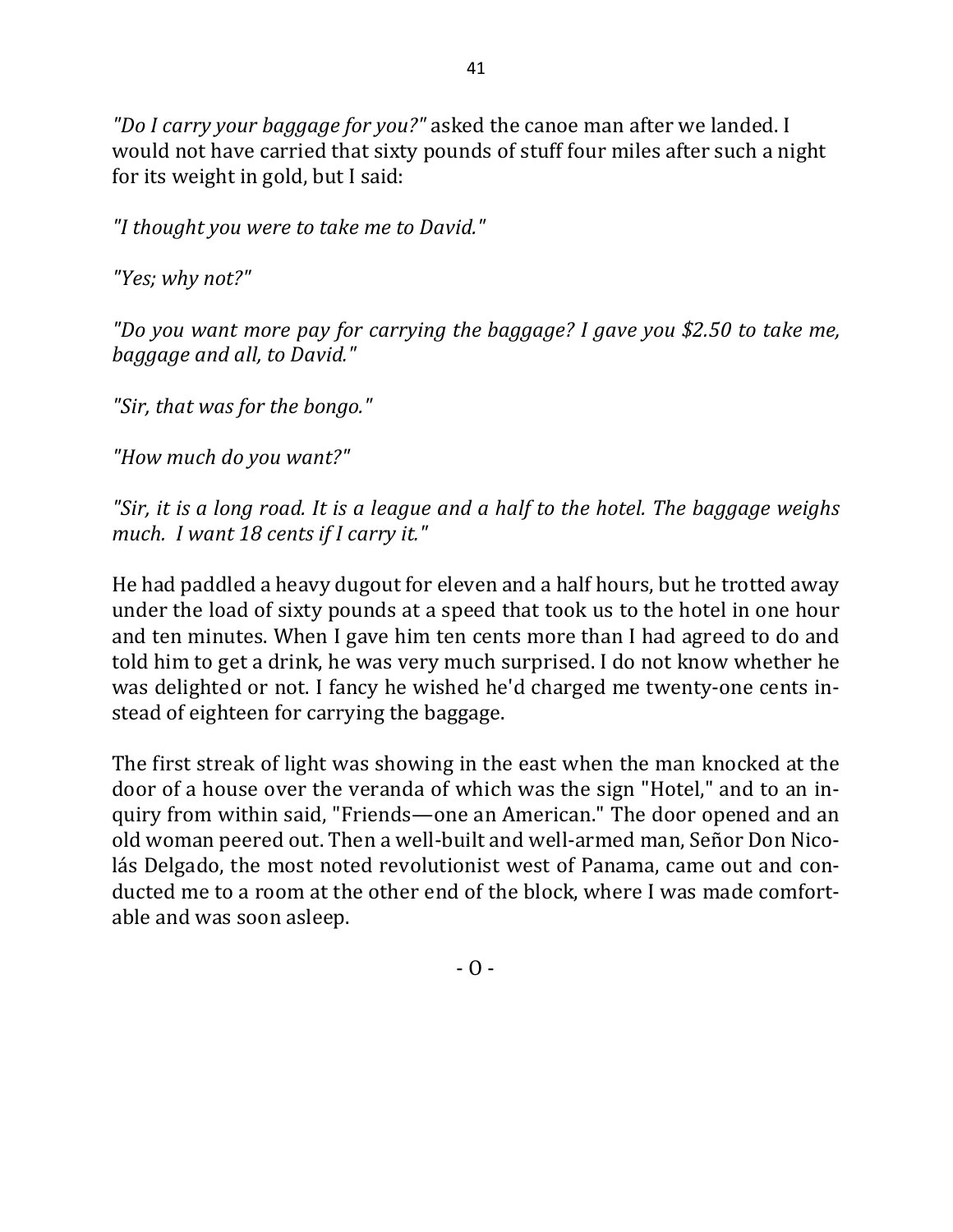*"Do I carry your baggage for you?"* asked the canoe man after we landed. I would not have carried that sixty pounds of stuff four miles after such a night for its weight in gold, but I said:

*"I thought you were to take me to David."*

*"Yes; why not?"*

*"Do you want more pay for carrying the baggage? I gave you $2.50 to take me, baggage and all, to David."*

*"Sir, that was for the bongo."*

*"How much do you want?"*

*"Sir, it is a long road. It is a league and a half to the hotel. The baggage weighs much. I want 18 cents if I carry it."*

He had paddled a heavy dugout for eleven and a half hours, but he trotted away under the load of sixty pounds at a speed that took us to the hotel in one hour and ten minutes. When I gave him ten cents more than I had agreed to do and told him to get a drink, he was very much surprised. I do not know whether he was delighted or not. I fancy he wished he'd charged me twenty-one cents instead of eighteen for carrying the baggage.

The first streak of light was showing in the east when the man knocked at the door of a house over the veranda of which was the sign "Hotel," and to an inquiry from within said, "Friends—one an American." The door opened and an old woman peered out. Then a well-built and well-armed man, Señor Don Nicolás Delgado, the most noted revolutionist west of Panama, came out and conducted me to a room at the other end of the block, where I was made comfortable and was soon asleep.

- O -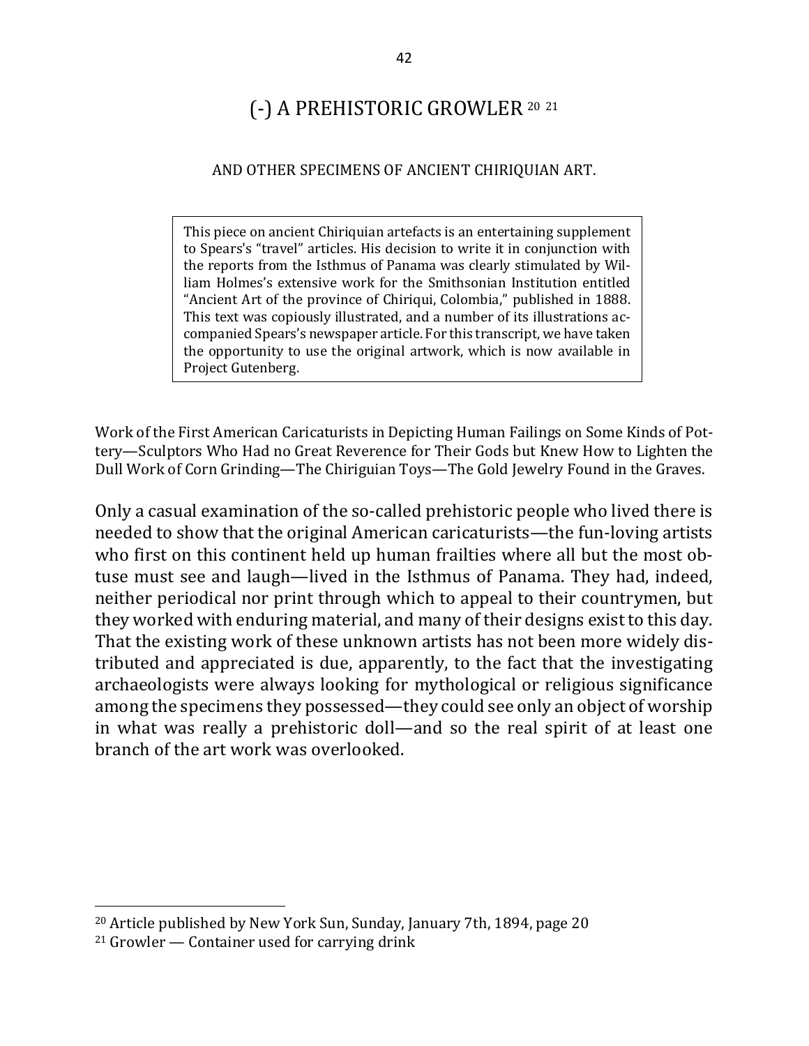# (-) A PREHISTORIC GROWLER [20] [21]

AND OTHER SPECIMENS OF ANCIENT CHIRIQUIAN ART.

> This piece on ancient Chiriquian artefacts is an entertaining supplement to Spears's "travel" articles. His decision to write it in conjunction with the reports from the Isthmus of Panama was clearly stimulated by William Holmes's extensive work for the Smithsonian Institution entitled "Ancient Art of the province of Chiriqui, Colombia," published in 1888. This text was copiously illustrated, and a number of its illustrations accompanied Spears's newspaper article. For this transcript, we have taken the opportunity to use the original artwork, which is now available in Project Gutenberg.

Work of the First American Caricaturists in Depicting Human Failings on Some Kinds of Pottery—Sculptors Who Had no Great Reverence for Their Gods but Knew How to Lighten the Dull Work of Corn Grinding—The Chiriguian Toys—The Gold Jewelry Found in the Graves.

Only a casual examination of the so-called prehistoric people who lived there is needed to show that the original American caricaturists—the fun-loving artists who first on this continent held up human frailties where all but the most obtuse must see and laugh—lived in the Isthmus of Panama. They had, indeed, neither periodical nor print through which to appeal to their countrymen, but they worked with enduring material, and many of their designs exist to this day. That the existing work of these unknown artists has not been more widely distributed and appreciated is due, apparently, to the fact that the investigating archaeologists were always looking for mythological or religious significance among the specimens they possessed—they could see only an object of worship in what was really a prehistoric doll—and so the real spirit of at least one branch of the art work was overlooked.

---

[20] Article published by New York Sun, Sunday, January 7th, 1894, page 20

[21] Growler — Container used for carrying drink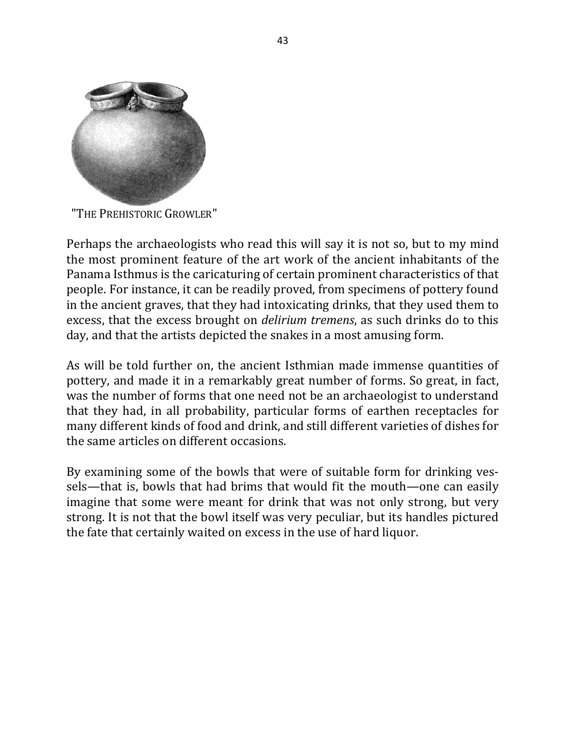"The Prehistoric Growler"

Perhaps the archaeologists who read this will say it is not so, but to my mind the most prominent feature of the art work of the ancient inhabitants of the Panama Isthmus is the caricaturing of certain prominent characteristics of that people. For instance, it can be readily proved, from specimens of pottery found in the ancient graves, that they had intoxicating drinks, that they used them to excess, that the excess brought on *delirium tremens*, as such drinks do to this day, and that the artists depicted the snakes in a most amusing form.

As will be told further on, the ancient Isthmian made immense quantities of pottery, and made it in a remarkably great number of forms. So great, in fact, was the number of forms that one need not be an archaeologist to understand that they had, in all probability, particular forms of earthen receptacles for many different kinds of food and drink, and still different varieties of dishes for the same articles on different occasions.

By examining some of the bowls that were of suitable form for drinking vessels—that is, bowls that had brims that would fit the mouth—one can easily imagine that some were meant for drink that was not only strong, but very strong. It is not that the bowl itself was very peculiar, but its handles pictured the fate that certainly waited on excess in the use of hard liquor.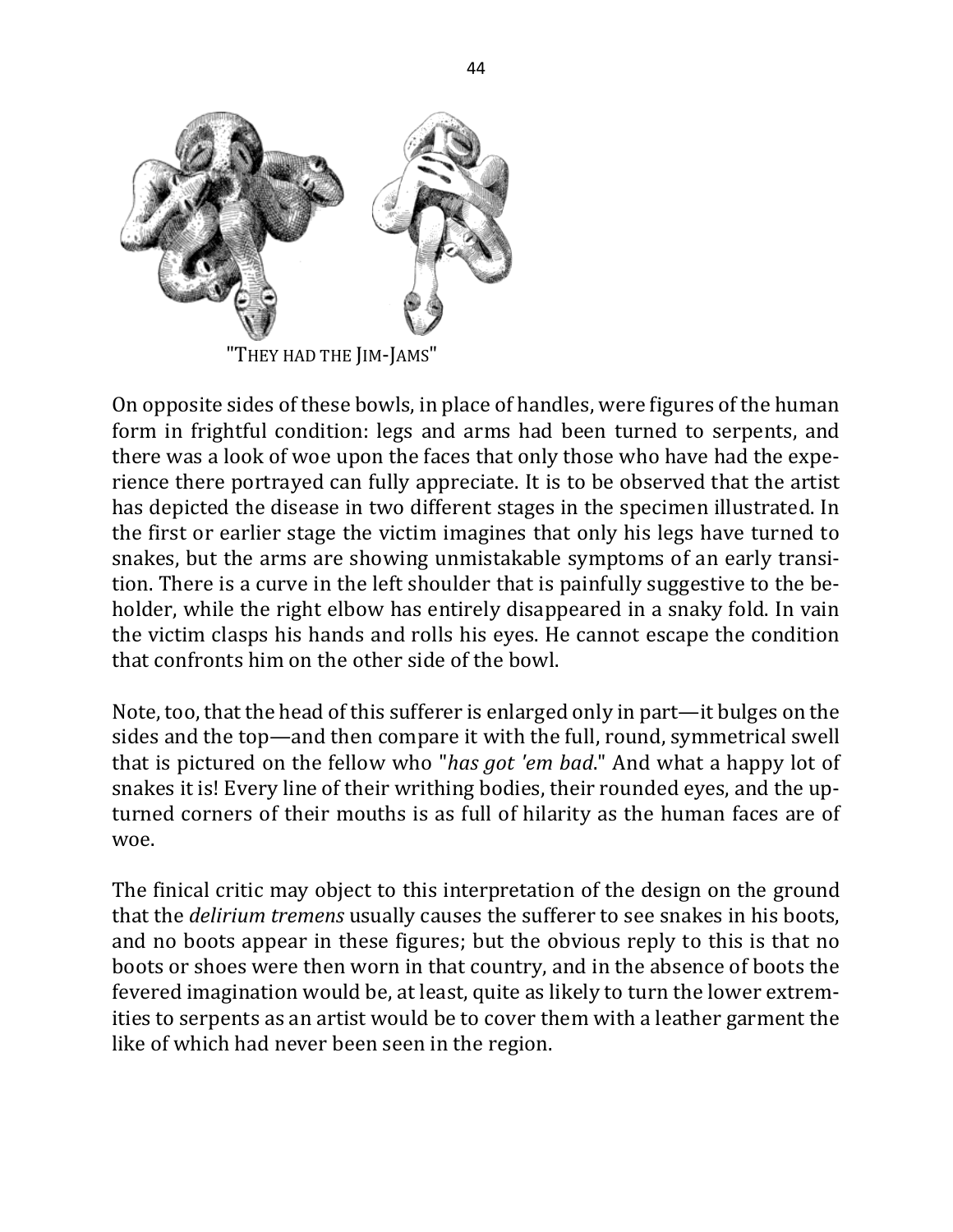"THEY HAD THE JIM-JAMS"

On opposite sides of these bowls, in place of handles, were figures of the human form in frightful condition: legs and arms had been turned to serpents, and there was a look of woe upon the faces that only those who have had the experience there portrayed can fully appreciate. It is to be observed that the artist has depicted the disease in two different stages in the specimen illustrated. In the first or earlier stage the victim imagines that only his legs have turned to snakes, but the arms are showing unmistakable symptoms of an early transition. There is a curve in the left shoulder that is painfully suggestive to the beholder, while the right elbow has entirely disappeared in a snaky fold. In vain the victim clasps his hands and rolls his eyes. He cannot escape the condition that confronts him on the other side of the bowl.

Note, too, that the head of this sufferer is enlarged only in part—it bulges on the sides and the top—and then compare it with the full, round, symmetrical swell that is pictured on the fellow who "*has got 'em bad*." And what a happy lot of snakes it is! Every line of their writhing bodies, their rounded eyes, and the upturned corners of their mouths is as full of hilarity as the human faces are of woe.

The finical critic may object to this interpretation of the design on the ground that the *delirium tremens* usually causes the sufferer to see snakes in his boots, and no boots appear in these figures; but the obvious reply to this is that no boots or shoes were then worn in that country, and in the absence of boots the fevered imagination would be, at least, quite as likely to turn the lower extremities to serpents as an artist would be to cover them with a leather garment the like of which had never been seen in the region.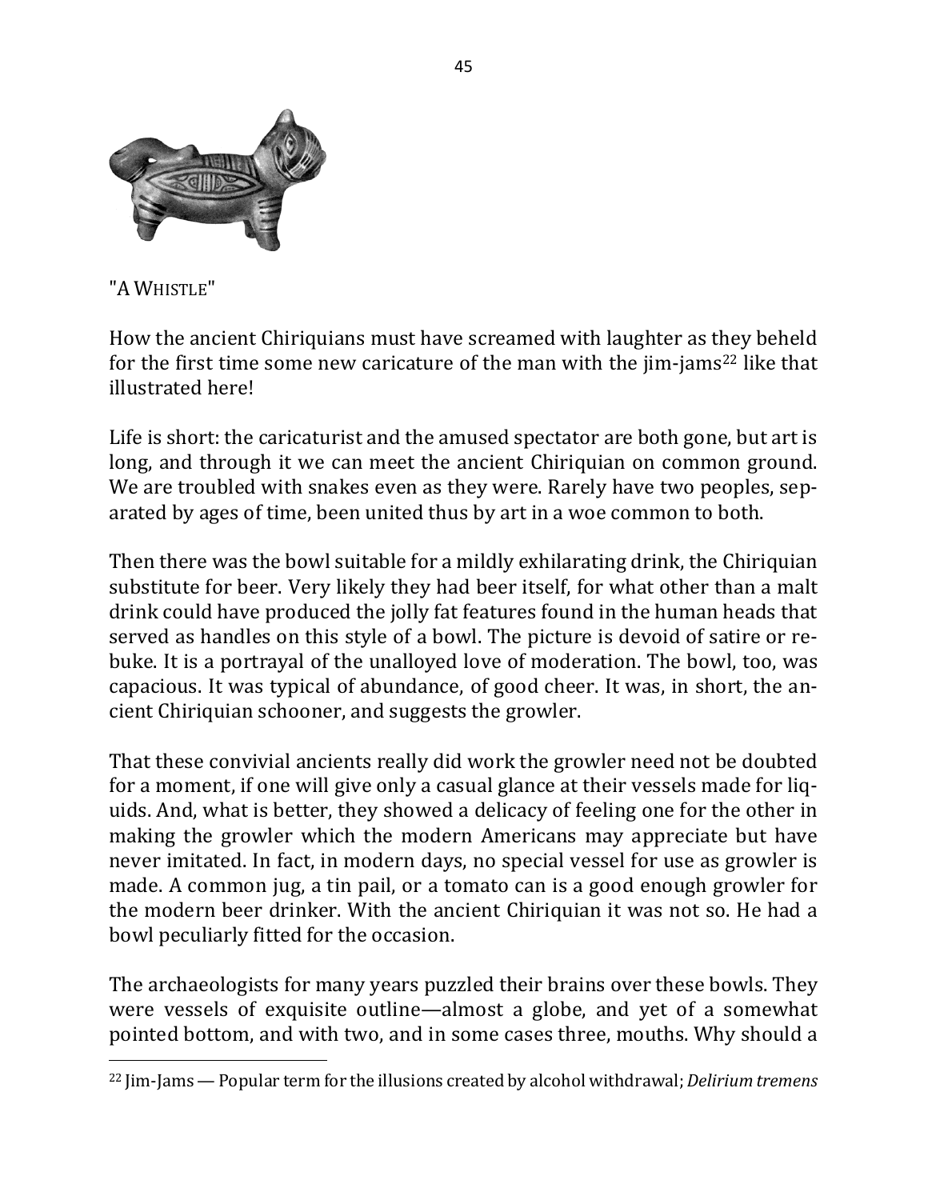"A WHISTLE"

How the ancient Chiriquians must have screamed with laughter as they beheld for the first time some new caricature of the man with the jim-jams[22] like that illustrated here!

Life is short: the caricaturist and the amused spectator are both gone, but art is long, and through it we can meet the ancient Chiriquian on common ground. We are troubled with snakes even as they were. Rarely have two peoples, separated by ages of time, been united thus by art in a woe common to both.

Then there was the bowl suitable for a mildly exhilarating drink, the Chiriquian substitute for beer. Very likely they had beer itself, for what other than a malt drink could have produced the jolly fat features found in the human heads that served as handles on this style of a bowl. The picture is devoid of satire or rebuke. It is a portrayal of the unalloyed love of moderation. The bowl, too, was capacious. It was typical of abundance, of good cheer. It was, in short, the ancient Chiriquian schooner, and suggests the growler.

That these convivial ancients really did work the growler need not be doubted for a moment, if one will give only a casual glance at their vessels made for liquids. And, what is better, they showed a delicacy of feeling one for the other in making the growler which the modern Americans may appreciate but have never imitated. In fact, in modern days, no special vessel for use as growler is made. A common jug, a tin pail, or a tomato can is a good enough growler for the modern beer drinker. With the ancient Chiriquian it was not so. He had a bowl peculiarly fitted for the occasion.

The archaeologists for many years puzzled their brains over these bowls. They were vessels of exquisite outline—almost a globe, and yet of a somewhat pointed bottom, and with two, and in some cases three, mouths. Why should a

[22] Jim-Jams — Popular term for the illusions created by alcohol withdrawal; *Delirium tremens*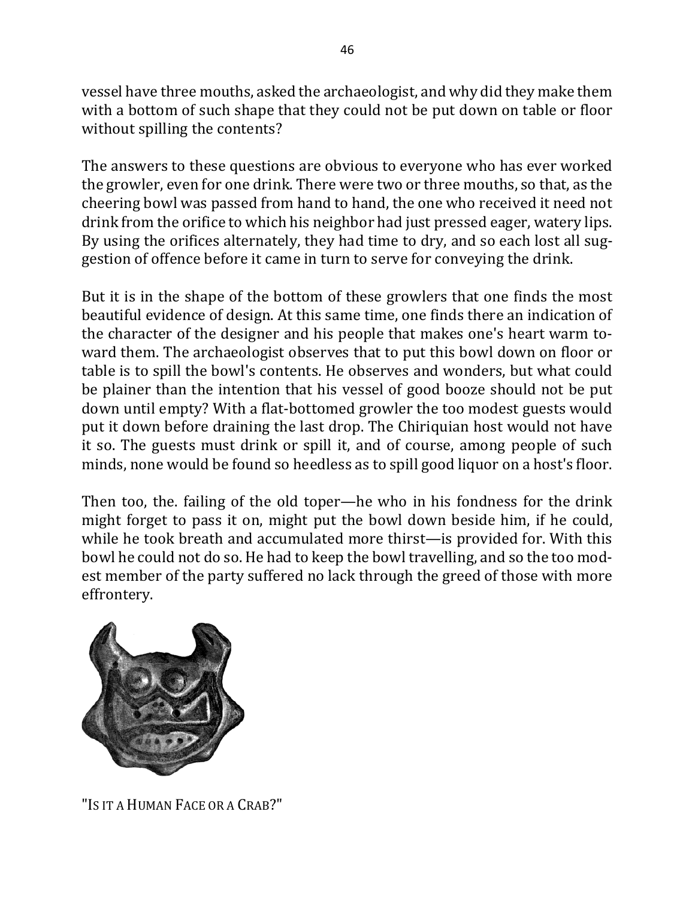vessel have three mouths, asked the archaeologist, and why did they make them with a bottom of such shape that they could not be put down on table or floor without spilling the contents?

The answers to these questions are obvious to everyone who has ever worked the growler, even for one drink. There were two or three mouths, so that, as the cheering bowl was passed from hand to hand, the one who received it need not drink from the orifice to which his neighbor had just pressed eager, watery lips. By using the orifices alternately, they had time to dry, and so each lost all suggestion of offence before it came in turn to serve for conveying the drink.

But it is in the shape of the bottom of these growlers that one finds the most beautiful evidence of design. At this same time, one finds there an indication of the character of the designer and his people that makes one's heart warm toward them. The archaeologist observes that to put this bowl down on floor or table is to spill the bowl's contents. He observes and wonders, but what could be plainer than the intention that his vessel of good booze should not be put down until empty? With a flat-bottomed growler the too modest guests would put it down before draining the last drop. The Chiriquian host would not have it so. The guests must drink or spill it, and of course, among people of such minds, none would be found so heedless as to spill good liquor on a host's floor.

Then too, the. failing of the old toper—he who in his fondness for the drink might forget to pass it on, might put the bowl down beside him, if he could, while he took breath and accumulated more thirst—is provided for. With this bowl he could not do so. He had to keep the bowl travelling, and so the too modest member of the party suffered no lack through the greed of those with more effrontery.

"IS IT A HUMAN FACE OR A CRAB?"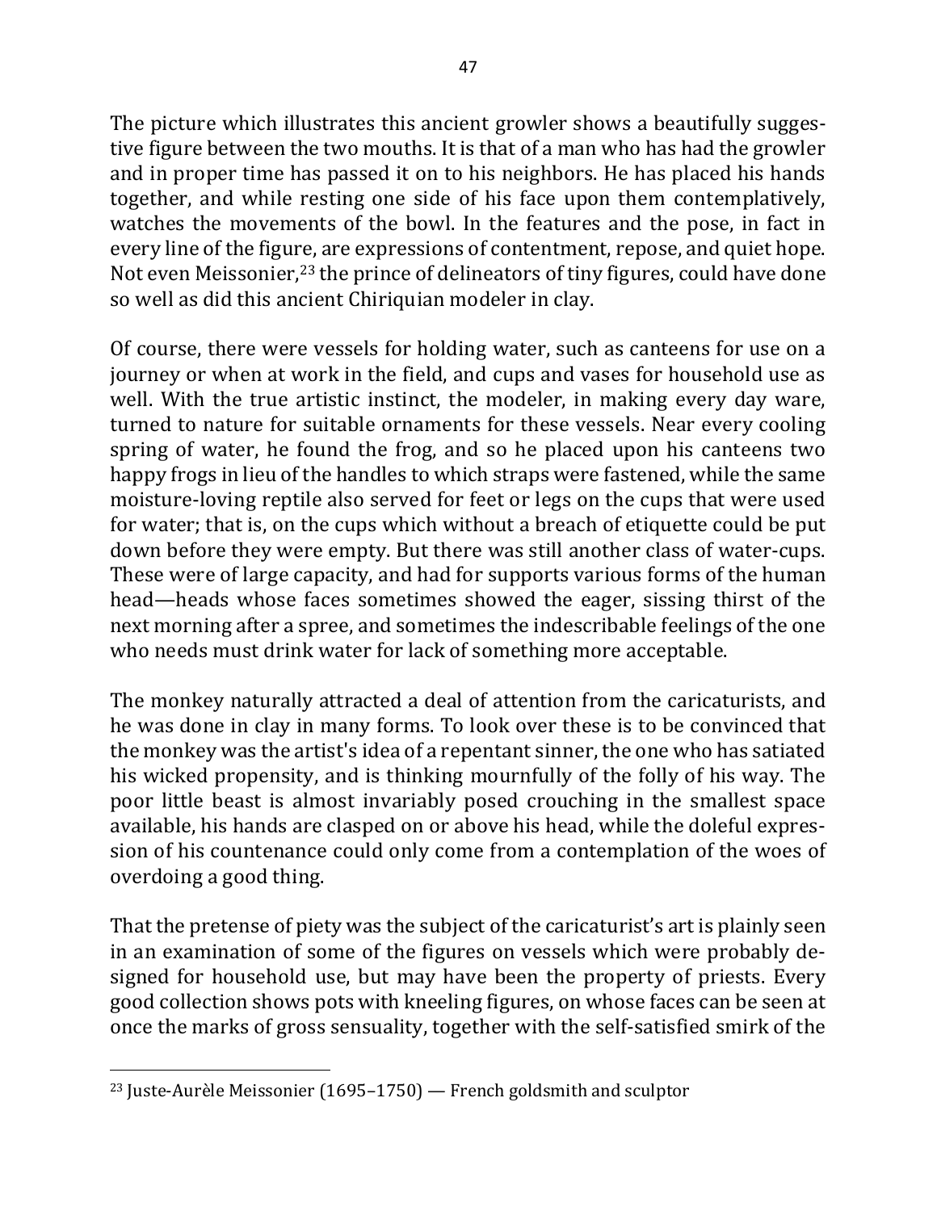The picture which illustrates this ancient growler shows a beautifully suggestive figure between the two mouths. It is that of a man who has had the growler and in proper time has passed it on to his neighbors. He has placed his hands together, and while resting one side of his face upon them contemplatively, watches the movements of the bowl. In the features and the pose, in fact in every line of the figure, are expressions of contentment, repose, and quiet hope. Not even Meissonier,[23] the prince of delineators of tiny figures, could have done so well as did this ancient Chiriquian modeler in clay.

Of course, there were vessels for holding water, such as canteens for use on a journey or when at work in the field, and cups and vases for household use as well. With the true artistic instinct, the modeler, in making every day ware, turned to nature for suitable ornaments for these vessels. Near every cooling spring of water, he found the frog, and so he placed upon his canteens two happy frogs in lieu of the handles to which straps were fastened, while the same moisture-loving reptile also served for feet or legs on the cups that were used for water; that is, on the cups which without a breach of etiquette could be put down before they were empty. But there was still another class of water-cups. These were of large capacity, and had for supports various forms of the human head—heads whose faces sometimes showed the eager, sissing thirst of the next morning after a spree, and sometimes the indescribable feelings of the one who needs must drink water for lack of something more acceptable.

The monkey naturally attracted a deal of attention from the caricaturists, and he was done in clay in many forms. To look over these is to be convinced that the monkey was the artist's idea of a repentant sinner, the one who has satiated his wicked propensity, and is thinking mournfully of the folly of his way. The poor little beast is almost invariably posed crouching in the smallest space available, his hands are clasped on or above his head, while the doleful expression of his countenance could only come from a contemplation of the woes of overdoing a good thing.

That the pretense of piety was the subject of the caricaturist's art is plainly seen in an examination of some of the figures on vessels which were probably designed for household use, but may have been the property of priests. Every good collection shows pots with kneeling figures, on whose faces can be seen at once the marks of gross sensuality, together with the self-satisfied smirk of the

[23] Juste-Aurèle Meissonier (1695–1750) — French goldsmith and sculptor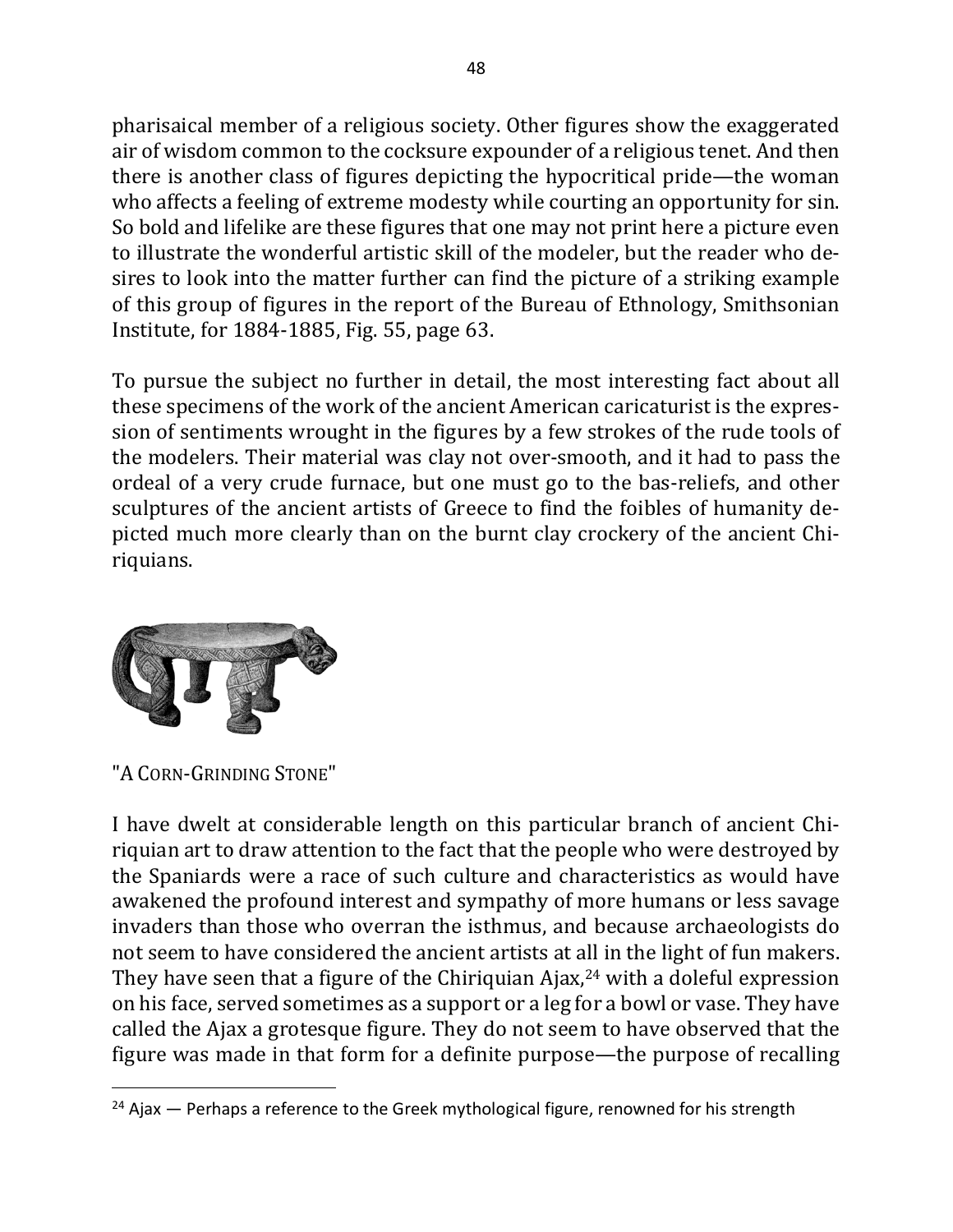pharisaical member of a religious society. Other figures show the exaggerated air of wisdom common to the cocksure expounder of a religious tenet. And then there is another class of figures depicting the hypocritical pride—the woman who affects a feeling of extreme modesty while courting an opportunity for sin. So bold and lifelike are these figures that one may not print here a picture even to illustrate the wonderful artistic skill of the modeler, but the reader who desires to look into the matter further can find the picture of a striking example of this group of figures in the report of the Bureau of Ethnology, Smithsonian Institute, for 1884-1885, Fig. 55, page 63.

To pursue the subject no further in detail, the most interesting fact about all these specimens of the work of the ancient American caricaturist is the expression of sentiments wrought in the figures by a few strokes of the rude tools of the modelers. Their material was clay not over-smooth, and it had to pass the ordeal of a very crude furnace, but one must go to the bas-reliefs, and other sculptures of the ancient artists of Greece to find the foibles of humanity depicted much more clearly than on the burnt clay crockery of the ancient Chiriquians.

"A CORN-GRINDING STONE"

I have dwelt at considerable length on this particular branch of ancient Chiriquian art to draw attention to the fact that the people who were destroyed by the Spaniards were a race of such culture and characteristics as would have awakened the profound interest and sympathy of more humans or less savage invaders than those who overran the isthmus, and because archaeologists do not seem to have considered the ancient artists at all in the light of fun makers. They have seen that a figure of the Chiriquian Ajax,[24] with a doleful expression on his face, served sometimes as a support or a leg for a bowl or vase. They have called the Ajax a grotesque figure. They do not seem to have observed that the figure was made in that form for a definite purpose—the purpose of recalling

[24] Ajax — Perhaps a reference to the Greek mythological figure, renowned for his strength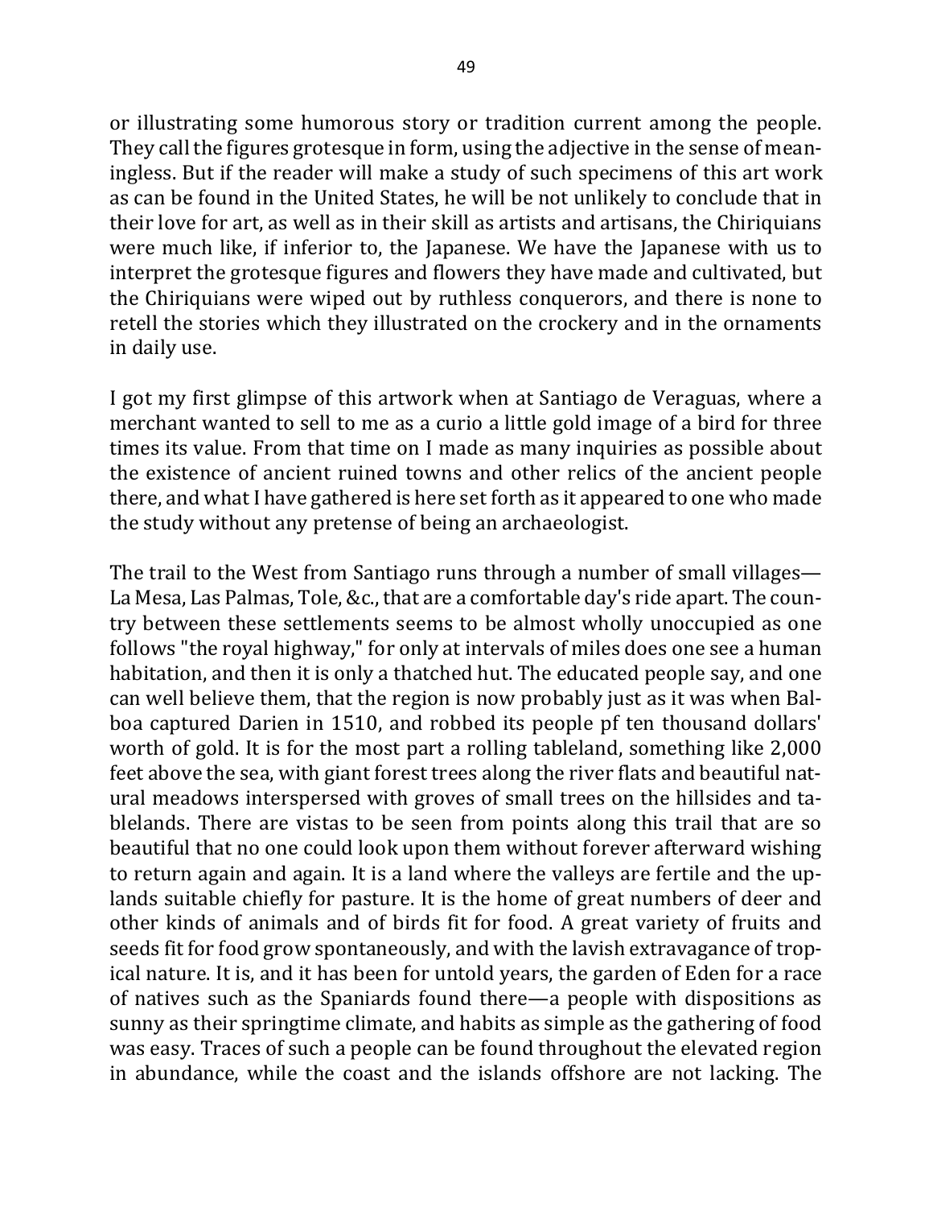or illustrating some humorous story or tradition current among the people. They call the figures grotesque in form, using the adjective in the sense of meaningless. But if the reader will make a study of such specimens of this art work as can be found in the United States, he will be not unlikely to conclude that in their love for art, as well as in their skill as artists and artisans, the Chiriquians were much like, if inferior to, the Japanese. We have the Japanese with us to interpret the grotesque figures and flowers they have made and cultivated, but the Chiriquians were wiped out by ruthless conquerors, and there is none to retell the stories which they illustrated on the crockery and in the ornaments in daily use.

I got my first glimpse of this artwork when at Santiago de Veraguas, where a merchant wanted to sell to me as a curio a little gold image of a bird for three times its value. From that time on I made as many inquiries as possible about the existence of ancient ruined towns and other relics of the ancient people there, and what I have gathered is here set forth as it appeared to one who made the study without any pretense of being an archaeologist.

The trail to the West from Santiago runs through a number of small villages—La Mesa, Las Palmas, Tole, &c., that are a comfortable day's ride apart. The country between these settlements seems to be almost wholly unoccupied as one follows "the royal highway," for only at intervals of miles does one see a human habitation, and then it is only a thatched hut. The educated people say, and one can well believe them, that the region is now probably just as it was when Balboa captured Darien in 1510, and robbed its people pf ten thousand dollars' worth of gold. It is for the most part a rolling tableland, something like 2,000 feet above the sea, with giant forest trees along the river flats and beautiful natural meadows interspersed with groves of small trees on the hillsides and tablelands. There are vistas to be seen from points along this trail that are so beautiful that no one could look upon them without forever afterward wishing to return again and again. It is a land where the valleys are fertile and the uplands suitable chiefly for pasture. It is the home of great numbers of deer and other kinds of animals and of birds fit for food. A great variety of fruits and seeds fit for food grow spontaneously, and with the lavish extravagance of tropical nature. It is, and it has been for untold years, the garden of Eden for a race of natives such as the Spaniards found there—a people with dispositions as sunny as their springtime climate, and habits as simple as the gathering of food was easy. Traces of such a people can be found throughout the elevated region in abundance, while the coast and the islands offshore are not lacking. The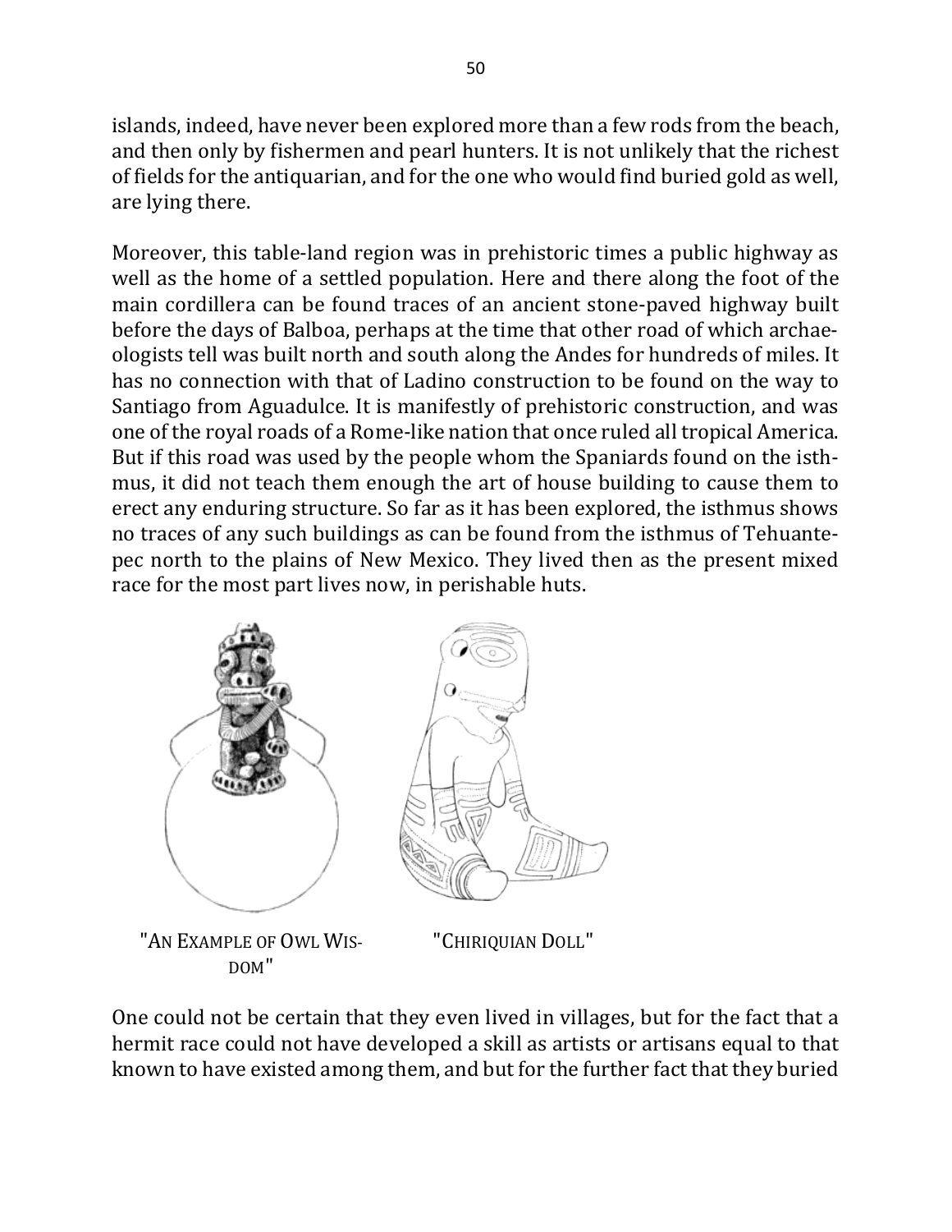islands, indeed, have never been explored more than a few rods from the beach, and then only by fishermen and pearl hunters. It is not unlikely that the richest of fields for the antiquarian, and for the one who would find buried gold as well, are lying there.

Moreover, this table-land region was in prehistoric times a public highway as well as the home of a settled population. Here and there along the foot of the main cordillera can be found traces of an ancient stone-paved highway built before the days of Balboa, perhaps at the time that other road of which archaeologists tell was built north and south along the Andes for hundreds of miles. It has no connection with that of Ladino construction to be found on the way to Santiago from Aguadulce. It is manifestly of prehistoric construction, and was one of the royal roads of a Rome-like nation that once ruled all tropical America. But if this road was used by the people whom the Spaniards found on the isthmus, it did not teach them enough the art of house building to cause them to erect any enduring structure. So far as it has been explored, the isthmus shows no traces of any such buildings as can be found from the isthmus of Tehuantepec north to the plains of New Mexico. They lived then as the present mixed race for the most part lives now, in perishable huts.

"An Example of Owl Wisdom"

"Chiriquian Doll"

One could not be certain that they even lived in villages, but for the fact that a hermit race could not have developed a skill as artists or artisans equal to that known to have existed among them, and but for the further fact that they buried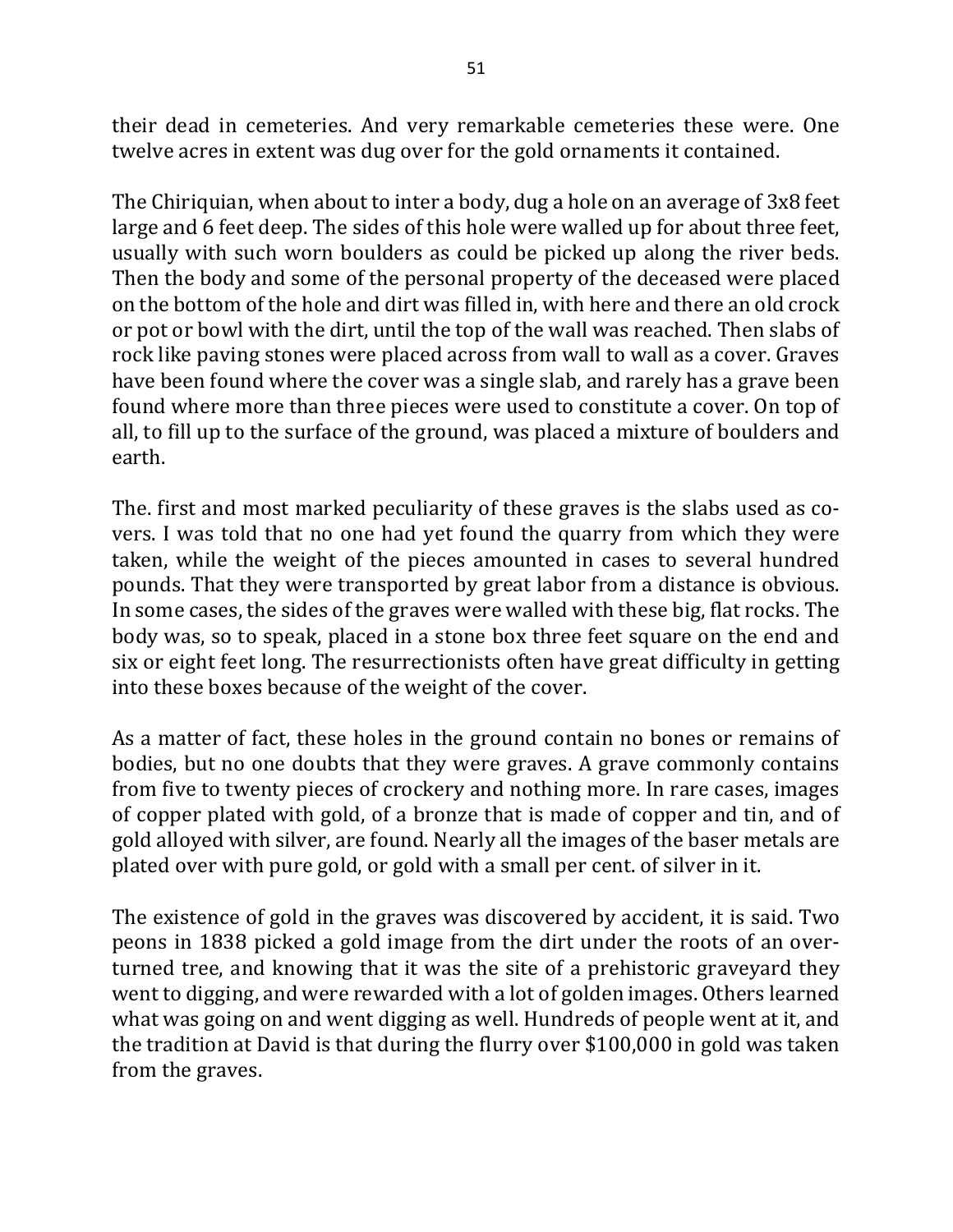their dead in cemeteries. And very remarkable cemeteries these were. One twelve acres in extent was dug over for the gold ornaments it contained.

The Chiriquian, when about to inter a body, dug a hole on an average of 3x8 feet large and 6 feet deep. The sides of this hole were walled up for about three feet, usually with such worn boulders as could be picked up along the river beds. Then the body and some of the personal property of the deceased were placed on the bottom of the hole and dirt was filled in, with here and there an old crock or pot or bowl with the dirt, until the top of the wall was reached. Then slabs of rock like paving stones were placed across from wall to wall as a cover. Graves have been found where the cover was a single slab, and rarely has a grave been found where more than three pieces were used to constitute a cover. On top of all, to fill up to the surface of the ground, was placed a mixture of boulders and earth.

The. first and most marked peculiarity of these graves is the slabs used as covers. I was told that no one had yet found the quarry from which they were taken, while the weight of the pieces amounted in cases to several hundred pounds. That they were transported by great labor from a distance is obvious. In some cases, the sides of the graves were walled with these big, flat rocks. The body was, so to speak, placed in a stone box three feet square on the end and six or eight feet long. The resurrectionists often have great difficulty in getting into these boxes because of the weight of the cover.

As a matter of fact, these holes in the ground contain no bones or remains of bodies, but no one doubts that they were graves. A grave commonly contains from five to twenty pieces of crockery and nothing more. In rare cases, images of copper plated with gold, of a bronze that is made of copper and tin, and of gold alloyed with silver, are found. Nearly all the images of the baser metals are plated over with pure gold, or gold with a small per cent. of silver in it.

The existence of gold in the graves was discovered by accident, it is said. Two peons in 1838 picked a gold image from the dirt under the roots of an overturned tree, and knowing that it was the site of a prehistoric graveyard they went to digging, and were rewarded with a lot of golden images. Others learned what was going on and went digging as well. Hundreds of people went at it, and the tradition at David is that during the flurry over $100,000 in gold was taken from the graves.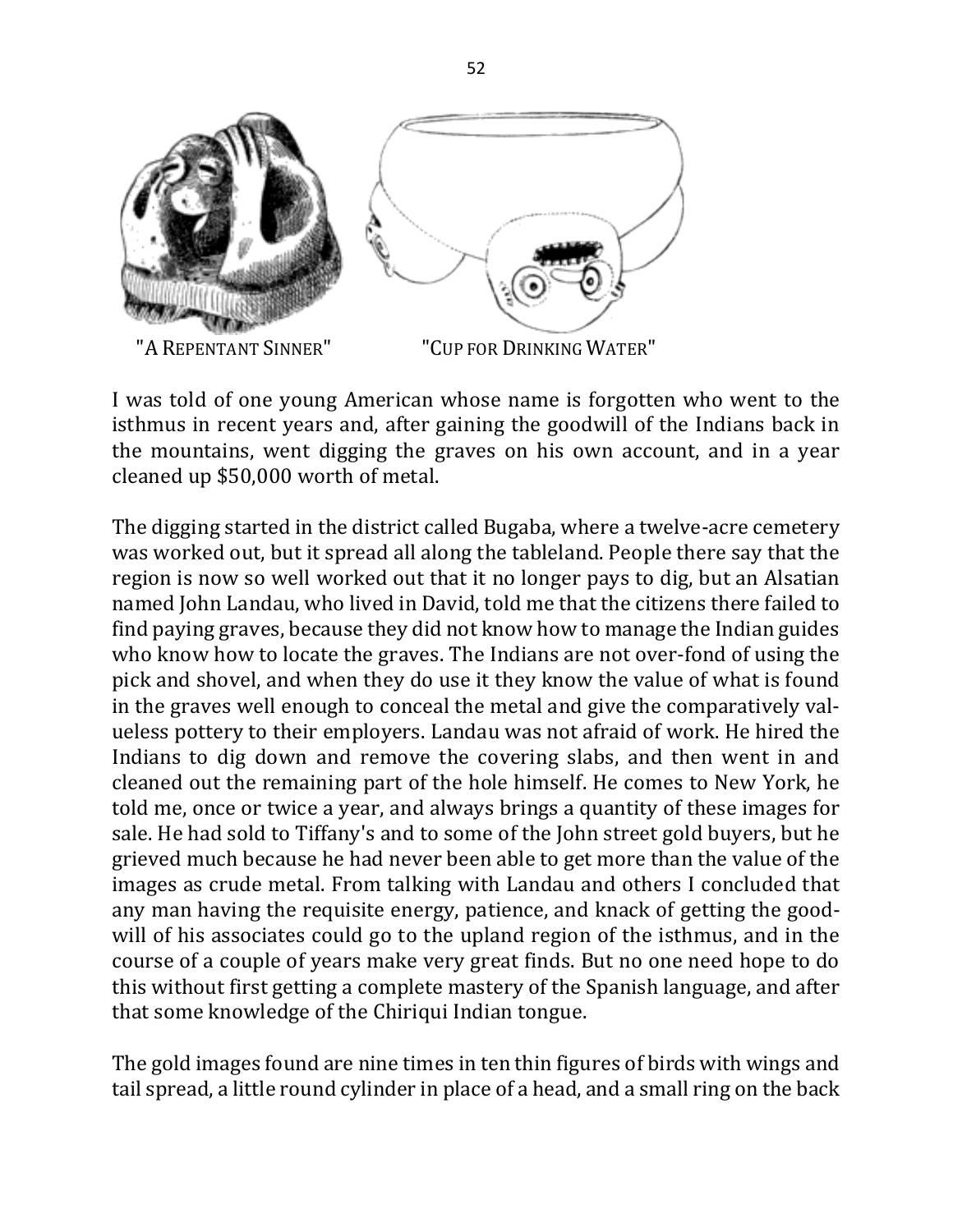"A REPENTANT SINNER" "CUP FOR DRINKING WATER"

I was told of one young American whose name is forgotten who went to the isthmus in recent years and, after gaining the goodwill of the Indians back in the mountains, went digging the graves on his own account, and in a year cleaned up $50,000 worth of metal.

The digging started in the district called Bugaba, where a twelve-acre cemetery was worked out, but it spread all along the tableland. People there say that the region is now so well worked out that it no longer pays to dig, but an Alsatian named John Landau, who lived in David, told me that the citizens there failed to find paying graves, because they did not know how to manage the Indian guides who know how to locate the graves. The Indians are not over-fond of using the pick and shovel, and when they do use it they know the value of what is found in the graves well enough to conceal the metal and give the comparatively valueless pottery to their employers. Landau was not afraid of work. He hired the Indians to dig down and remove the covering slabs, and then went in and cleaned out the remaining part of the hole himself. He comes to New York, he told me, once or twice a year, and always brings a quantity of these images for sale. He had sold to Tiffany's and to some of the John street gold buyers, but he grieved much because he had never been able to get more than the value of the images as crude metal. From talking with Landau and others I concluded that any man having the requisite energy, patience, and knack of getting the goodwill of his associates could go to the upland region of the isthmus, and in the course of a couple of years make very great finds. But no one need hope to do this without first getting a complete mastery of the Spanish language, and after that some knowledge of the Chiriqui Indian tongue.

The gold images found are nine times in ten thin figures of birds with wings and tail spread, a little round cylinder in place of a head, and a small ring on the back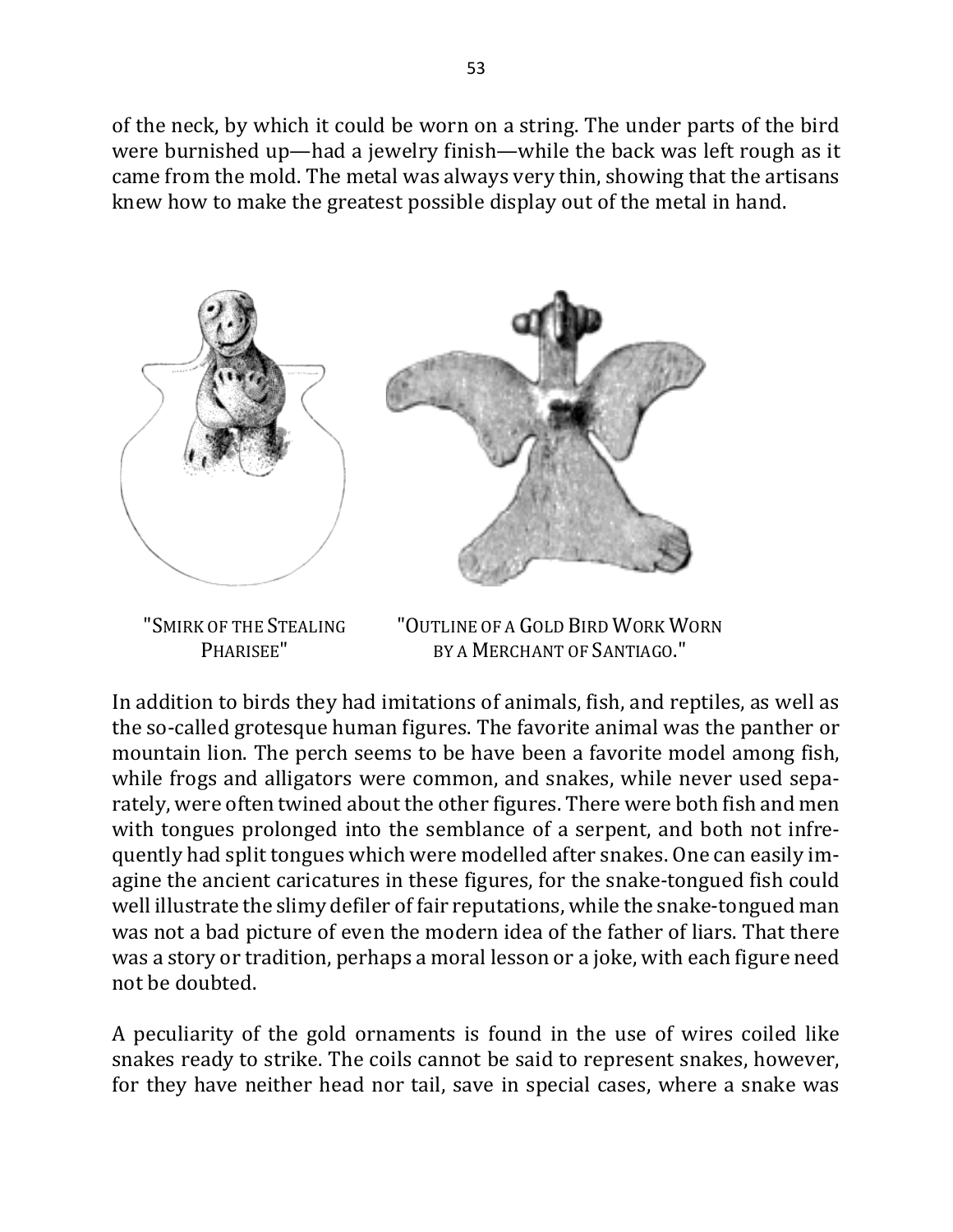of the neck, by which it could be worn on a string. The under parts of the bird were burnished up—had a jewelry finish—while the back was left rough as it came from the mold. The metal was always very thin, showing that the artisans knew how to make the greatest possible display out of the metal in hand.

"Smirk of the Stealing Pharisee"

"Outline of a Gold Bird Work Worn by a Merchant of Santiago."

In addition to birds they had imitations of animals, fish, and reptiles, as well as the so-called grotesque human figures. The favorite animal was the panther or mountain lion. The perch seems to be have been a favorite model among fish, while frogs and alligators were common, and snakes, while never used separately, were often twined about the other figures. There were both fish and men with tongues prolonged into the semblance of a serpent, and both not infrequently had split tongues which were modelled after snakes. One can easily imagine the ancient caricatures in these figures, for the snake-tongued fish could well illustrate the slimy defiler of fair reputations, while the snake-tongued man was not a bad picture of even the modern idea of the father of liars. That there was a story or tradition, perhaps a moral lesson or a joke, with each figure need not be doubted.

A peculiarity of the gold ornaments is found in the use of wires coiled like snakes ready to strike. The coils cannot be said to represent snakes, however, for they have neither head nor tail, save in special cases, where a snake was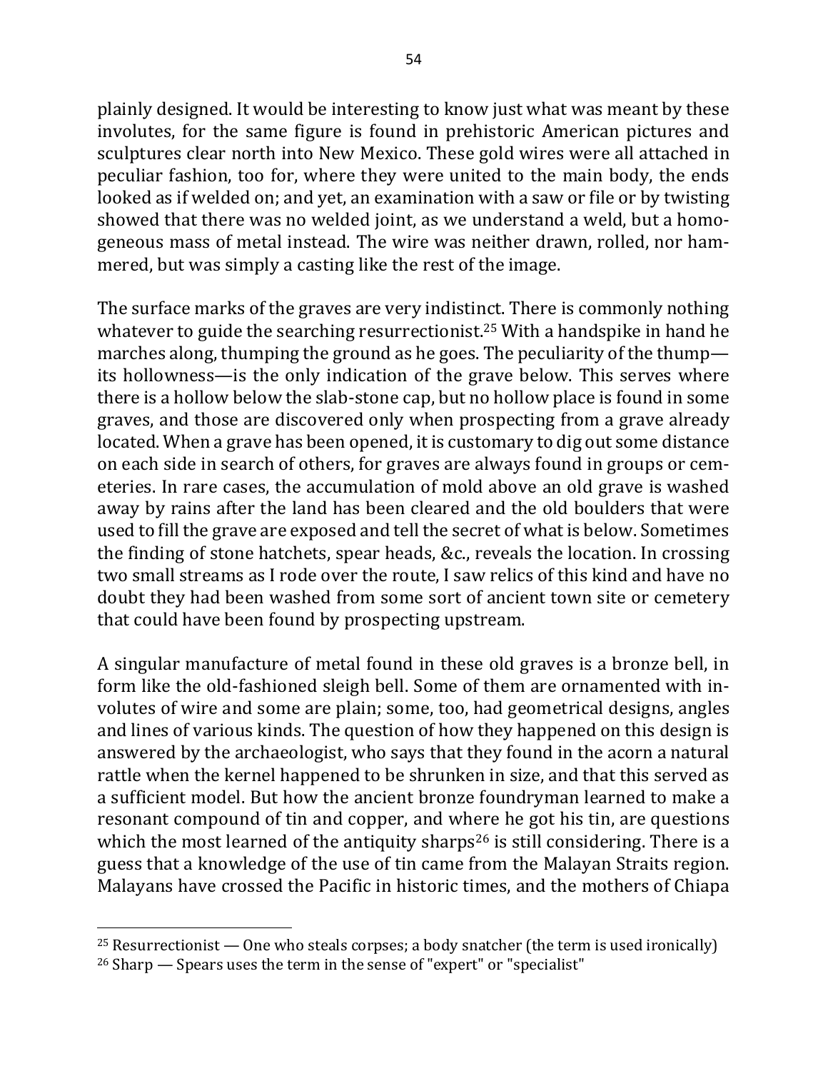plainly designed. It would be interesting to know just what was meant by these involutes, for the same figure is found in prehistoric American pictures and sculptures clear north into New Mexico. These gold wires were all attached in peculiar fashion, too for, where they were united to the main body, the ends looked as if welded on; and yet, an examination with a saw or file or by twisting showed that there was no welded joint, as we understand a weld, but a homogeneous mass of metal instead. The wire was neither drawn, rolled, nor hammered, but was simply a casting like the rest of the image.

The surface marks of the graves are very indistinct. There is commonly nothing whatever to guide the searching resurrectionist.[25] With a handspike in hand he marches along, thumping the ground as he goes. The peculiarity of the thump—its hollowness—is the only indication of the grave below. This serves where there is a hollow below the slab-stone cap, but no hollow place is found in some graves, and those are discovered only when prospecting from a grave already located. When a grave has been opened, it is customary to dig out some distance on each side in search of others, for graves are always found in groups or cemeteries. In rare cases, the accumulation of mold above an old grave is washed away by rains after the land has been cleared and the old boulders that were used to fill the grave are exposed and tell the secret of what is below. Sometimes the finding of stone hatchets, spear heads, &c., reveals the location. In crossing two small streams as I rode over the route, I saw relics of this kind and have no doubt they had been washed from some sort of ancient town site or cemetery that could have been found by prospecting upstream.

A singular manufacture of metal found in these old graves is a bronze bell, in form like the old-fashioned sleigh bell. Some of them are ornamented with involutes of wire and some are plain; some, too, had geometrical designs, angles and lines of various kinds. The question of how they happened on this design is answered by the archaeologist, who says that they found in the acorn a natural rattle when the kernel happened to be shrunken in size, and that this served as a sufficient model. But how the ancient bronze foundryman learned to make a resonant compound of tin and copper, and where he got his tin, are questions which the most learned of the antiquity sharps[26] is still considering. There is a guess that a knowledge of the use of tin came from the Malayan Straits region. Malayans have crossed the Pacific in historic times, and the mothers of Chiapa

---

[25] Resurrectionist — One who steals corpses; a body snatcher (the term is used ironically)

[26] Sharp — Spears uses the term in the sense of "expert" or "specialist"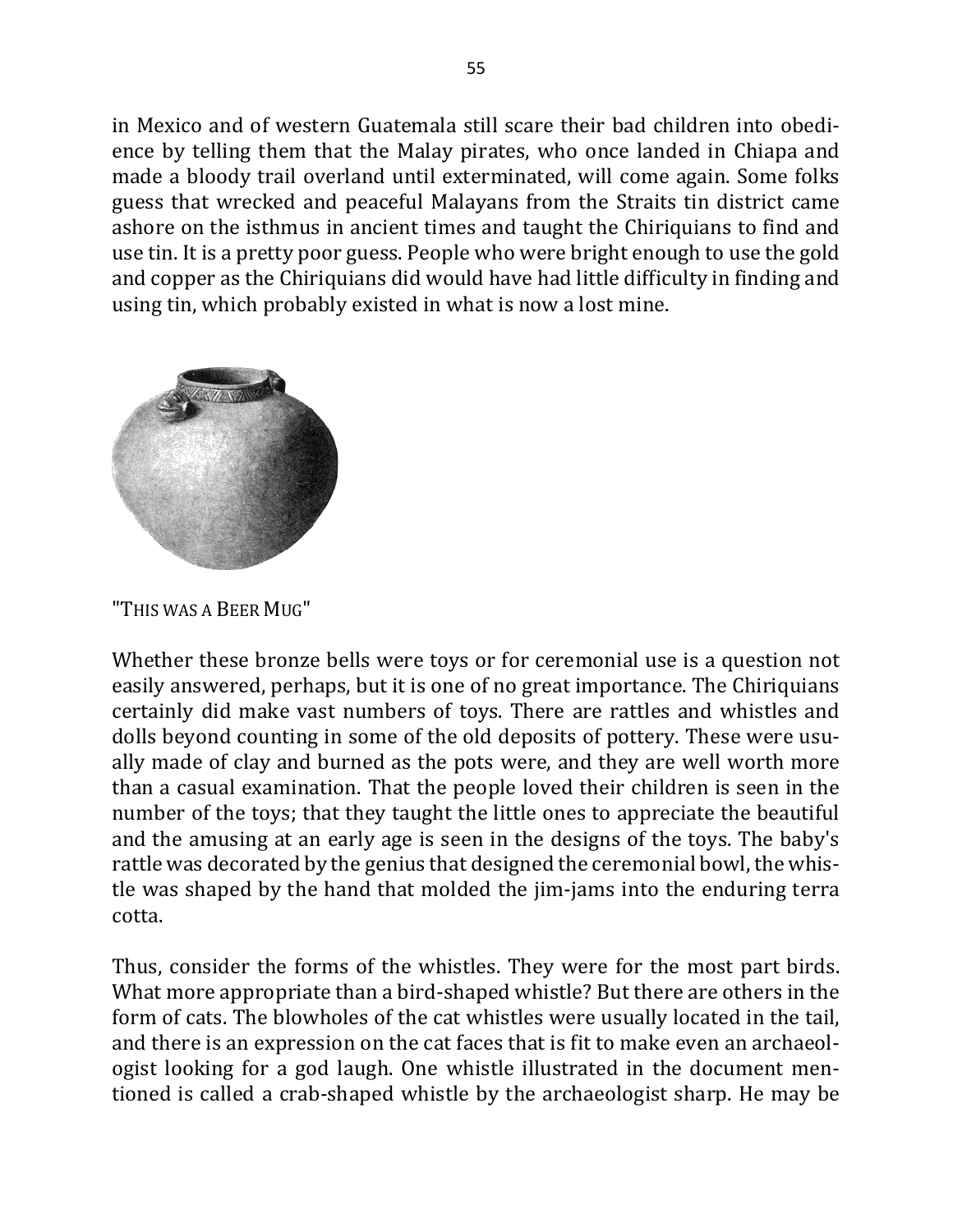in Mexico and of western Guatemala still scare their bad children into obedience by telling them that the Malay pirates, who once landed in Chiapa and made a bloody trail overland until exterminated, will come again. Some folks guess that wrecked and peaceful Malayans from the Straits tin district came ashore on the isthmus in ancient times and taught the Chiriquians to find and use tin. It is a pretty poor guess. People who were bright enough to use the gold and copper as the Chiriquians did would have had little difficulty in finding and using tin, which probably existed in what is now a lost mine.

"THIS WAS A BEER MUG"

Whether these bronze bells were toys or for ceremonial use is a question not easily answered, perhaps, but it is one of no great importance. The Chiriquians certainly did make vast numbers of toys. There are rattles and whistles and dolls beyond counting in some of the old deposits of pottery. These were usually made of clay and burned as the pots were, and they are well worth more than a casual examination. That the people loved their children is seen in the number of the toys; that they taught the little ones to appreciate the beautiful and the amusing at an early age is seen in the designs of the toys. The baby's rattle was decorated by the genius that designed the ceremonial bowl, the whistle was shaped by the hand that molded the jim-jams into the enduring terra cotta.

Thus, consider the forms of the whistles. They were for the most part birds. What more appropriate than a bird-shaped whistle? But there are others in the form of cats. The blowholes of the cat whistles were usually located in the tail, and there is an expression on the cat faces that is fit to make even an archaeologist looking for a god laugh. One whistle illustrated in the document mentioned is called a crab-shaped whistle by the archaeologist sharp. He may be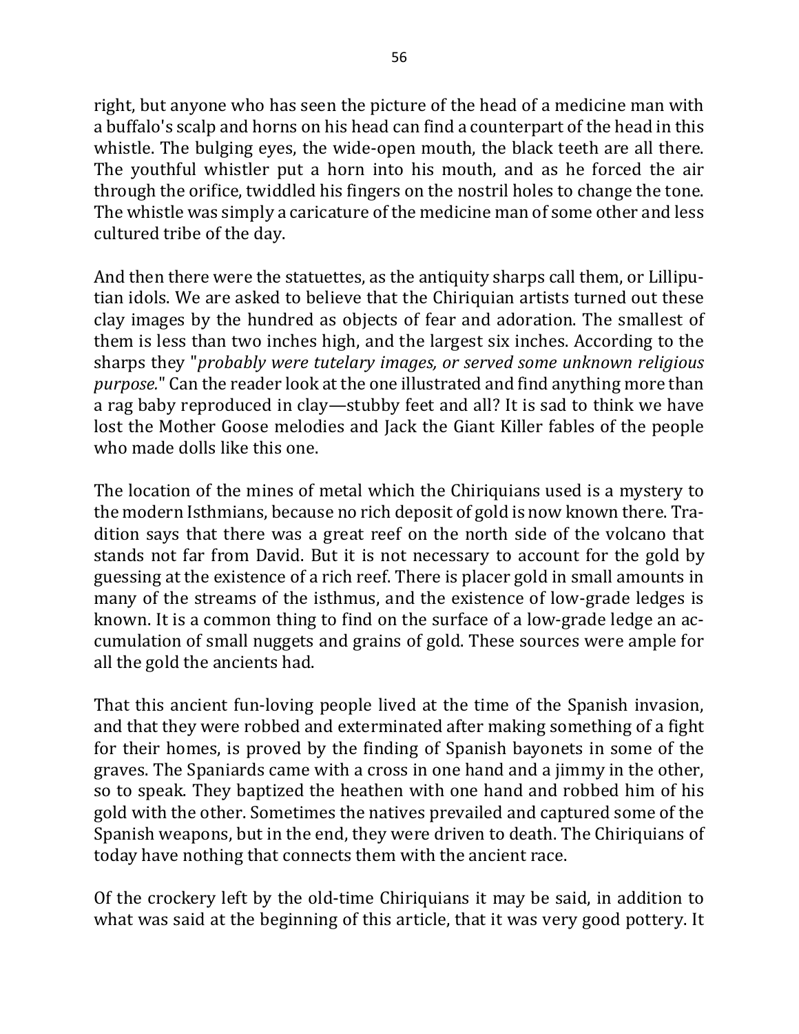right, but anyone who has seen the picture of the head of a medicine man with a buffalo's scalp and horns on his head can find a counterpart of the head in this whistle. The bulging eyes, the wide-open mouth, the black teeth are all there. The youthful whistler put a horn into his mouth, and as he forced the air through the orifice, twiddled his fingers on the nostril holes to change the tone. The whistle was simply a caricature of the medicine man of some other and less cultured tribe of the day.

And then there were the statuettes, as the antiquity sharps call them, or Lilliputian idols. We are asked to believe that the Chiriquian artists turned out these clay images by the hundred as objects of fear and adoration. The smallest of them is less than two inches high, and the largest six inches. According to the sharps they "*probably were tutelary images, or served some unknown religious purpose.*" Can the reader look at the one illustrated and find anything more than a rag baby reproduced in clay—stubby feet and all? It is sad to think we have lost the Mother Goose melodies and Jack the Giant Killer fables of the people who made dolls like this one.

The location of the mines of metal which the Chiriquians used is a mystery to the modern Isthmians, because no rich deposit of gold is now known there. Tradition says that there was a great reef on the north side of the volcano that stands not far from David. But it is not necessary to account for the gold by guessing at the existence of a rich reef. There is placer gold in small amounts in many of the streams of the isthmus, and the existence of low-grade ledges is known. It is a common thing to find on the surface of a low-grade ledge an accumulation of small nuggets and grains of gold. These sources were ample for all the gold the ancients had.

That this ancient fun-loving people lived at the time of the Spanish invasion, and that they were robbed and exterminated after making something of a fight for their homes, is proved by the finding of Spanish bayonets in some of the graves. The Spaniards came with a cross in one hand and a jimmy in the other, so to speak. They baptized the heathen with one hand and robbed him of his gold with the other. Sometimes the natives prevailed and captured some of the Spanish weapons, but in the end, they were driven to death. The Chiriquians of today have nothing that connects them with the ancient race.

Of the crockery left by the old-time Chiriquians it may be said, in addition to what was said at the beginning of this article, that it was very good pottery. It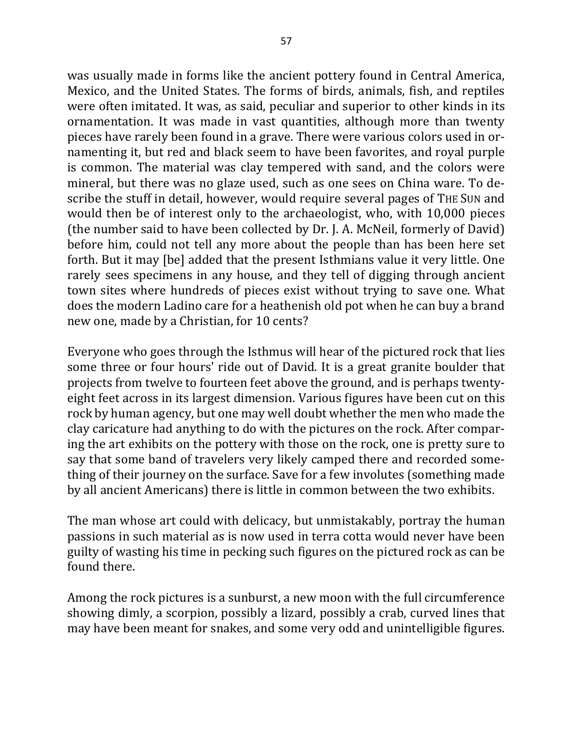was usually made in forms like the ancient pottery found in Central America, Mexico, and the United States. The forms of birds, animals, fish, and reptiles were often imitated. It was, as said, peculiar and superior to other kinds in its ornamentation. It was made in vast quantities, although more than twenty pieces have rarely been found in a grave. There were various colors used in ornamenting it, but red and black seem to have been favorites, and royal purple is common. The material was clay tempered with sand, and the colors were mineral, but there was no glaze used, such as one sees on China ware. To describe the stuff in detail, however, would require several pages of THE SUN and would then be of interest only to the archaeologist, who, with 10,000 pieces (the number said to have been collected by Dr. J. A. McNeil, formerly of David) before him, could not tell any more about the people than has been here set forth. But it may [be] added that the present Isthmians value it very little. One rarely sees specimens in any house, and they tell of digging through ancient town sites where hundreds of pieces exist without trying to save one. What does the modern Ladino care for a heathenish old pot when he can buy a brand new one, made by a Christian, for 10 cents?

Everyone who goes through the Isthmus will hear of the pictured rock that lies some three or four hours' ride out of David. It is a great granite boulder that projects from twelve to fourteen feet above the ground, and is perhaps twenty-eight feet across in its largest dimension. Various figures have been cut on this rock by human agency, but one may well doubt whether the men who made the clay caricature had anything to do with the pictures on the rock. After comparing the art exhibits on the pottery with those on the rock, one is pretty sure to say that some band of travelers very likely camped there and recorded something of their journey on the surface. Save for a few involutes (something made by all ancient Americans) there is little in common between the two exhibits.

The man whose art could with delicacy, but unmistakably, portray the human passions in such material as is now used in terra cotta would never have been guilty of wasting his time in pecking such figures on the pictured rock as can be found there.

Among the rock pictures is a sunburst, a new moon with the full circumference showing dimly, a scorpion, possibly a lizard, possibly a crab, curved lines that may have been meant for snakes, and some very odd and unintelligible figures.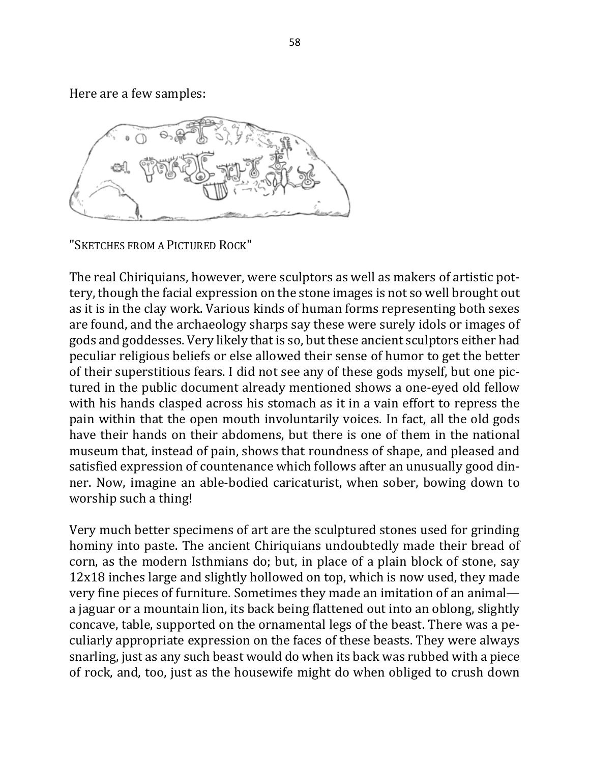Here are a few samples:

"SKETCHES FROM A PICTURED ROCK"

The real Chiriquians, however, were sculptors as well as makers of artistic pottery, though the facial expression on the stone images is not so well brought out as it is in the clay work. Various kinds of human forms representing both sexes are found, and the archaeology sharps say these were surely idols or images of gods and goddesses. Very likely that is so, but these ancient sculptors either had peculiar religious beliefs or else allowed their sense of humor to get the better of their superstitious fears. I did not see any of these gods myself, but one pictured in the public document already mentioned shows a one-eyed old fellow with his hands clasped across his stomach as it in a vain effort to repress the pain within that the open mouth involuntarily voices. In fact, all the old gods have their hands on their abdomens, but there is one of them in the national museum that, instead of pain, shows that roundness of shape, and pleased and satisfied expression of countenance which follows after an unusually good dinner. Now, imagine an able-bodied caricaturist, when sober, bowing down to worship such a thing!

Very much better specimens of art are the sculptured stones used for grinding hominy into paste. The ancient Chiriquians undoubtedly made their bread of corn, as the modern Isthmians do; but, in place of a plain block of stone, say 12x18 inches large and slightly hollowed on top, which is now used, they made very fine pieces of furniture. Sometimes they made an imitation of an animal—a jaguar or a mountain lion, its back being flattened out into an oblong, slightly concave, table, supported on the ornamental legs of the beast. There was a peculiarly appropriate expression on the faces of these beasts. They were always snarling, just as any such beast would do when its back was rubbed with a piece of rock, and, too, just as the housewife might do when obliged to crush down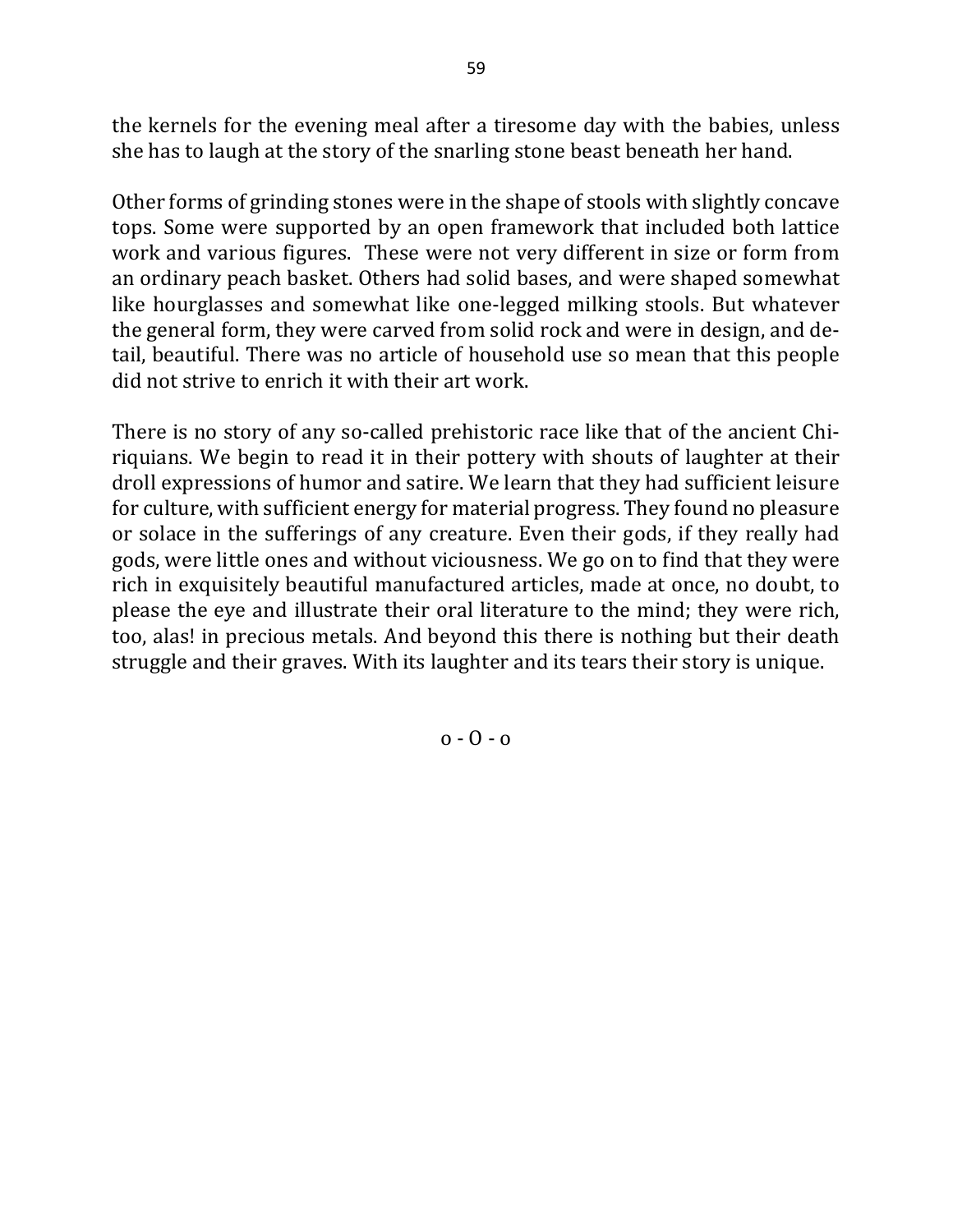the kernels for the evening meal after a tiresome day with the babies, unless she has to laugh at the story of the snarling stone beast beneath her hand.

Other forms of grinding stones were in the shape of stools with slightly concave tops. Some were supported by an open framework that included both lattice work and various figures. These were not very different in size or form from an ordinary peach basket. Others had solid bases, and were shaped somewhat like hourglasses and somewhat like one-legged milking stools. But whatever the general form, they were carved from solid rock and were in design, and detail, beautiful. There was no article of household use so mean that this people did not strive to enrich it with their art work.

There is no story of any so-called prehistoric race like that of the ancient Chiriquians. We begin to read it in their pottery with shouts of laughter at their droll expressions of humor and satire. We learn that they had sufficient leisure for culture, with sufficient energy for material progress. They found no pleasure or solace in the sufferings of any creature. Even their gods, if they really had gods, were little ones and without viciousness. We go on to find that they were rich in exquisitely beautiful manufactured articles, made at once, no doubt, to please the eye and illustrate their oral literature to the mind; they were rich, too, alas! in precious metals. And beyond this there is nothing but their death struggle and their graves. With its laughter and its tears their story is unique.

o - O - o